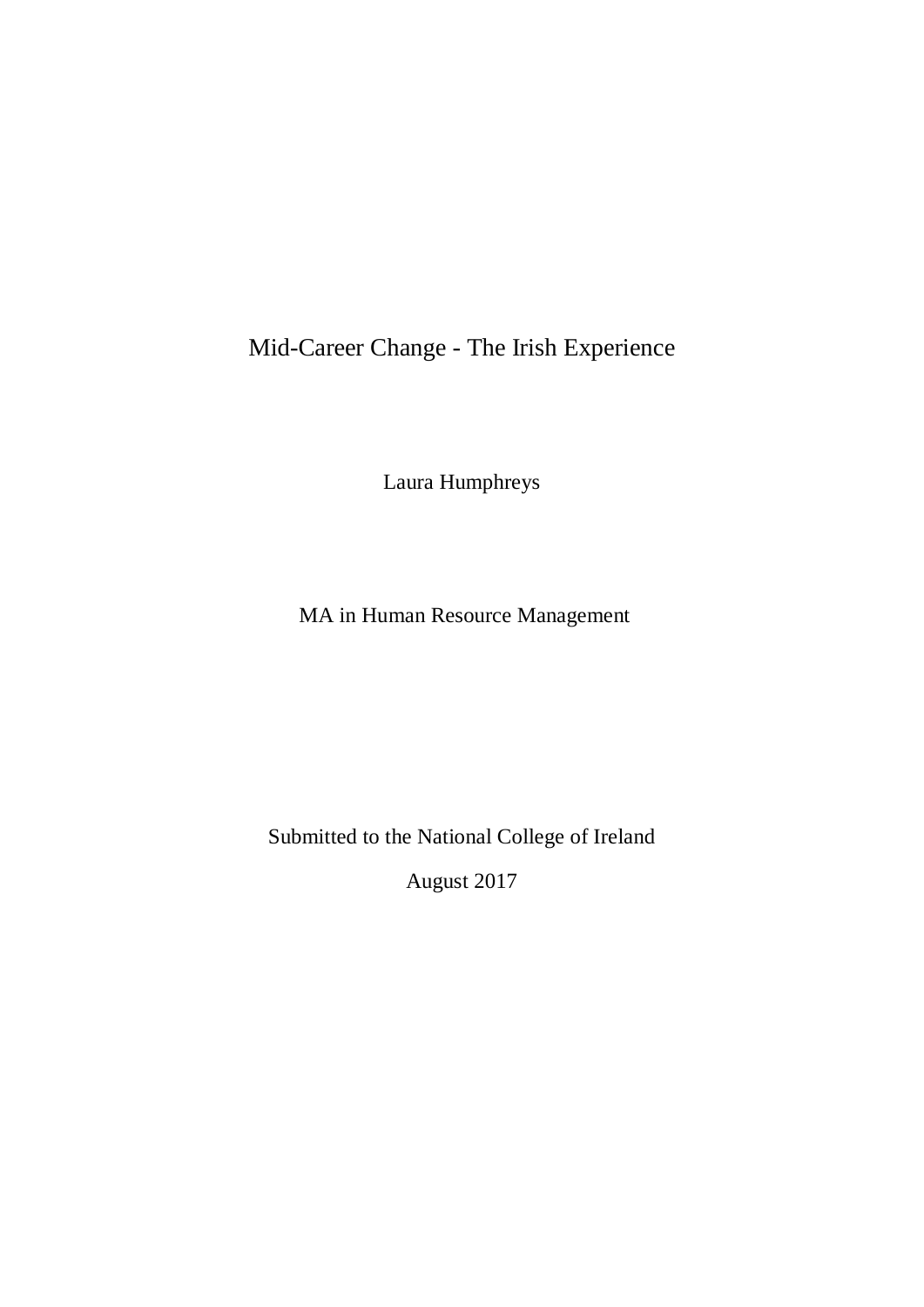# Mid-Career Change - The Irish Experience

Laura Humphreys

MA in Human Resource Management

Submitted to the National College of Ireland

August 2017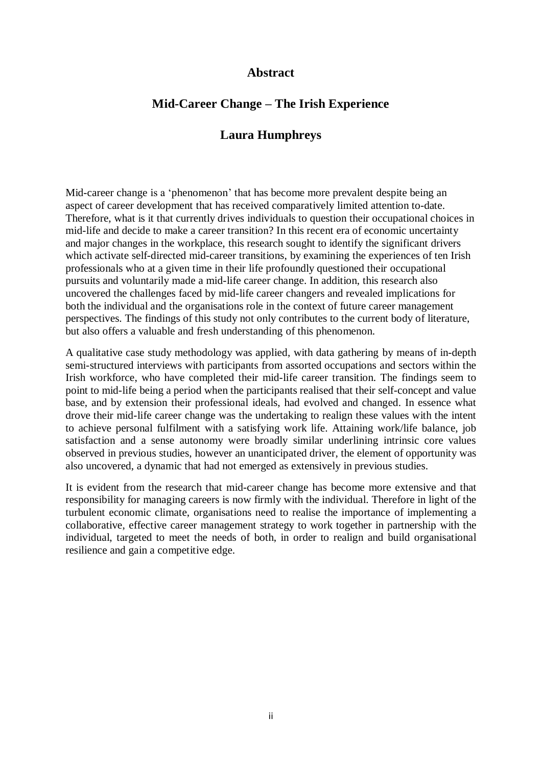# Abstract

## Mid-Career Change – The Irish Experience

### Laura Humphreys

Mid-career change is a 'phenomenon' that has become more prevalent despite being an aspect of career development that has received comparatively limited attention to-date. Therefore, what is it that currently drives individuals to question their occupational choices in mid-life and decide to make a career transition? In this recent era of economic uncertainty and major changes in the workplace, this research sought to identify the significant drivers which activate self-directed mid-career transitions, by examining the experiences of ten Irish professionals who at a given time in their life profoundly questioned their occupational pursuits and voluntarily made a mid-life career change. In addition, this research also uncovered the challenges faced by mid-life career changers and revealed implications for both the individual and the organisations role in the context of future career management perspectives. The findings of this study not only contributes to the current body of literature, but also offers a valuable and fresh understanding of this phenomenon.

A qualitative case study methodology was applied, with data gathering by means of in-depth semi-structured interviews with participants from assorted occupations and sectors within the Irish workforce, who have completed their mid-life career transition. The findings seem to point to mid-life being a period when the participants realised that their self-concept and value base, and by extension their professional ideals, had evolved and changed. In essence what drove their mid-life career change was the undertaking to realign these values with the intent to achieve personal fulfilment with a satisfying work life. Attaining work/life balance, job satisfaction and a sense autonomy were broadly similar underlining intrinsic core values observed in previous studies, however an unanticipated driver, the element of opportunity was also uncovered, a dynamic that had not emerged as extensively in previous studies.

It is evident from the research that mid-career change has become more extensive and that responsibility for managing careers is now firmly with the individual. Therefore in light of the turbulent economic climate, organisations need to realise the importance of implementing a collaborative, effective career management strategy to work together in partnership with the individual, targeted to meet the needs of both, in order to realign and build organisational resilience and gain a competitive edge.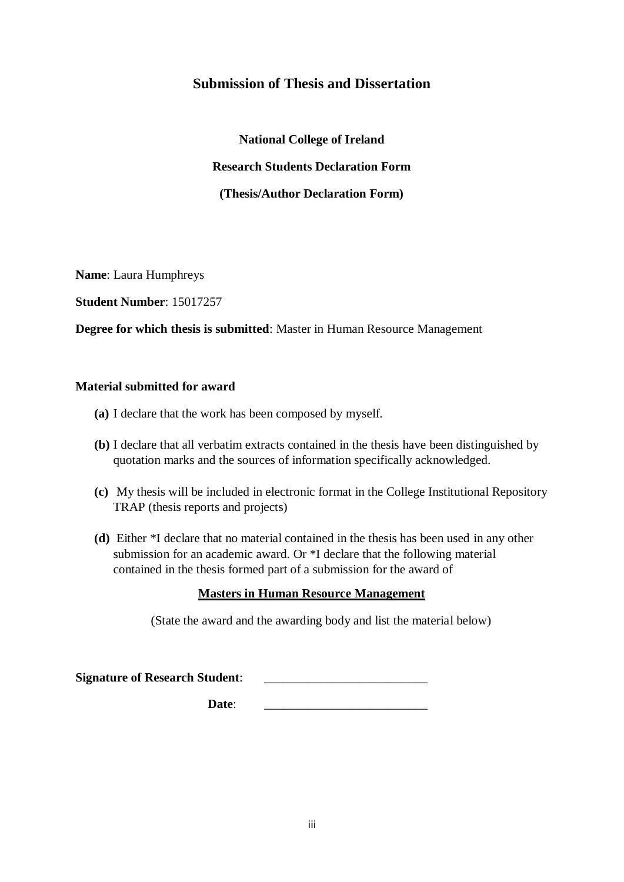## Submission of Thesis and Dissertation

**National College of Ireland**

**Research Students Declaration Form**

**(Thesis/Author Declaration Form)**

**Name**: Laura Humphreys

**Student Number**: 15017257

**Degree for which thesis is submitted**: Master in Human Resource Management

**Material submitted for award**

- **(a)** I declare that the work has been composed by myself.
- **(b)** I declare that all verbatim extracts contained in the thesis have been distinguished by quotation marks and the sources of information specifically acknowledged.
- **(c)** My thesis will be included in electronic format in the College Institutional Repository TRAP (thesis reports and projects)
- **(d)** Either *I declare that no material contained in the thesis has been used in any other submission for an academic award. Or *I declare that the following material contained in the thesis formed part of a submission for the award of

**<u>Masters in Human Resource Management</u>**

(State the award and the awarding body and list the material below)

**Signature of Research Student**: ___________________________

**Date**: ___________________________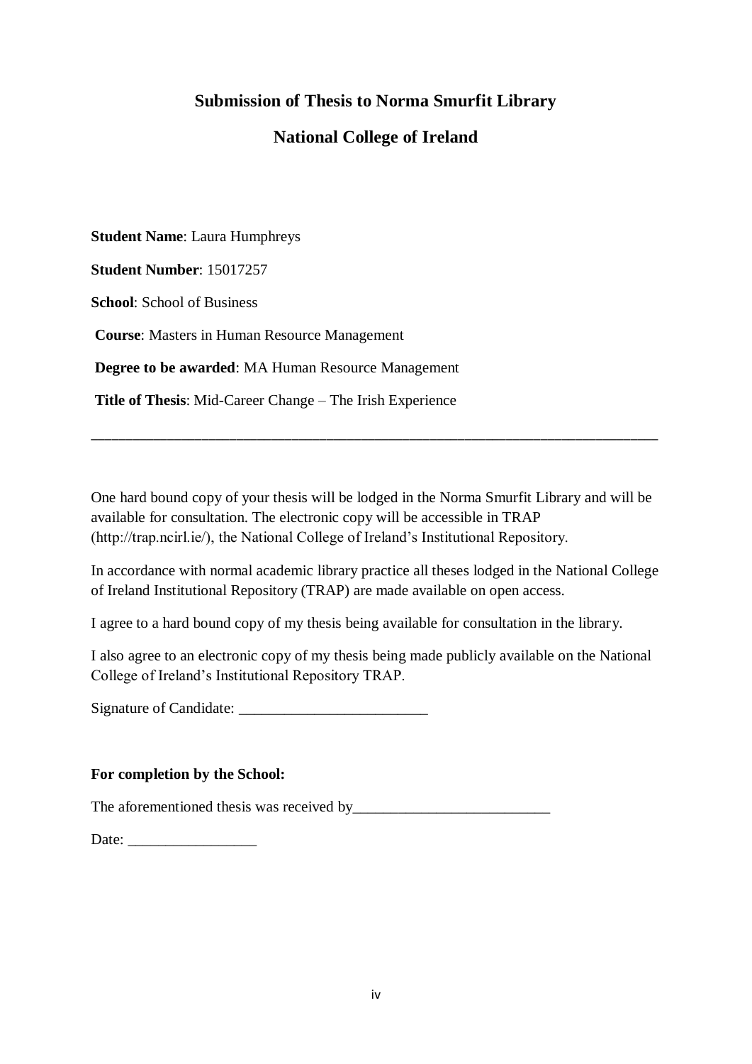## Submission of Thesis to Norma Smurfit Library

## National College of Ireland

**Student Name**: Laura Humphreys

**Student Number**: 15017257

**School**: School of Business

**Course**: Masters in Human Resource Management

**Degree to be awarded**: MA Human Resource Management

**Title of Thesis**: Mid-Career Change – The Irish Experience

---

One hard bound copy of your thesis will be lodged in the Norma Smurfit Library and will be available for consultation. The electronic copy will be accessible in TRAP (http://trap.ncirl.ie/), the National College of Ireland's Institutional Repository.

In accordance with normal academic library practice all theses lodged in the National College of Ireland Institutional Repository (TRAP) are made available on open access.

I agree to a hard bound copy of my thesis being available for consultation in the library.

I also agree to an electronic copy of my thesis being made publicly available on the National College of Ireland's Institutional Repository TRAP.

Signature of Candidate: _________________________

**For completion by the School:**

The aforementioned thesis was received by__________________________

Date: _________________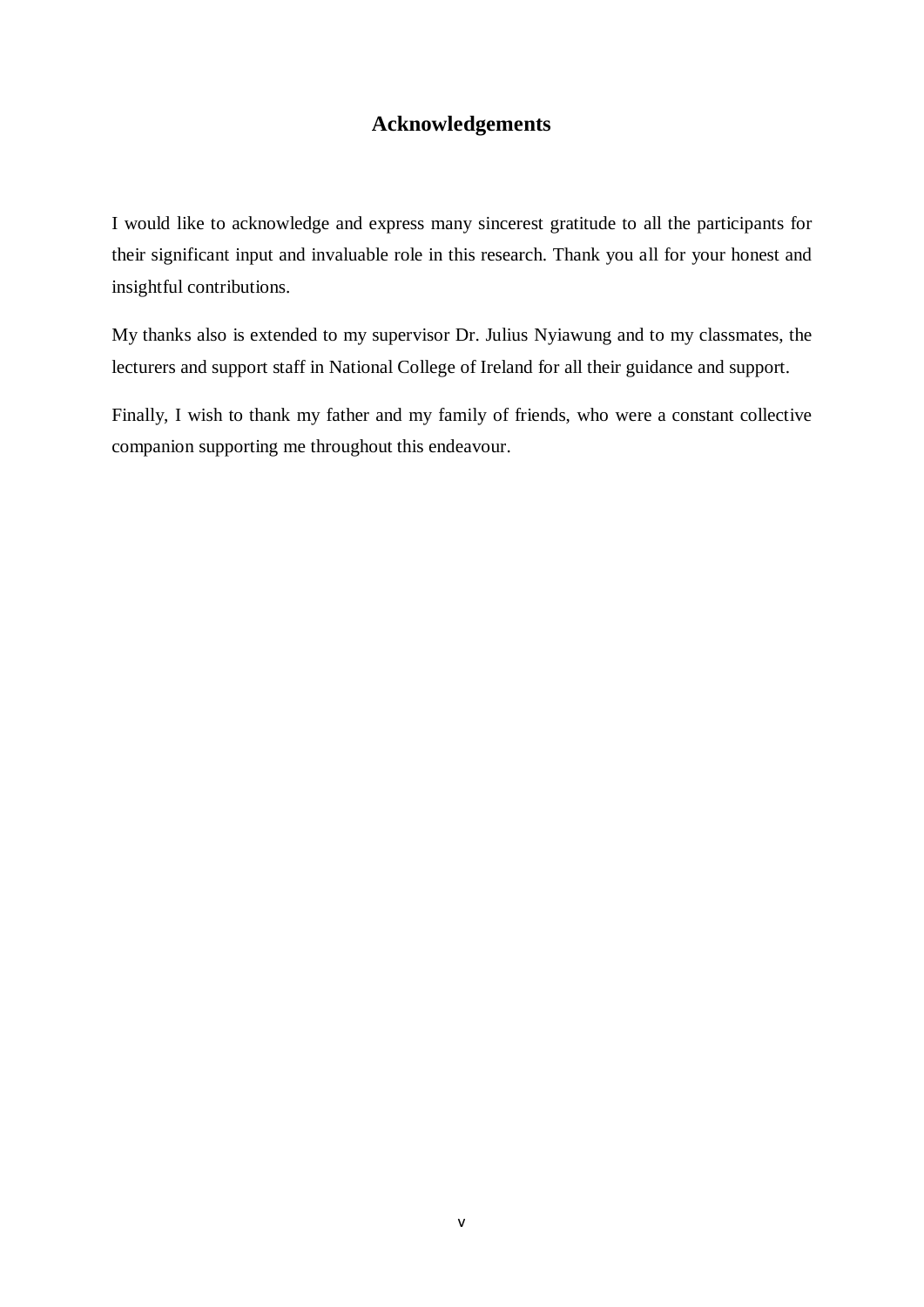# Acknowledgements

I would like to acknowledge and express many sincerest gratitude to all the participants for their significant input and invaluable role in this research. Thank you all for your honest and insightful contributions.

My thanks also is extended to my supervisor Dr. Julius Nyiawung and to my classmates, the lecturers and support staff in National College of Ireland for all their guidance and support.

Finally, I wish to thank my father and my family of friends, who were a constant collective companion supporting me throughout this endeavour.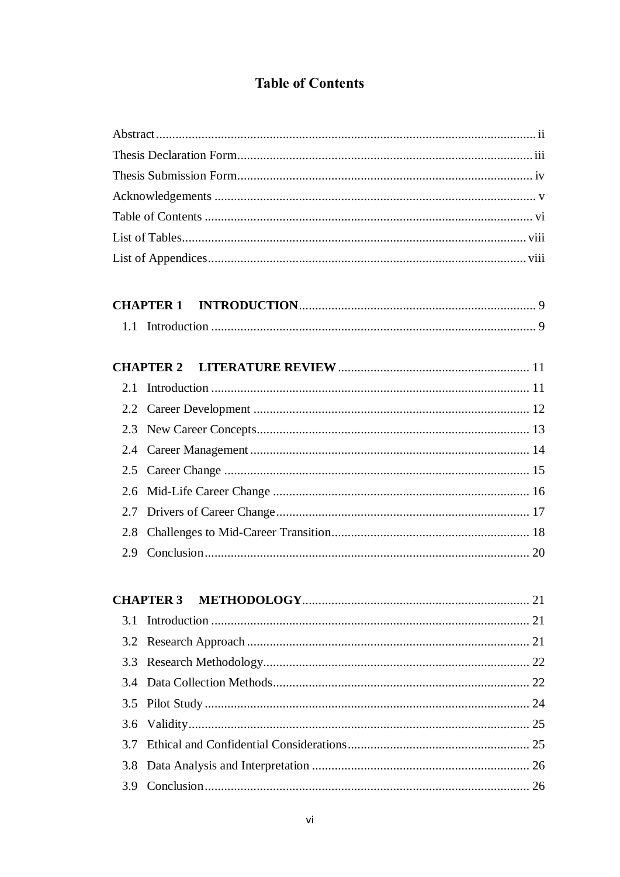# Table of Contents

Abstract ........................................................................................................ ii
Thesis Declaration Form ............................................................................. iii
Thesis Submission Form .............................................................................. iv
Acknowledgements ........................................................................................ v
Table of Contents .......................................................................................... vi
List of Tables ............................................................................................... viii
List of Appendices ....................................................................................... viii

**CHAPTER 1 INTRODUCTION** ........................................................................ 9
- 1.1 Introduction .......................................................................................... 9

**CHAPTER 2 LITERATURE REVIEW** ............................................................. 11
- 2.1 Introduction ........................................................................................ 11
- 2.2 Career Development ............................................................................ 12
- 2.3 New Career Concepts .......................................................................... 13
- 2.4 Career Management ............................................................................ 14
- 2.5 Career Change ..................................................................................... 15
- 2.6 Mid-Life Career Change ...................................................................... 16
- 2.7 Drivers of Career Change ..................................................................... 17
- 2.8 Challenges to Mid-Career Transition .................................................... 18
- 2.9 Conclusion ........................................................................................... 20

**CHAPTER 3 METHODOLOGY** ..................................................................... 21
- 3.1 Introduction ........................................................................................ 21
- 3.2 Research Approach .............................................................................. 21
- 3.3 Research Methodology ......................................................................... 22
- 3.4 Data Collection Methods ..................................................................... 22
- 3.5 Pilot Study ........................................................................................... 24
- 3.6 Validity ................................................................................................ 25
- 3.7 Ethical and Confidential Considerations ............................................... 25
- 3.8 Data Analysis and Interpretation .......................................................... 26
- 3.9 Conclusion ........................................................................................... 26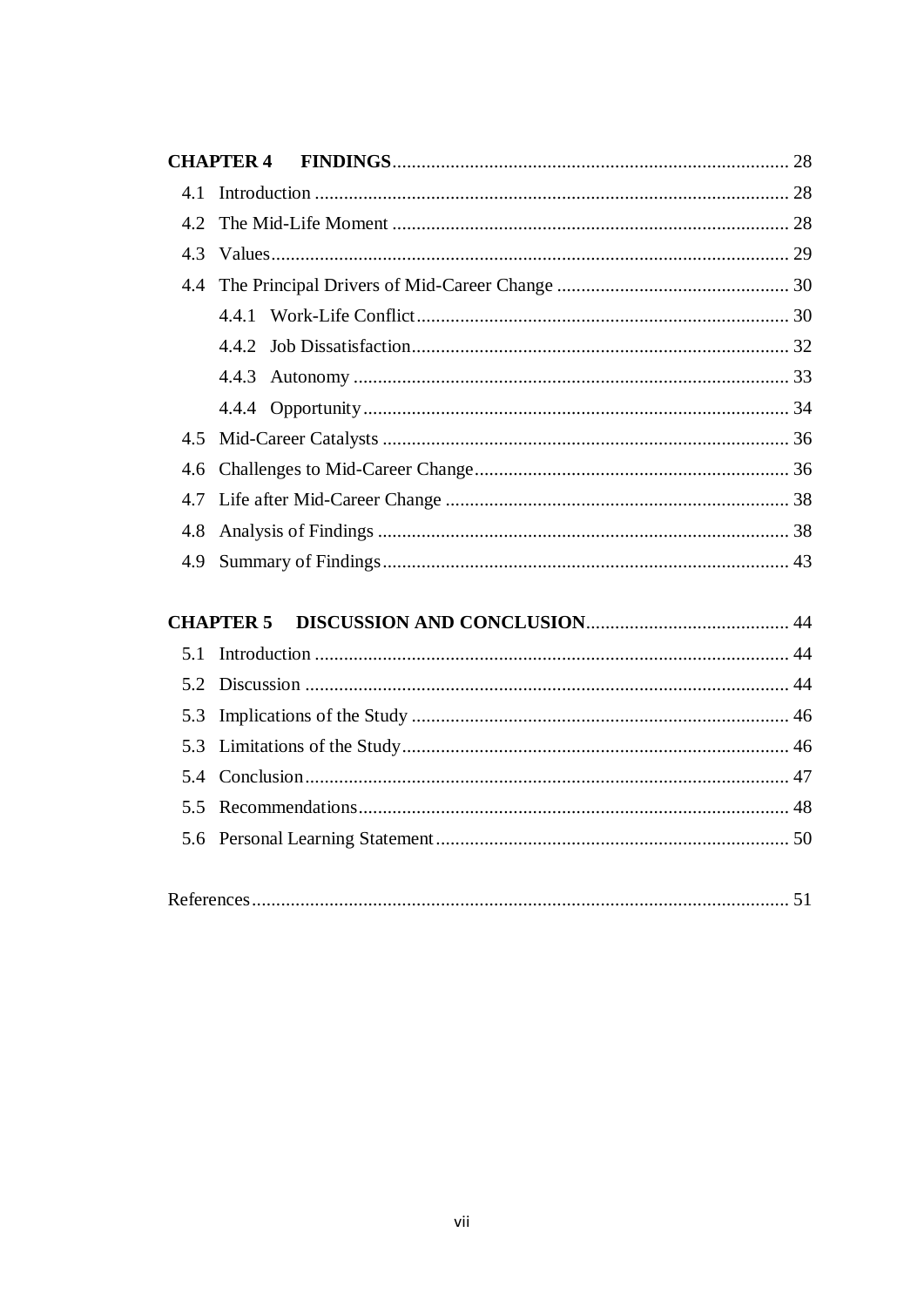**CHAPTER 4 FINDINGS** ........ 28

4.1 Introduction ........ 28

4.2 The Mid-Life Moment ........ 28

4.3 Values ........ 29

4.4 The Principal Drivers of Mid-Career Change ........ 30

- 4.4.1 Work-Life Conflict ........ 30
- 4.4.2 Job Dissatisfaction ........ 32
- 4.4.3 Autonomy ........ 33
- 4.4.4 Opportunity ........ 34

4.5 Mid-Career Catalysts ........ 36

4.6 Challenges to Mid-Career Change ........ 36

4.7 Life after Mid-Career Change ........ 38

4.8 Analysis of Findings ........ 38

4.9 Summary of Findings ........ 43

**CHAPTER 5 DISCUSSION AND CONCLUSION** ........ 44

5.1 Introduction ........ 44

5.2 Discussion ........ 44

5.3 Implications of the Study ........ 46

5.3 Limitations of the Study ........ 46

5.4 Conclusion ........ 47

5.5 Recommendations ........ 48

5.6 Personal Learning Statement ........ 50

References ........ 51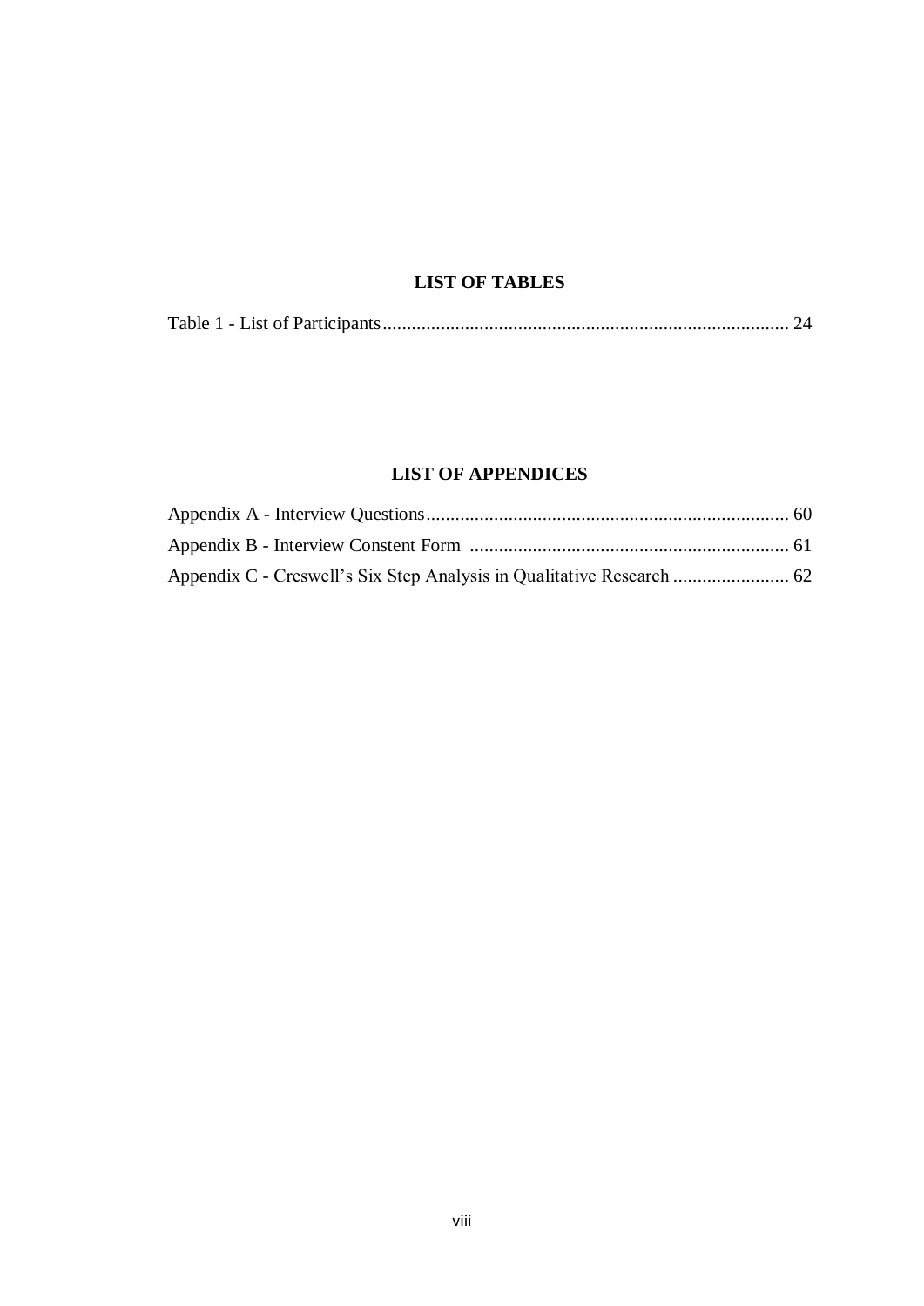## LIST OF TABLES

Table 1 - List of Participants.................................................................................... 24

## LIST OF APPENDICES

Appendix A - Interview Questions........................................................................... 60

Appendix B - Interview Constent Form .................................................................. 61

Appendix C - Creswell's Six Step Analysis in Qualitative Research ........................ 62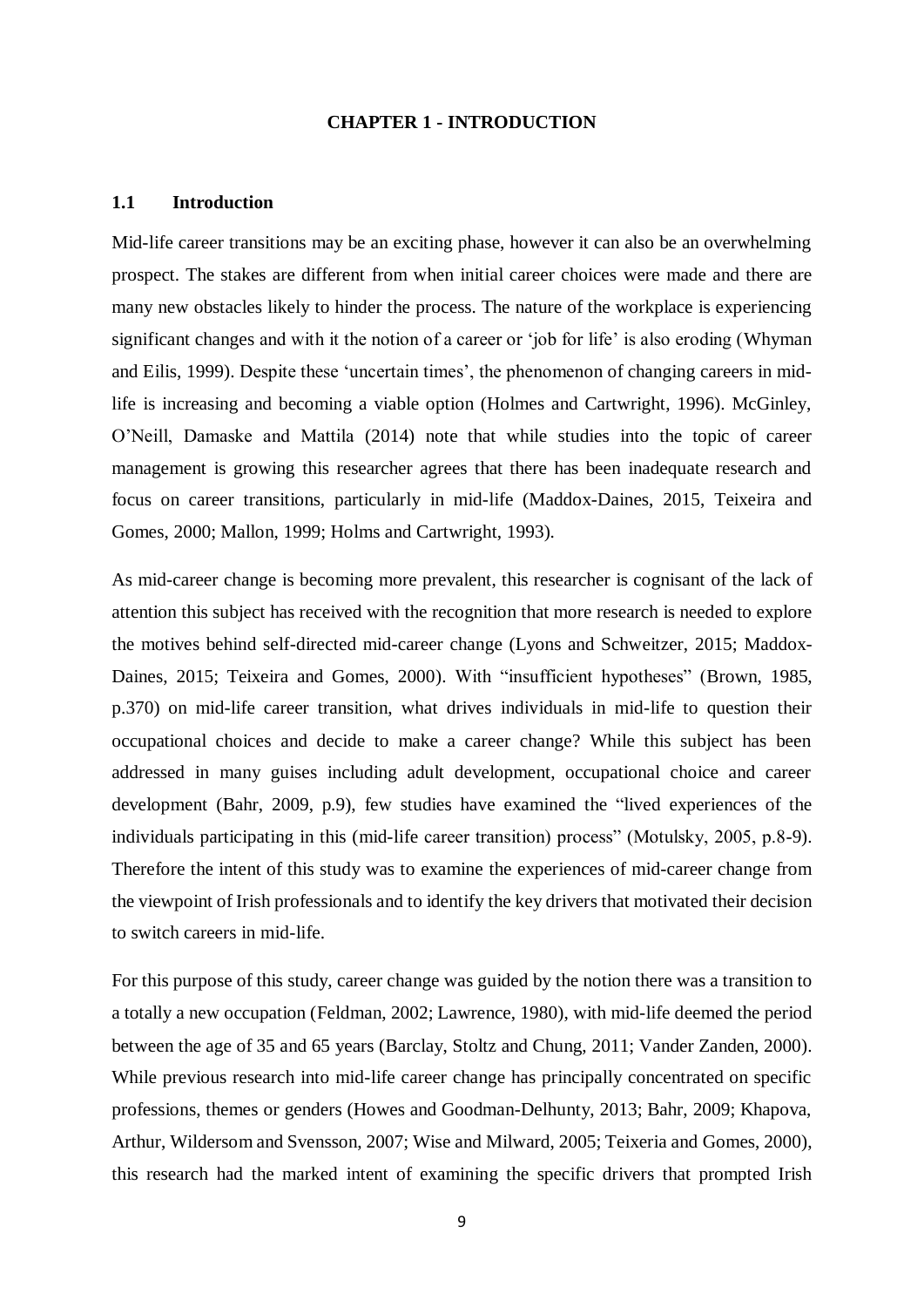# CHAPTER 1 - INTRODUCTION

## 1.1 Introduction

Mid-life career transitions may be an exciting phase, however it can also be an overwhelming prospect. The stakes are different from when initial career choices were made and there are many new obstacles likely to hinder the process. The nature of the workplace is experiencing significant changes and with it the notion of a career or 'job for life' is also eroding (Whyman and Eilis, 1999). Despite these 'uncertain times', the phenomenon of changing careers in mid-life is increasing and becoming a viable option (Holmes and Cartwright, 1996). McGinley, O'Neill, Damaske and Mattila (2014) note that while studies into the topic of career management is growing this researcher agrees that there has been inadequate research and focus on career transitions, particularly in mid-life (Maddox-Daines, 2015, Teixeira and Gomes, 2000; Mallon, 1999; Holms and Cartwright, 1993).

As mid-career change is becoming more prevalent, this researcher is cognisant of the lack of attention this subject has received with the recognition that more research is needed to explore the motives behind self-directed mid-career change (Lyons and Schweitzer, 2015; Maddox-Daines, 2015; Teixeira and Gomes, 2000). With "insufficient hypotheses" (Brown, 1985, p.370) on mid-life career transition, what drives individuals in mid-life to question their occupational choices and decide to make a career change? While this subject has been addressed in many guises including adult development, occupational choice and career development (Bahr, 2009, p.9), few studies have examined the "lived experiences of the individuals participating in this (mid-life career transition) process" (Motulsky, 2005, p.8-9). Therefore the intent of this study was to examine the experiences of mid-career change from the viewpoint of Irish professionals and to identify the key drivers that motivated their decision to switch careers in mid-life.

For this purpose of this study, career change was guided by the notion there was a transition to a totally a new occupation (Feldman, 2002; Lawrence, 1980), with mid-life deemed the period between the age of 35 and 65 years (Barclay, Stoltz and Chung, 2011; Vander Zanden, 2000). While previous research into mid-life career change has principally concentrated on specific professions, themes or genders (Howes and Goodman-Delhunty, 2013; Bahr, 2009; Khapova, Arthur, Wildersom and Svensson, 2007; Wise and Milward, 2005; Teixeria and Gomes, 2000), this research had the marked intent of examining the specific drivers that prompted Irish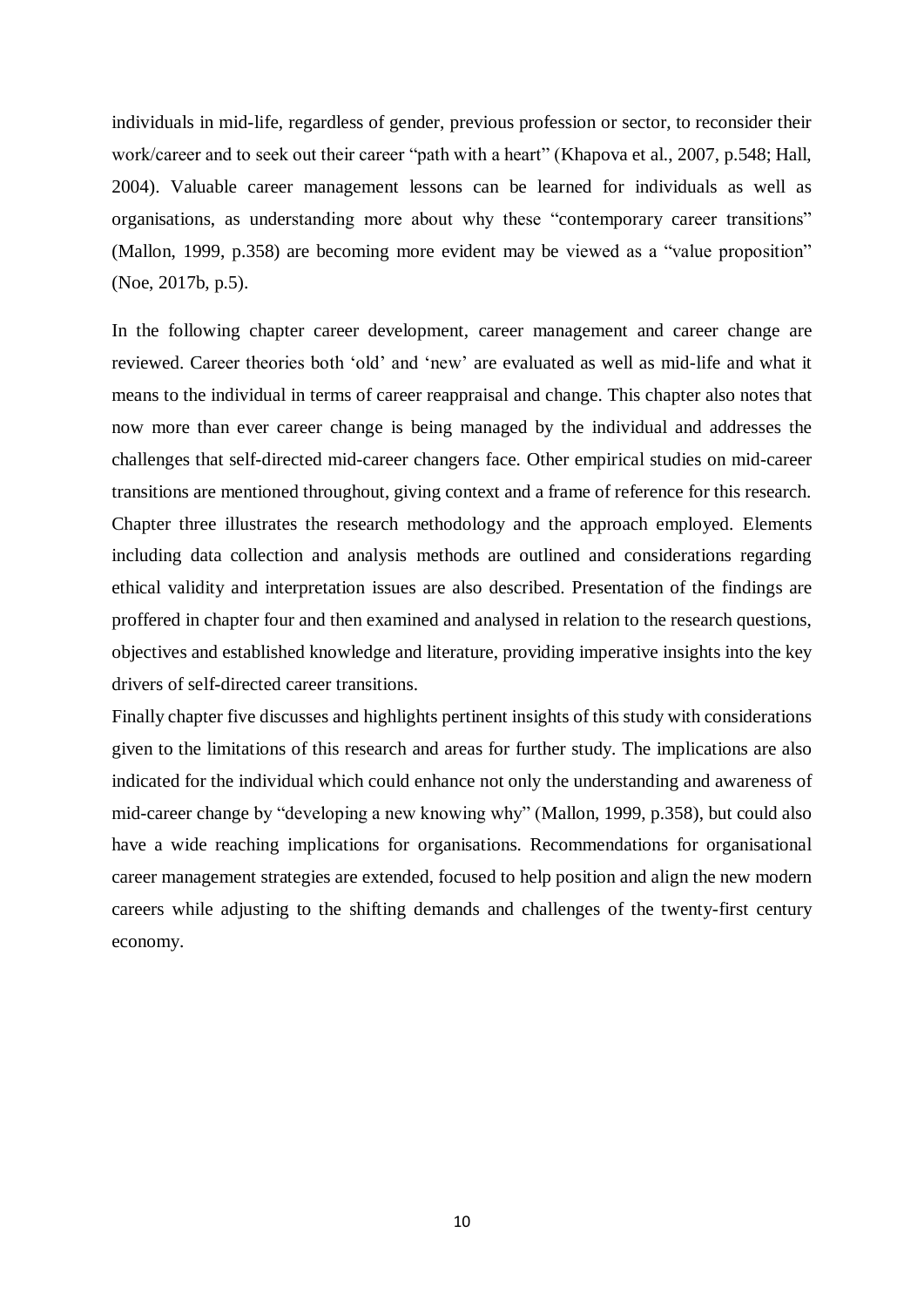individuals in mid-life, regardless of gender, previous profession or sector, to reconsider their work/career and to seek out their career "path with a heart" (Khapova et al., 2007, p.548; Hall, 2004). Valuable career management lessons can be learned for individuals as well as organisations, as understanding more about why these "contemporary career transitions" (Mallon, 1999, p.358) are becoming more evident may be viewed as a "value proposition" (Noe, 2017b, p.5).

In the following chapter career development, career management and career change are reviewed. Career theories both 'old' and 'new' are evaluated as well as mid-life and what it means to the individual in terms of career reappraisal and change. This chapter also notes that now more than ever career change is being managed by the individual and addresses the challenges that self-directed mid-career changers face. Other empirical studies on mid-career transitions are mentioned throughout, giving context and a frame of reference for this research. Chapter three illustrates the research methodology and the approach employed. Elements including data collection and analysis methods are outlined and considerations regarding ethical validity and interpretation issues are also described. Presentation of the findings are proffered in chapter four and then examined and analysed in relation to the research questions, objectives and established knowledge and literature, providing imperative insights into the key drivers of self-directed career transitions.

Finally chapter five discusses and highlights pertinent insights of this study with considerations given to the limitations of this research and areas for further study. The implications are also indicated for the individual which could enhance not only the understanding and awareness of mid-career change by "developing a new knowing why" (Mallon, 1999, p.358), but could also have a wide reaching implications for organisations. Recommendations for organisational career management strategies are extended, focused to help position and align the new modern careers while adjusting to the shifting demands and challenges of the twenty-first century economy.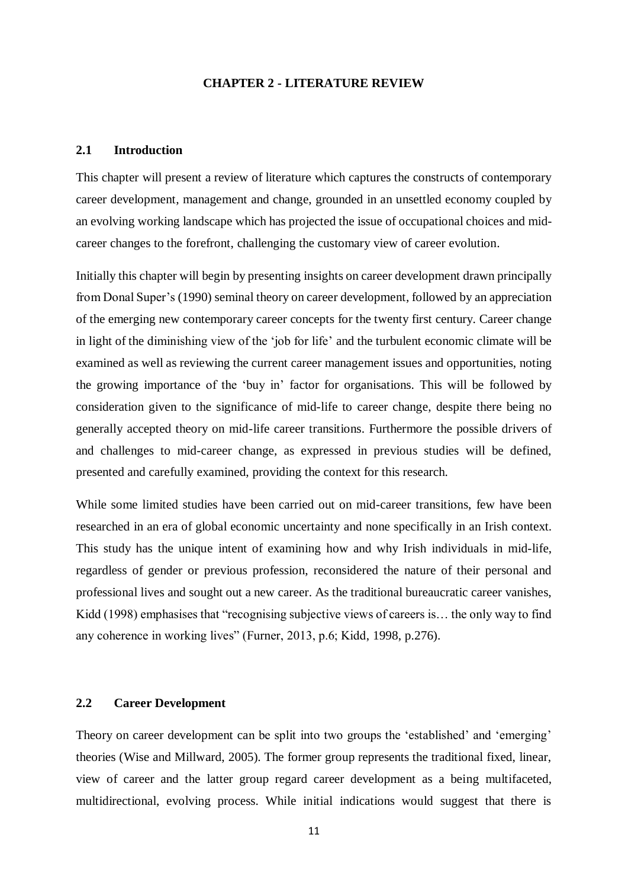# CHAPTER 2 - LITERATURE REVIEW

## 2.1 Introduction

This chapter will present a review of literature which captures the constructs of contemporary career development, management and change, grounded in an unsettled economy coupled by an evolving working landscape which has projected the issue of occupational choices and mid-career changes to the forefront, challenging the customary view of career evolution.

Initially this chapter will begin by presenting insights on career development drawn principally from Donal Super's (1990) seminal theory on career development, followed by an appreciation of the emerging new contemporary career concepts for the twenty first century. Career change in light of the diminishing view of the 'job for life' and the turbulent economic climate will be examined as well as reviewing the current career management issues and opportunities, noting the growing importance of the 'buy in' factor for organisations. This will be followed by consideration given to the significance of mid-life to career change, despite there being no generally accepted theory on mid-life career transitions. Furthermore the possible drivers of and challenges to mid-career change, as expressed in previous studies will be defined, presented and carefully examined, providing the context for this research.

While some limited studies have been carried out on mid-career transitions, few have been researched in an era of global economic uncertainty and none specifically in an Irish context. This study has the unique intent of examining how and why Irish individuals in mid-life, regardless of gender or previous profession, reconsidered the nature of their personal and professional lives and sought out a new career. As the traditional bureaucratic career vanishes, Kidd (1998) emphasises that "recognising subjective views of careers is… the only way to find any coherence in working lives" (Furner, 2013, p.6; Kidd, 1998, p.276).

## 2.2 Career Development

Theory on career development can be split into two groups the 'established' and 'emerging' theories (Wise and Millward, 2005). The former group represents the traditional fixed, linear, view of career and the latter group regard career development as a being multifaceted, multidirectional, evolving process. While initial indications would suggest that there is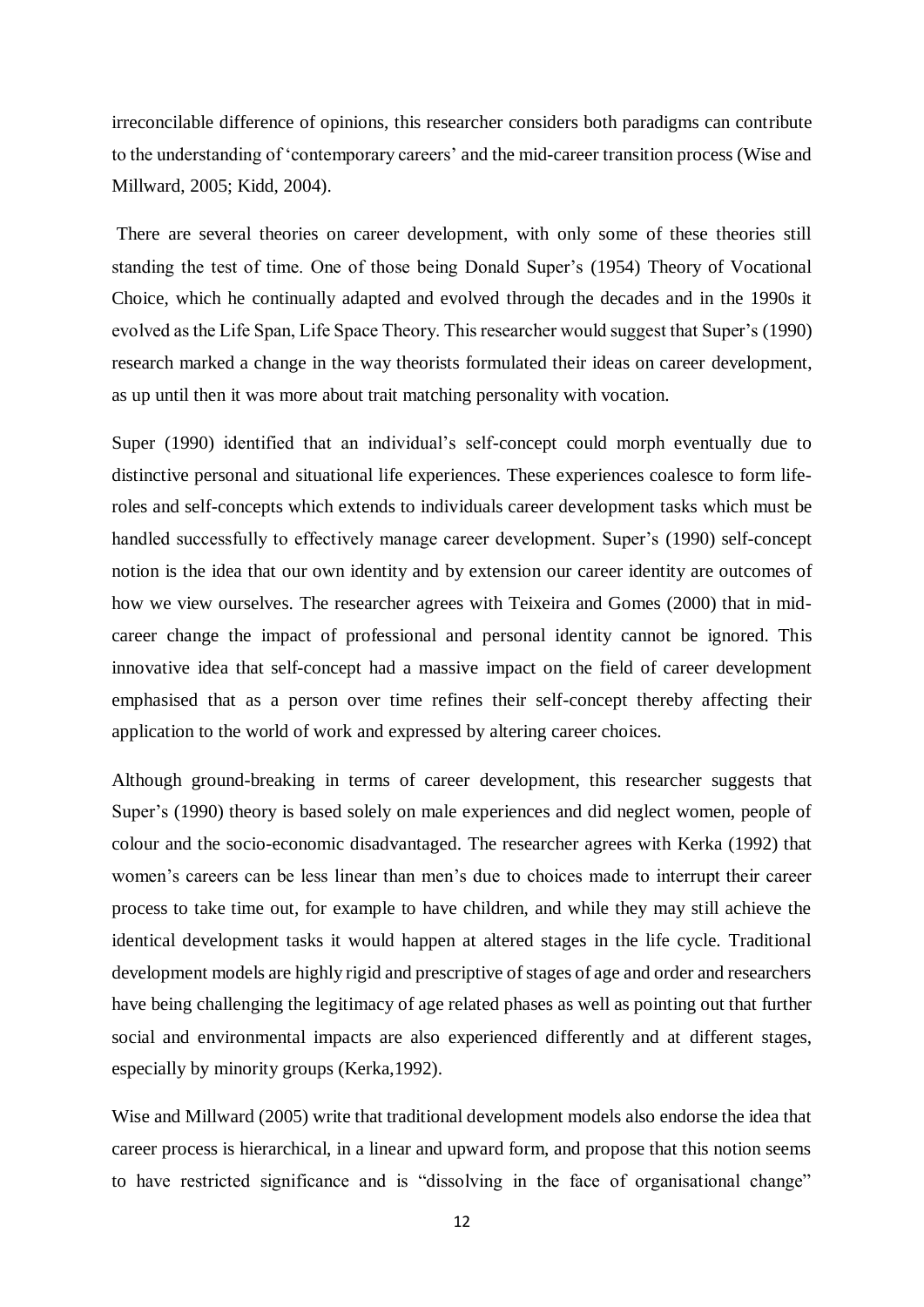irreconcilable difference of opinions, this researcher considers both paradigms can contribute to the understanding of 'contemporary careers' and the mid-career transition process (Wise and Millward, 2005; Kidd, 2004).

There are several theories on career development, with only some of these theories still standing the test of time. One of those being Donald Super's (1954) Theory of Vocational Choice, which he continually adapted and evolved through the decades and in the 1990s it evolved as the Life Span, Life Space Theory. This researcher would suggest that Super's (1990) research marked a change in the way theorists formulated their ideas on career development, as up until then it was more about trait matching personality with vocation.

Super (1990) identified that an individual's self-concept could morph eventually due to distinctive personal and situational life experiences. These experiences coalesce to form life-roles and self-concepts which extends to individuals career development tasks which must be handled successfully to effectively manage career development. Super's (1990) self-concept notion is the idea that our own identity and by extension our career identity are outcomes of how we view ourselves. The researcher agrees with Teixeira and Gomes (2000) that in mid-career change the impact of professional and personal identity cannot be ignored. This innovative idea that self-concept had a massive impact on the field of career development emphasised that as a person over time refines their self-concept thereby affecting their application to the world of work and expressed by altering career choices.

Although ground-breaking in terms of career development, this researcher suggests that Super's (1990) theory is based solely on male experiences and did neglect women, people of colour and the socio-economic disadvantaged. The researcher agrees with Kerka (1992) that women's careers can be less linear than men's due to choices made to interrupt their career process to take time out, for example to have children, and while they may still achieve the identical development tasks it would happen at altered stages in the life cycle. Traditional development models are highly rigid and prescriptive of stages of age and order and researchers have being challenging the legitimacy of age related phases as well as pointing out that further social and environmental impacts are also experienced differently and at different stages, especially by minority groups (Kerka,1992).

Wise and Millward (2005) write that traditional development models also endorse the idea that career process is hierarchical, in a linear and upward form, and propose that this notion seems to have restricted significance and is "dissolving in the face of organisational change"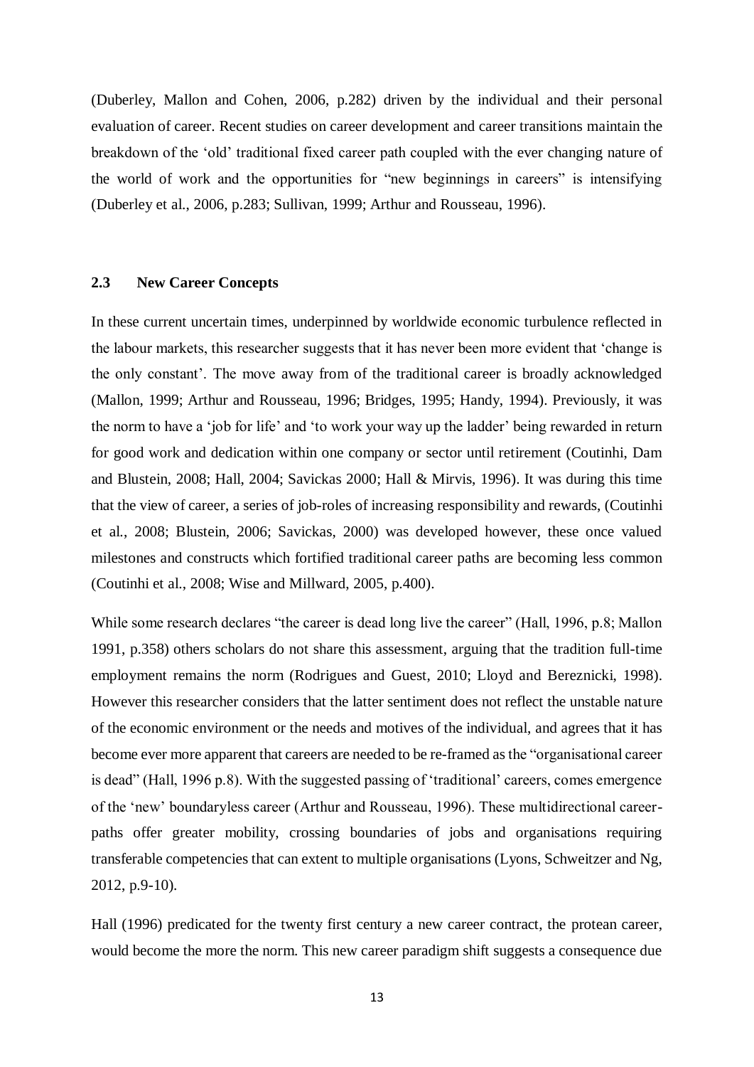(Duberley, Mallon and Cohen, 2006, p.282) driven by the individual and their personal evaluation of career. Recent studies on career development and career transitions maintain the breakdown of the 'old' traditional fixed career path coupled with the ever changing nature of the world of work and the opportunities for "new beginnings in careers" is intensifying (Duberley et al., 2006, p.283; Sullivan, 1999; Arthur and Rousseau, 1996).

## 2.3 New Career Concepts

In these current uncertain times, underpinned by worldwide economic turbulence reflected in the labour markets, this researcher suggests that it has never been more evident that 'change is the only constant'. The move away from of the traditional career is broadly acknowledged (Mallon, 1999; Arthur and Rousseau, 1996; Bridges, 1995; Handy, 1994). Previously, it was the norm to have a 'job for life' and 'to work your way up the ladder' being rewarded in return for good work and dedication within one company or sector until retirement (Coutinhi, Dam and Blustein, 2008; Hall, 2004; Savickas 2000; Hall & Mirvis, 1996). It was during this time that the view of career, a series of job-roles of increasing responsibility and rewards, (Coutinhi et al., 2008; Blustein, 2006; Savickas, 2000) was developed however, these once valued milestones and constructs which fortified traditional career paths are becoming less common (Coutinhi et al., 2008; Wise and Millward, 2005, p.400).

While some research declares "the career is dead long live the career" (Hall, 1996, p.8; Mallon 1991, p.358) others scholars do not share this assessment, arguing that the tradition full-time employment remains the norm (Rodrigues and Guest, 2010; Lloyd and Bereznicki, 1998). However this researcher considers that the latter sentiment does not reflect the unstable nature of the economic environment or the needs and motives of the individual, and agrees that it has become ever more apparent that careers are needed to be re-framed as the "organisational career is dead" (Hall, 1996 p.8). With the suggested passing of 'traditional' careers, comes emergence of the 'new' boundaryless career (Arthur and Rousseau, 1996). These multidirectional career-paths offer greater mobility, crossing boundaries of jobs and organisations requiring transferable competencies that can extent to multiple organisations (Lyons, Schweitzer and Ng, 2012, p.9-10).

Hall (1996) predicated for the twenty first century a new career contract, the protean career, would become the more the norm. This new career paradigm shift suggests a consequence due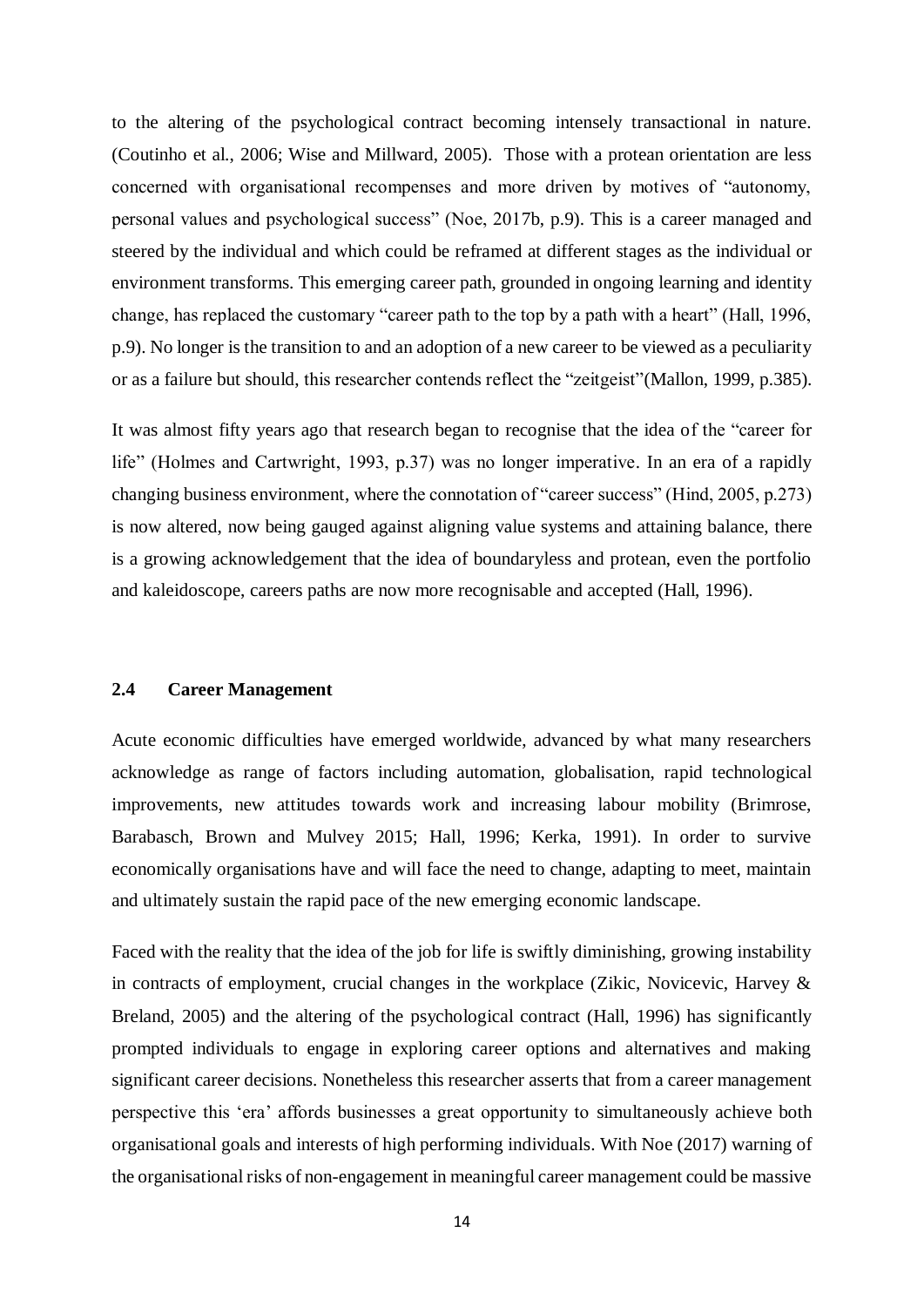to the altering of the psychological contract becoming intensely transactional in nature. (Coutinho et al., 2006; Wise and Millward, 2005). Those with a protean orientation are less concerned with organisational recompenses and more driven by motives of "autonomy, personal values and psychological success" (Noe, 2017b, p.9). This is a career managed and steered by the individual and which could be reframed at different stages as the individual or environment transforms. This emerging career path, grounded in ongoing learning and identity change, has replaced the customary "career path to the top by a path with a heart" (Hall, 1996, p.9). No longer is the transition to and an adoption of a new career to be viewed as a peculiarity or as a failure but should, this researcher contends reflect the "zeitgeist"(Mallon, 1999, p.385).

It was almost fifty years ago that research began to recognise that the idea of the "career for life" (Holmes and Cartwright, 1993, p.37) was no longer imperative. In an era of a rapidly changing business environment, where the connotation of "career success" (Hind, 2005, p.273) is now altered, now being gauged against aligning value systems and attaining balance, there is a growing acknowledgement that the idea of boundaryless and protean, even the portfolio and kaleidoscope, careers paths are now more recognisable and accepted (Hall, 1996).

## 2.4 Career Management

Acute economic difficulties have emerged worldwide, advanced by what many researchers acknowledge as range of factors including automation, globalisation, rapid technological improvements, new attitudes towards work and increasing labour mobility (Brimrose, Barabasch, Brown and Mulvey 2015; Hall, 1996; Kerka, 1991). In order to survive economically organisations have and will face the need to change, adapting to meet, maintain and ultimately sustain the rapid pace of the new emerging economic landscape.

Faced with the reality that the idea of the job for life is swiftly diminishing, growing instability in contracts of employment, crucial changes in the workplace (Zikic, Novicevic, Harvey & Breland, 2005) and the altering of the psychological contract (Hall, 1996) has significantly prompted individuals to engage in exploring career options and alternatives and making significant career decisions. Nonetheless this researcher asserts that from a career management perspective this 'era' affords businesses a great opportunity to simultaneously achieve both organisational goals and interests of high performing individuals. With Noe (2017) warning of the organisational risks of non-engagement in meaningful career management could be massive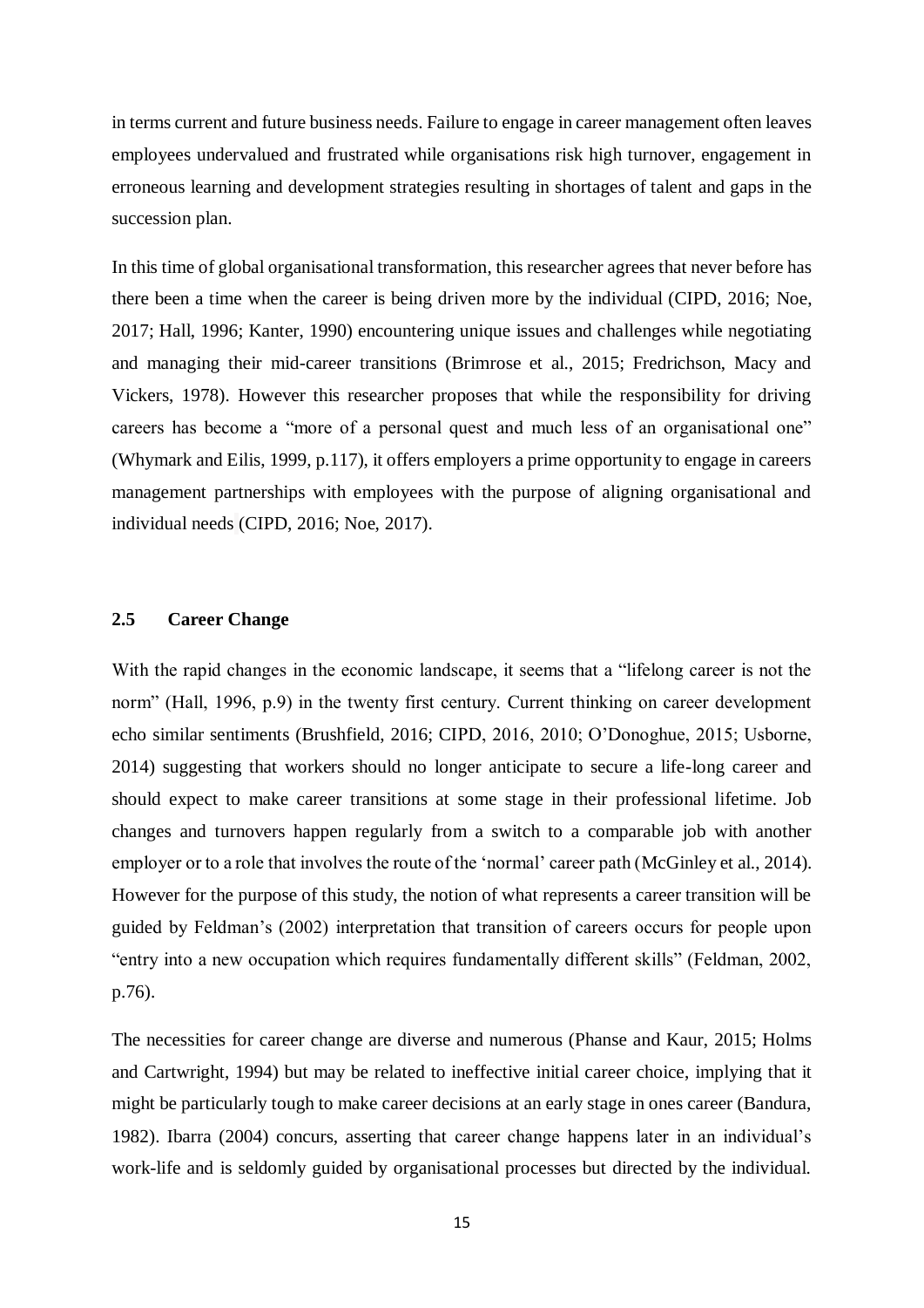in terms current and future business needs. Failure to engage in career management often leaves employees undervalued and frustrated while organisations risk high turnover, engagement in erroneous learning and development strategies resulting in shortages of talent and gaps in the succession plan.

In this time of global organisational transformation, this researcher agrees that never before has there been a time when the career is being driven more by the individual (CIPD, 2016; Noe, 2017; Hall, 1996; Kanter, 1990) encountering unique issues and challenges while negotiating and managing their mid-career transitions (Brimrose et al., 2015; Fredrichson, Macy and Vickers, 1978). However this researcher proposes that while the responsibility for driving careers has become a "more of a personal quest and much less of an organisational one" (Whymark and Eilis, 1999, p.117), it offers employers a prime opportunity to engage in careers management partnerships with employees with the purpose of aligning organisational and individual needs (CIPD, 2016; Noe, 2017).

## 2.5 Career Change

With the rapid changes in the economic landscape, it seems that a "lifelong career is not the norm" (Hall, 1996, p.9) in the twenty first century. Current thinking on career development echo similar sentiments (Brushfield, 2016; CIPD, 2016, 2010; O'Donoghue, 2015; Usborne, 2014) suggesting that workers should no longer anticipate to secure a life-long career and should expect to make career transitions at some stage in their professional lifetime. Job changes and turnovers happen regularly from a switch to a comparable job with another employer or to a role that involves the route of the 'normal' career path (McGinley et al., 2014). However for the purpose of this study, the notion of what represents a career transition will be guided by Feldman's (2002) interpretation that transition of careers occurs for people upon "entry into a new occupation which requires fundamentally different skills" (Feldman, 2002, p.76).

The necessities for career change are diverse and numerous (Phanse and Kaur, 2015; Holms and Cartwright, 1994) but may be related to ineffective initial career choice, implying that it might be particularly tough to make career decisions at an early stage in ones career (Bandura, 1982). Ibarra (2004) concurs, asserting that career change happens later in an individual's work-life and is seldomly guided by organisational processes but directed by the individual.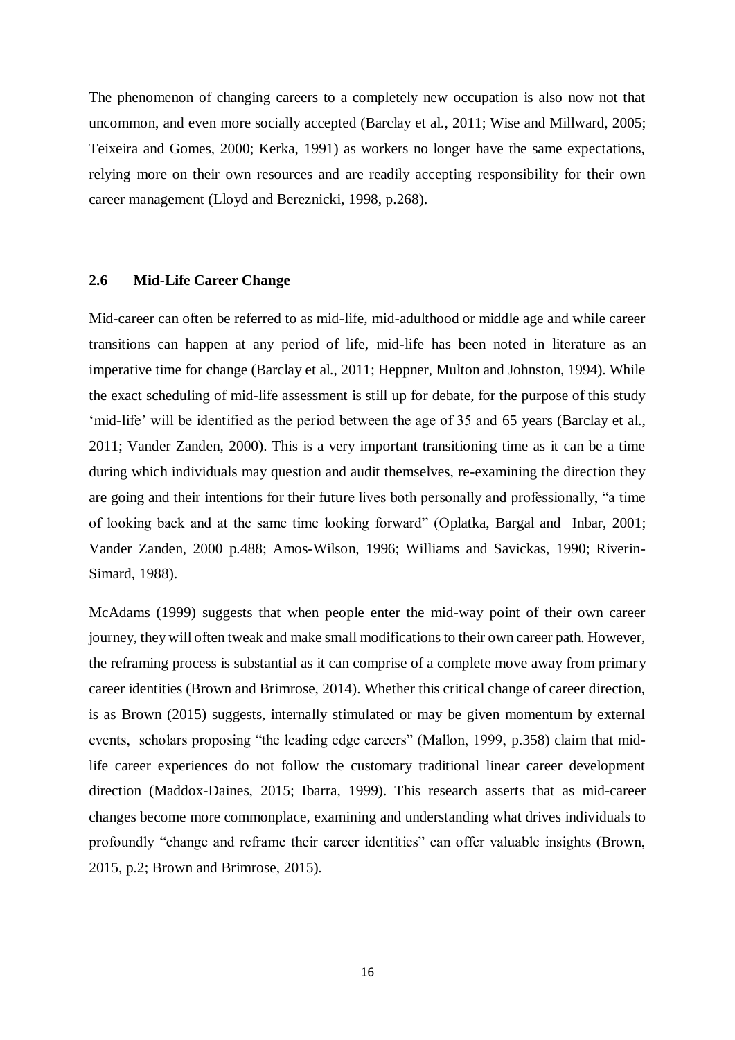The phenomenon of changing careers to a completely new occupation is also now not that uncommon, and even more socially accepted (Barclay et al., 2011; Wise and Millward, 2005; Teixeira and Gomes, 2000; Kerka, 1991) as workers no longer have the same expectations, relying more on their own resources and are readily accepting responsibility for their own career management (Lloyd and Bereznicki, 1998, p.268).

## 2.6 Mid-Life Career Change

Mid-career can often be referred to as mid-life, mid-adulthood or middle age and while career transitions can happen at any period of life, mid-life has been noted in literature as an imperative time for change (Barclay et al., 2011; Heppner, Multon and Johnston, 1994). While the exact scheduling of mid-life assessment is still up for debate, for the purpose of this study 'mid-life' will be identified as the period between the age of 35 and 65 years (Barclay et al., 2011; Vander Zanden, 2000). This is a very important transitioning time as it can be a time during which individuals may question and audit themselves, re-examining the direction they are going and their intentions for their future lives both personally and professionally, "a time of looking back and at the same time looking forward" (Oplatka, Bargal and Inbar, 2001; Vander Zanden, 2000 p.488; Amos-Wilson, 1996; Williams and Savickas, 1990; Riverin-Simard, 1988).

McAdams (1999) suggests that when people enter the mid-way point of their own career journey, they will often tweak and make small modifications to their own career path. However, the reframing process is substantial as it can comprise of a complete move away from primary career identities (Brown and Brimrose, 2014). Whether this critical change of career direction, is as Brown (2015) suggests, internally stimulated or may be given momentum by external events, scholars proposing "the leading edge careers" (Mallon, 1999, p.358) claim that mid-life career experiences do not follow the customary traditional linear career development direction (Maddox-Daines, 2015; Ibarra, 1999). This research asserts that as mid-career changes become more commonplace, examining and understanding what drives individuals to profoundly "change and reframe their career identities" can offer valuable insights (Brown, 2015, p.2; Brown and Brimrose, 2015).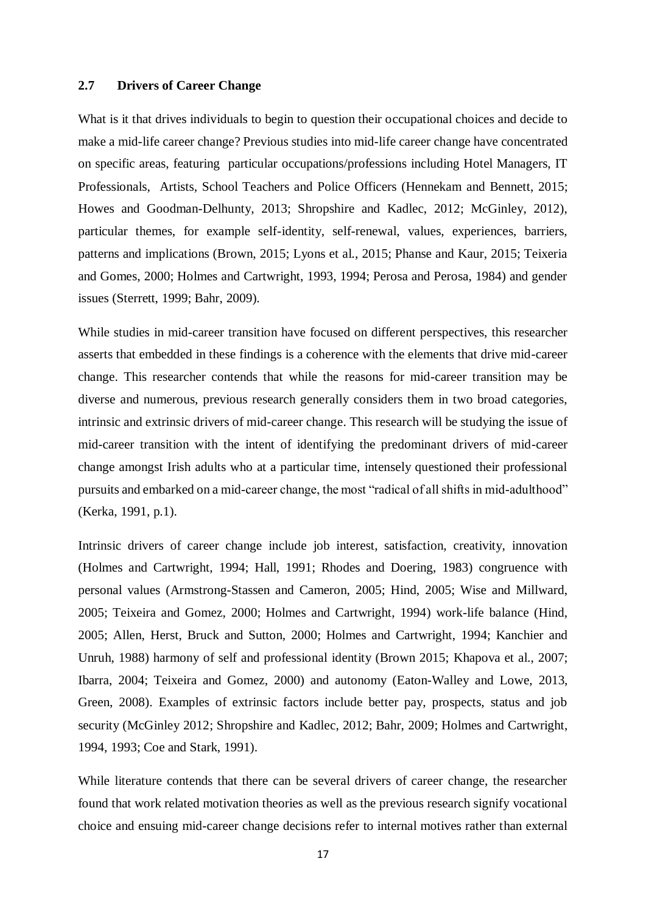## 2.7 Drivers of Career Change

What is it that drives individuals to begin to question their occupational choices and decide to make a mid-life career change? Previous studies into mid-life career change have concentrated on specific areas, featuring particular occupations/professions including Hotel Managers, IT Professionals, Artists, School Teachers and Police Officers (Hennekam and Bennett, 2015; Howes and Goodman-Delhunty, 2013; Shropshire and Kadlec, 2012; McGinley, 2012), particular themes, for example self-identity, self-renewal, values, experiences, barriers, patterns and implications (Brown, 2015; Lyons et al., 2015; Phanse and Kaur, 2015; Teixeria and Gomes, 2000; Holmes and Cartwright, 1993, 1994; Perosa and Perosa, 1984) and gender issues (Sterrett, 1999; Bahr, 2009).

While studies in mid-career transition have focused on different perspectives, this researcher asserts that embedded in these findings is a coherence with the elements that drive mid-career change. This researcher contends that while the reasons for mid-career transition may be diverse and numerous, previous research generally considers them in two broad categories, intrinsic and extrinsic drivers of mid-career change. This research will be studying the issue of mid-career transition with the intent of identifying the predominant drivers of mid-career change amongst Irish adults who at a particular time, intensely questioned their professional pursuits and embarked on a mid-career change, the most "radical of all shifts in mid-adulthood" (Kerka, 1991, p.1).

Intrinsic drivers of career change include job interest, satisfaction, creativity, innovation (Holmes and Cartwright, 1994; Hall, 1991; Rhodes and Doering, 1983) congruence with personal values (Armstrong-Stassen and Cameron, 2005; Hind, 2005; Wise and Millward, 2005; Teixeira and Gomez, 2000; Holmes and Cartwright, 1994) work-life balance (Hind, 2005; Allen, Herst, Bruck and Sutton, 2000; Holmes and Cartwright, 1994; Kanchier and Unruh, 1988) harmony of self and professional identity (Brown 2015; Khapova et al., 2007; Ibarra, 2004; Teixeira and Gomez, 2000) and autonomy (Eaton-Walley and Lowe, 2013, Green, 2008). Examples of extrinsic factors include better pay, prospects, status and job security (McGinley 2012; Shropshire and Kadlec, 2012; Bahr, 2009; Holmes and Cartwright, 1994, 1993; Coe and Stark, 1991).

While literature contends that there can be several drivers of career change, the researcher found that work related motivation theories as well as the previous research signify vocational choice and ensuing mid-career change decisions refer to internal motives rather than external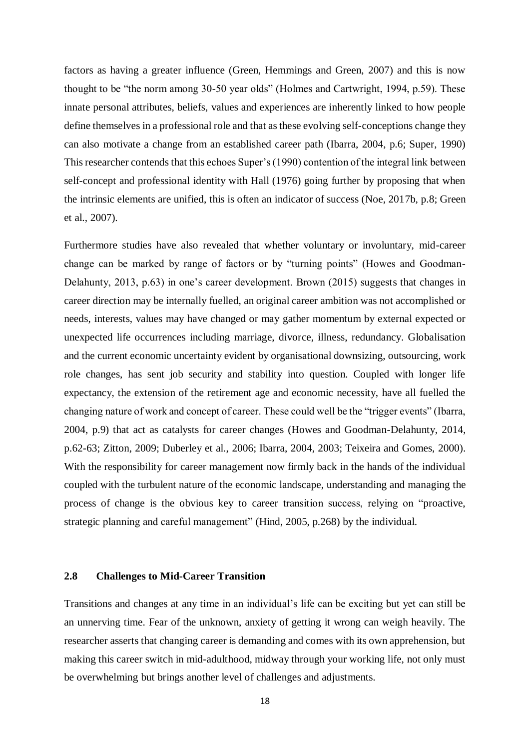factors as having a greater influence (Green, Hemmings and Green, 2007) and this is now thought to be "the norm among 30-50 year olds" (Holmes and Cartwright, 1994, p.59). These innate personal attributes, beliefs, values and experiences are inherently linked to how people define themselves in a professional role and that as these evolving self-conceptions change they can also motivate a change from an established career path (Ibarra, 2004, p.6; Super, 1990) This researcher contends that this echoes Super's (1990) contention of the integral link between self-concept and professional identity with Hall (1976) going further by proposing that when the intrinsic elements are unified, this is often an indicator of success (Noe, 2017b, p.8; Green et al., 2007).

Furthermore studies have also revealed that whether voluntary or involuntary, mid-career change can be marked by range of factors or by "turning points" (Howes and Goodman-Delahunty, 2013, p.63) in one's career development. Brown (2015) suggests that changes in career direction may be internally fuelled, an original career ambition was not accomplished or needs, interests, values may have changed or may gather momentum by external expected or unexpected life occurrences including marriage, divorce, illness, redundancy. Globalisation and the current economic uncertainty evident by organisational downsizing, outsourcing, work role changes, has sent job security and stability into question. Coupled with longer life expectancy, the extension of the retirement age and economic necessity, have all fuelled the changing nature of work and concept of career. These could well be the "trigger events" (Ibarra, 2004, p.9) that act as catalysts for career changes (Howes and Goodman-Delahunty, 2014, p.62-63; Zitton, 2009; Duberley et al., 2006; Ibarra, 2004, 2003; Teixeira and Gomes, 2000). With the responsibility for career management now firmly back in the hands of the individual coupled with the turbulent nature of the economic landscape, understanding and managing the process of change is the obvious key to career transition success, relying on "proactive, strategic planning and careful management" (Hind, 2005, p.268) by the individual.

## 2.8 Challenges to Mid-Career Transition

Transitions and changes at any time in an individual's life can be exciting but yet can still be an unnerving time. Fear of the unknown, anxiety of getting it wrong can weigh heavily. The researcher asserts that changing career is demanding and comes with its own apprehension, but making this career switch in mid-adulthood, midway through your working life, not only must be overwhelming but brings another level of challenges and adjustments.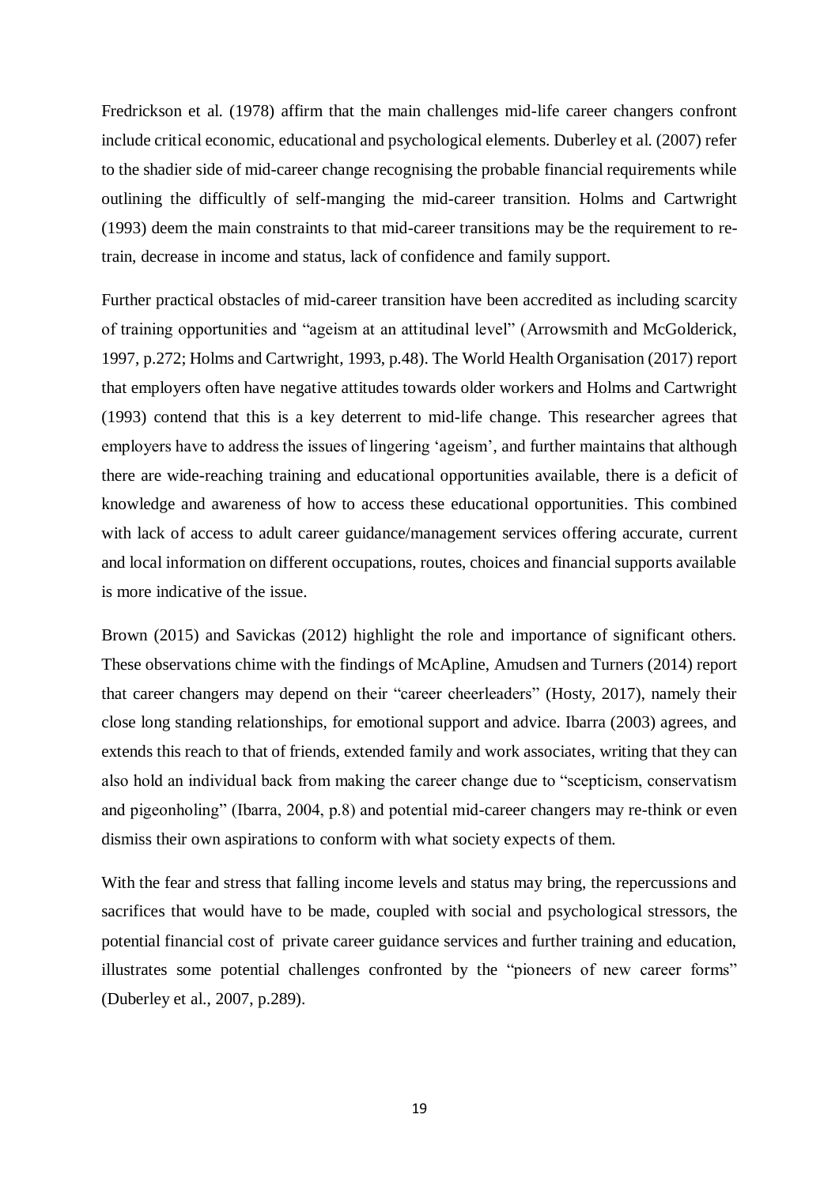Fredrickson et al. (1978) affirm that the main challenges mid-life career changers confront include critical economic, educational and psychological elements. Duberley et al. (2007) refer to the shadier side of mid-career change recognising the probable financial requirements while outlining the difficultly of self-manging the mid-career transition. Holms and Cartwright (1993) deem the main constraints to that mid-career transitions may be the requirement to re-train, decrease in income and status, lack of confidence and family support.

Further practical obstacles of mid-career transition have been accredited as including scarcity of training opportunities and "ageism at an attitudinal level" (Arrowsmith and McGolderick, 1997, p.272; Holms and Cartwright, 1993, p.48). The World Health Organisation (2017) report that employers often have negative attitudes towards older workers and Holms and Cartwright (1993) contend that this is a key deterrent to mid-life change. This researcher agrees that employers have to address the issues of lingering 'ageism', and further maintains that although there are wide-reaching training and educational opportunities available, there is a deficit of knowledge and awareness of how to access these educational opportunities. This combined with lack of access to adult career guidance/management services offering accurate, current and local information on different occupations, routes, choices and financial supports available is more indicative of the issue.

Brown (2015) and Savickas (2012) highlight the role and importance of significant others. These observations chime with the findings of McApline, Amudsen and Turners (2014) report that career changers may depend on their "career cheerleaders" (Hosty, 2017), namely their close long standing relationships, for emotional support and advice. Ibarra (2003) agrees, and extends this reach to that of friends, extended family and work associates, writing that they can also hold an individual back from making the career change due to "scepticism, conservatism and pigeonholing" (Ibarra, 2004, p.8) and potential mid-career changers may re-think or even dismiss their own aspirations to conform with what society expects of them.

With the fear and stress that falling income levels and status may bring, the repercussions and sacrifices that would have to be made, coupled with social and psychological stressors, the potential financial cost of private career guidance services and further training and education, illustrates some potential challenges confronted by the "pioneers of new career forms" (Duberley et al., 2007, p.289).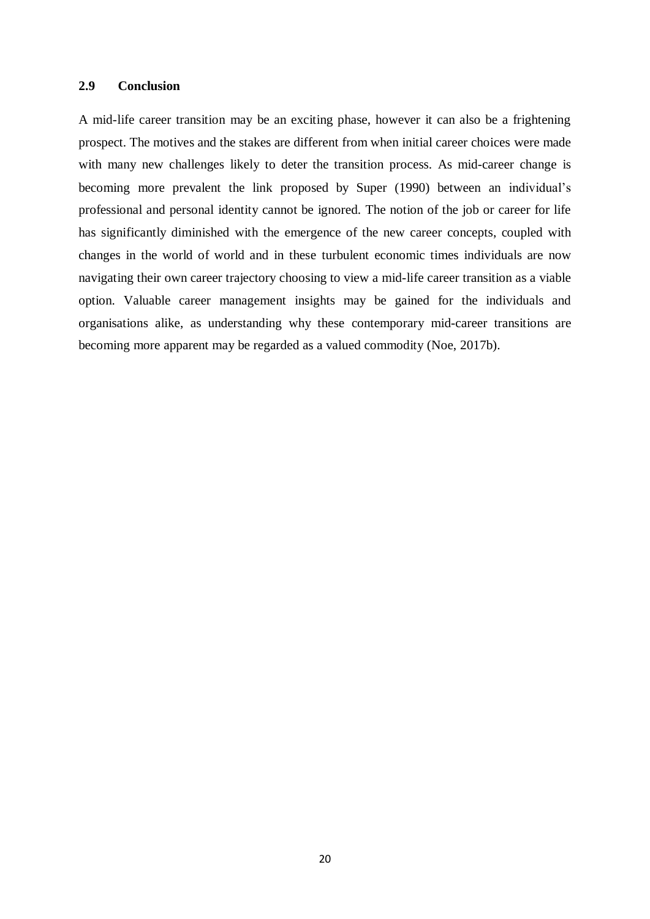## 2.9 Conclusion

A mid-life career transition may be an exciting phase, however it can also be a frightening prospect. The motives and the stakes are different from when initial career choices were made with many new challenges likely to deter the transition process. As mid-career change is becoming more prevalent the link proposed by Super (1990) between an individual's professional and personal identity cannot be ignored. The notion of the job or career for life has significantly diminished with the emergence of the new career concepts, coupled with changes in the world of world and in these turbulent economic times individuals are now navigating their own career trajectory choosing to view a mid-life career transition as a viable option. Valuable career management insights may be gained for the individuals and organisations alike, as understanding why these contemporary mid-career transitions are becoming more apparent may be regarded as a valued commodity (Noe, 2017b).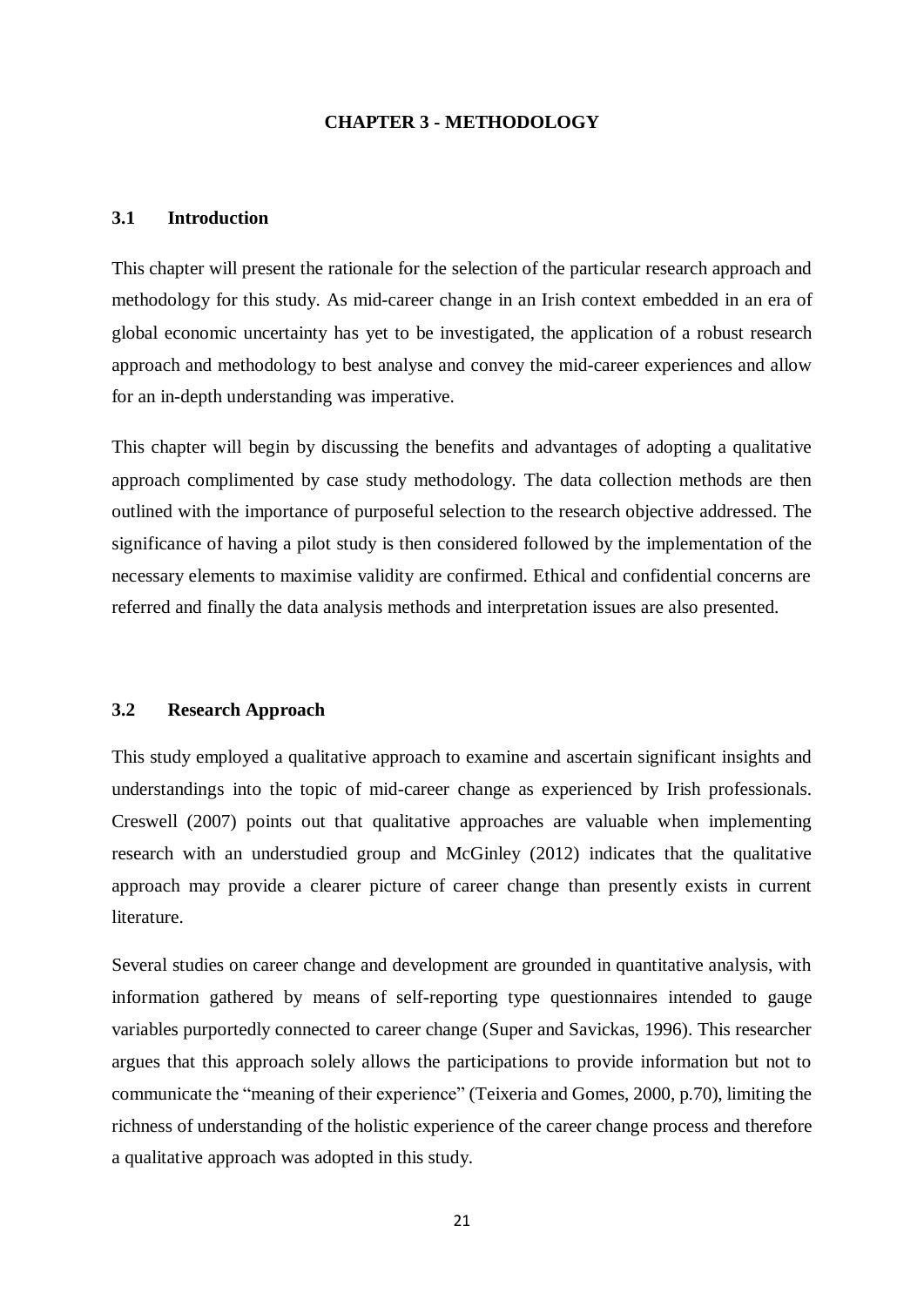# CHAPTER 3 - METHODOLOGY

## 3.1 Introduction

This chapter will present the rationale for the selection of the particular research approach and methodology for this study. As mid-career change in an Irish context embedded in an era of global economic uncertainty has yet to be investigated, the application of a robust research approach and methodology to best analyse and convey the mid-career experiences and allow for an in-depth understanding was imperative.

This chapter will begin by discussing the benefits and advantages of adopting a qualitative approach complimented by case study methodology. The data collection methods are then outlined with the importance of purposeful selection to the research objective addressed. The significance of having a pilot study is then considered followed by the implementation of the necessary elements to maximise validity are confirmed. Ethical and confidential concerns are referred and finally the data analysis methods and interpretation issues are also presented.

## 3.2 Research Approach

This study employed a qualitative approach to examine and ascertain significant insights and understandings into the topic of mid-career change as experienced by Irish professionals. Creswell (2007) points out that qualitative approaches are valuable when implementing research with an understudied group and McGinley (2012) indicates that the qualitative approach may provide a clearer picture of career change than presently exists in current literature.

Several studies on career change and development are grounded in quantitative analysis, with information gathered by means of self-reporting type questionnaires intended to gauge variables purportedly connected to career change (Super and Savickas, 1996). This researcher argues that this approach solely allows the participations to provide information but not to communicate the "meaning of their experience" (Teixeria and Gomes, 2000, p.70), limiting the richness of understanding of the holistic experience of the career change process and therefore a qualitative approach was adopted in this study.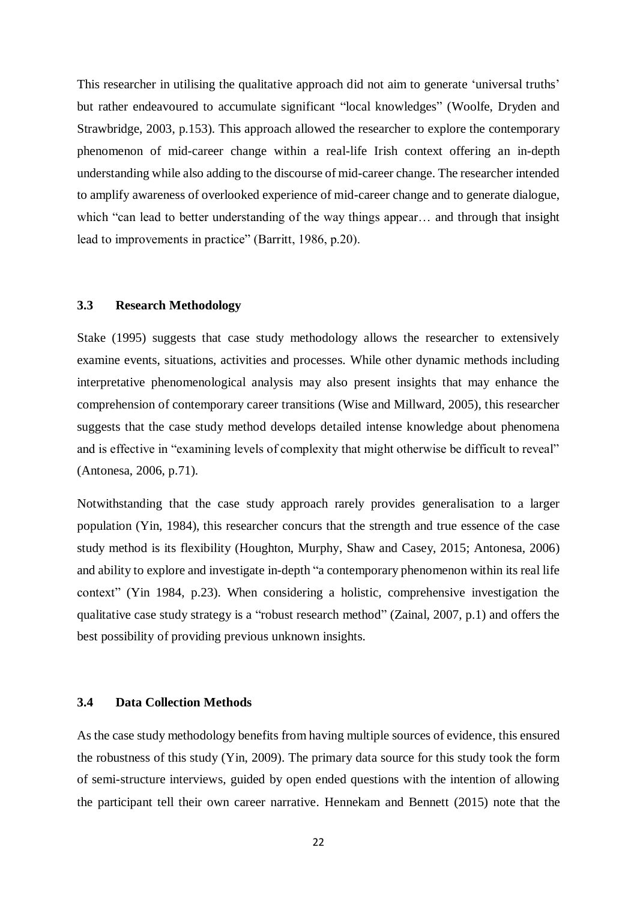This researcher in utilising the qualitative approach did not aim to generate 'universal truths' but rather endeavoured to accumulate significant "local knowledges" (Woolfe, Dryden and Strawbridge, 2003, p.153). This approach allowed the researcher to explore the contemporary phenomenon of mid-career change within a real-life Irish context offering an in-depth understanding while also adding to the discourse of mid-career change. The researcher intended to amplify awareness of overlooked experience of mid-career change and to generate dialogue, which "can lead to better understanding of the way things appear… and through that insight lead to improvements in practice" (Barritt, 1986, p.20).

### 3.3 Research Methodology

Stake (1995) suggests that case study methodology allows the researcher to extensively examine events, situations, activities and processes. While other dynamic methods including interpretative phenomenological analysis may also present insights that may enhance the comprehension of contemporary career transitions (Wise and Millward, 2005), this researcher suggests that the case study method develops detailed intense knowledge about phenomena and is effective in "examining levels of complexity that might otherwise be difficult to reveal" (Antonesa, 2006, p.71).

Notwithstanding that the case study approach rarely provides generalisation to a larger population (Yin, 1984), this researcher concurs that the strength and true essence of the case study method is its flexibility (Houghton, Murphy, Shaw and Casey, 2015; Antonesa, 2006) and ability to explore and investigate in-depth "a contemporary phenomenon within its real life context" (Yin 1984, p.23). When considering a holistic, comprehensive investigation the qualitative case study strategy is a "robust research method" (Zainal, 2007, p.1) and offers the best possibility of providing previous unknown insights.

### 3.4 Data Collection Methods

As the case study methodology benefits from having multiple sources of evidence, this ensured the robustness of this study (Yin, 2009). The primary data source for this study took the form of semi-structure interviews, guided by open ended questions with the intention of allowing the participant tell their own career narrative. Hennekam and Bennett (2015) note that the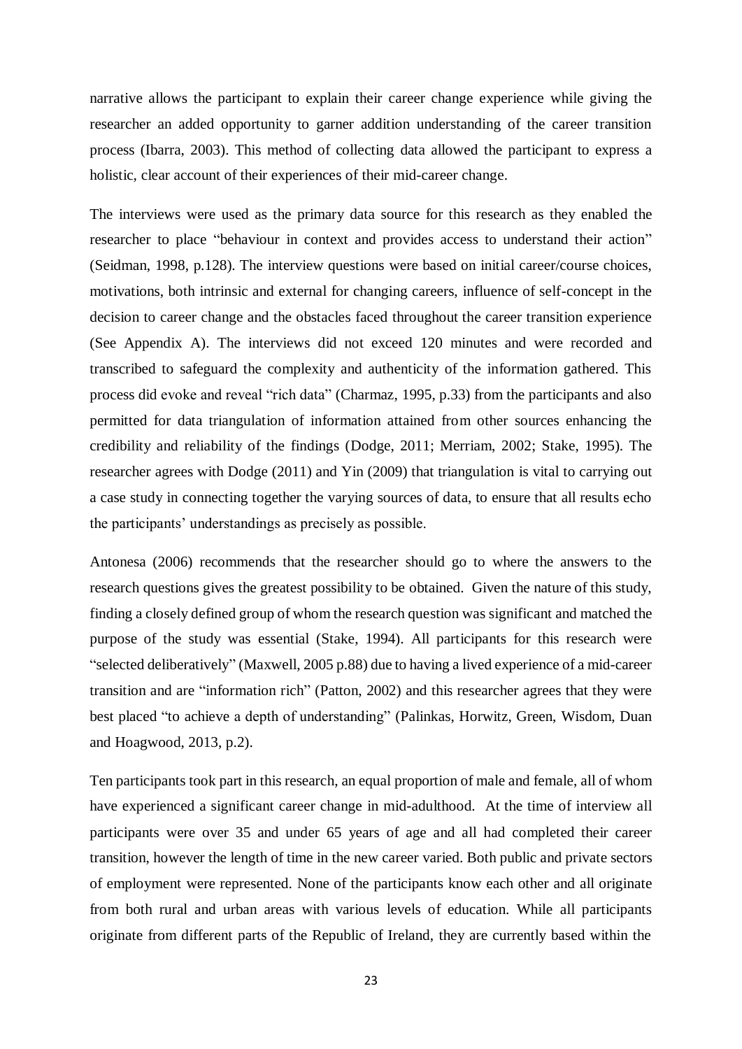narrative allows the participant to explain their career change experience while giving the researcher an added opportunity to garner addition understanding of the career transition process (Ibarra, 2003). This method of collecting data allowed the participant to express a holistic, clear account of their experiences of their mid-career change.

The interviews were used as the primary data source for this research as they enabled the researcher to place "behaviour in context and provides access to understand their action" (Seidman, 1998, p.128). The interview questions were based on initial career/course choices, motivations, both intrinsic and external for changing careers, influence of self-concept in the decision to career change and the obstacles faced throughout the career transition experience (See Appendix A). The interviews did not exceed 120 minutes and were recorded and transcribed to safeguard the complexity and authenticity of the information gathered. This process did evoke and reveal "rich data" (Charmaz, 1995, p.33) from the participants and also permitted for data triangulation of information attained from other sources enhancing the credibility and reliability of the findings (Dodge, 2011; Merriam, 2002; Stake, 1995). The researcher agrees with Dodge (2011) and Yin (2009) that triangulation is vital to carrying out a case study in connecting together the varying sources of data, to ensure that all results echo the participants' understandings as precisely as possible.

Antonesa (2006) recommends that the researcher should go to where the answers to the research questions gives the greatest possibility to be obtained. Given the nature of this study, finding a closely defined group of whom the research question was significant and matched the purpose of the study was essential (Stake, 1994). All participants for this research were "selected deliberatively" (Maxwell, 2005 p.88) due to having a lived experience of a mid-career transition and are "information rich" (Patton, 2002) and this researcher agrees that they were best placed "to achieve a depth of understanding" (Palinkas, Horwitz, Green, Wisdom, Duan and Hoagwood, 2013, p.2).

Ten participants took part in this research, an equal proportion of male and female, all of whom have experienced a significant career change in mid-adulthood. At the time of interview all participants were over 35 and under 65 years of age and all had completed their career transition, however the length of time in the new career varied. Both public and private sectors of employment were represented. None of the participants know each other and all originate from both rural and urban areas with various levels of education. While all participants originate from different parts of the Republic of Ireland, they are currently based within the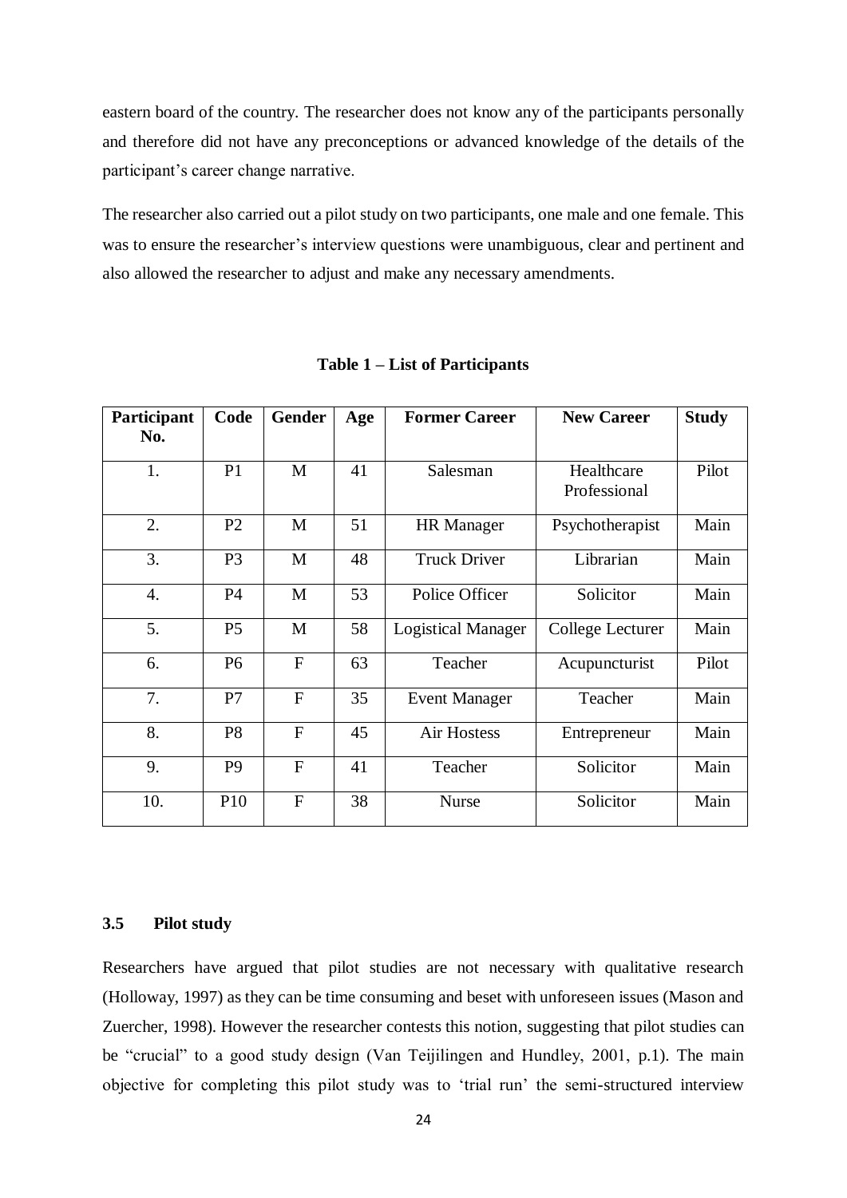eastern board of the country. The researcher does not know any of the participants personally and therefore did not have any preconceptions or advanced knowledge of the details of the participant's career change narrative.

The researcher also carried out a pilot study on two participants, one male and one female. This was to ensure the researcher's interview questions were unambiguous, clear and pertinent and also allowed the researcher to adjust and make any necessary amendments.

**Table 1 – List of Participants**

| Participant No. | Code | Gender | Age | Former Career | New Career | Study |
|---|---|---|---|---|---|---|
| 1. | P1 | M | 41 | Salesman | Healthcare Professional | Pilot |
| 2. | P2 | M | 51 | HR Manager | Psychotherapist | Main |
| 3. | P3 | M | 48 | Truck Driver | Librarian | Main |
| 4. | P4 | M | 53 | Police Officer | Solicitor | Main |
| 5. | P5 | M | 58 | Logistical Manager | College Lecturer | Main |
| 6. | P6 | F | 63 | Teacher | Acupuncturist | Pilot |
| 7. | P7 | F | 35 | Event Manager | Teacher | Main |
| 8. | P8 | F | 45 | Air Hostess | Entrepreneur | Main |
| 9. | P9 | F | 41 | Teacher | Solicitor | Main |
| 10. | P10 | F | 38 | Nurse | Solicitor | Main |

### 3.5 Pilot study

Researchers have argued that pilot studies are not necessary with qualitative research (Holloway, 1997) as they can be time consuming and beset with unforeseen issues (Mason and Zuercher, 1998). However the researcher contests this notion, suggesting that pilot studies can be "crucial" to a good study design (Van Teijilingen and Hundley, 2001, p.1). The main objective for completing this pilot study was to 'trial run' the semi-structured interview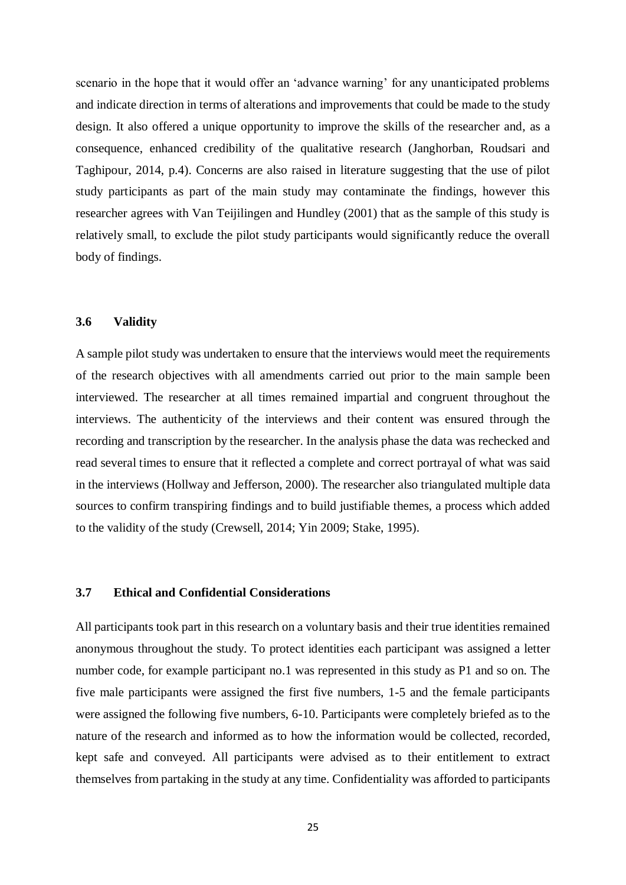scenario in the hope that it would offer an 'advance warning' for any unanticipated problems and indicate direction in terms of alterations and improvements that could be made to the study design. It also offered a unique opportunity to improve the skills of the researcher and, as a consequence, enhanced credibility of the qualitative research (Janghorban, Roudsari and Taghipour, 2014, p.4). Concerns are also raised in literature suggesting that the use of pilot study participants as part of the main study may contaminate the findings, however this researcher agrees with Van Teijilingen and Hundley (2001) that as the sample of this study is relatively small, to exclude the pilot study participants would significantly reduce the overall body of findings.

### 3.6 Validity

A sample pilot study was undertaken to ensure that the interviews would meet the requirements of the research objectives with all amendments carried out prior to the main sample been interviewed. The researcher at all times remained impartial and congruent throughout the interviews. The authenticity of the interviews and their content was ensured through the recording and transcription by the researcher. In the analysis phase the data was rechecked and read several times to ensure that it reflected a complete and correct portrayal of what was said in the interviews (Hollway and Jefferson, 2000). The researcher also triangulated multiple data sources to confirm transpiring findings and to build justifiable themes, a process which added to the validity of the study (Crewsell, 2014; Yin 2009; Stake, 1995).

### 3.7 Ethical and Confidential Considerations

All participants took part in this research on a voluntary basis and their true identities remained anonymous throughout the study. To protect identities each participant was assigned a letter number code, for example participant no.1 was represented in this study as P1 and so on. The five male participants were assigned the first five numbers, 1-5 and the female participants were assigned the following five numbers, 6-10. Participants were completely briefed as to the nature of the research and informed as to how the information would be collected, recorded, kept safe and conveyed. All participants were advised as to their entitlement to extract themselves from partaking in the study at any time. Confidentiality was afforded to participants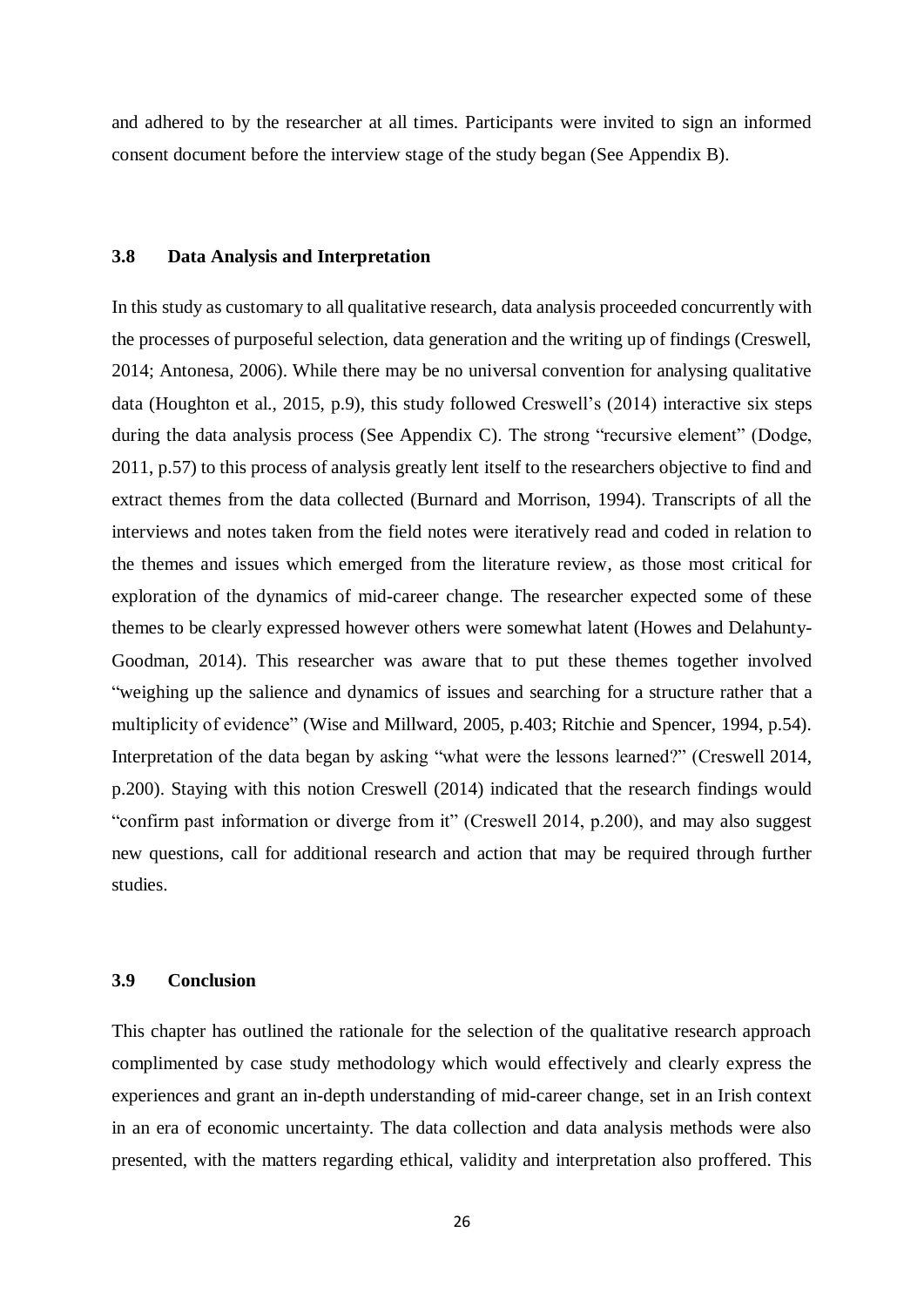and adhered to by the researcher at all times. Participants were invited to sign an informed consent document before the interview stage of the study began (See Appendix B).

### 3.8 Data Analysis and Interpretation

In this study as customary to all qualitative research, data analysis proceeded concurrently with the processes of purposeful selection, data generation and the writing up of findings (Creswell, 2014; Antonesa, 2006). While there may be no universal convention for analysing qualitative data (Houghton et al., 2015, p.9), this study followed Creswell's (2014) interactive six steps during the data analysis process (See Appendix C). The strong "recursive element" (Dodge, 2011, p.57) to this process of analysis greatly lent itself to the researchers objective to find and extract themes from the data collected (Burnard and Morrison, 1994). Transcripts of all the interviews and notes taken from the field notes were iteratively read and coded in relation to the themes and issues which emerged from the literature review, as those most critical for exploration of the dynamics of mid-career change. The researcher expected some of these themes to be clearly expressed however others were somewhat latent (Howes and Delahunty-Goodman, 2014). This researcher was aware that to put these themes together involved "weighing up the salience and dynamics of issues and searching for a structure rather that a multiplicity of evidence" (Wise and Millward, 2005, p.403; Ritchie and Spencer, 1994, p.54). Interpretation of the data began by asking "what were the lessons learned?" (Creswell 2014, p.200). Staying with this notion Creswell (2014) indicated that the research findings would "confirm past information or diverge from it" (Creswell 2014, p.200), and may also suggest new questions, call for additional research and action that may be required through further studies.

### 3.9 Conclusion

This chapter has outlined the rationale for the selection of the qualitative research approach complimented by case study methodology which would effectively and clearly express the experiences and grant an in-depth understanding of mid-career change, set in an Irish context in an era of economic uncertainty. The data collection and data analysis methods were also presented, with the matters regarding ethical, validity and interpretation also proffered. This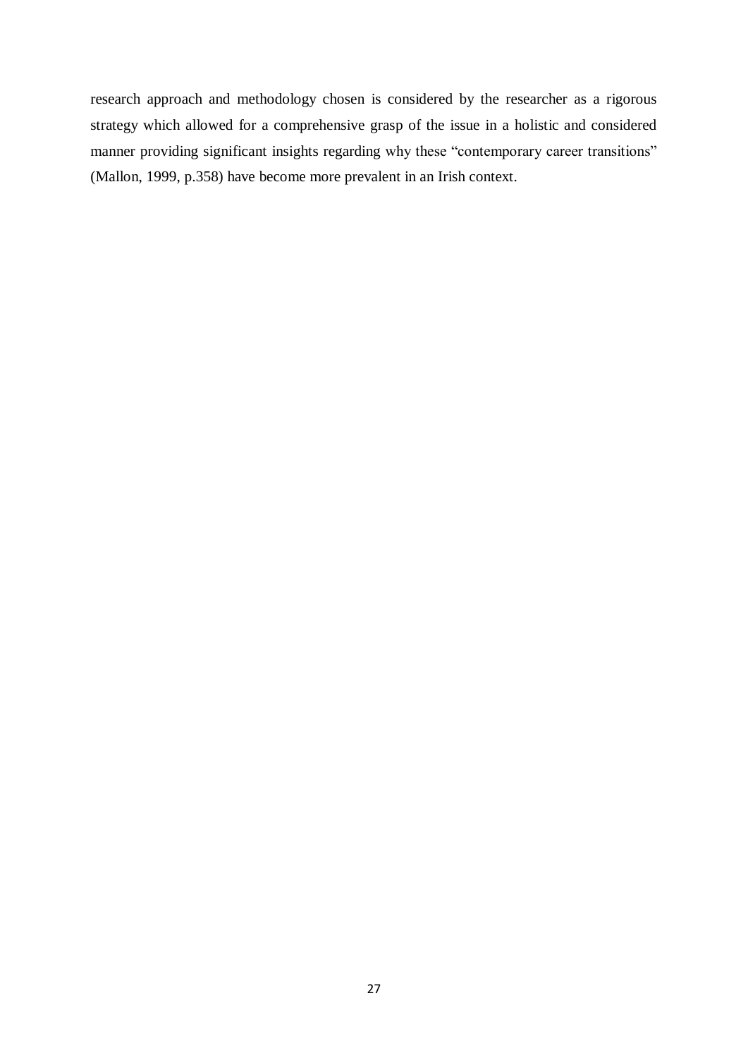research approach and methodology chosen is considered by the researcher as a rigorous strategy which allowed for a comprehensive grasp of the issue in a holistic and considered manner providing significant insights regarding why these "contemporary career transitions" (Mallon, 1999, p.358) have become more prevalent in an Irish context.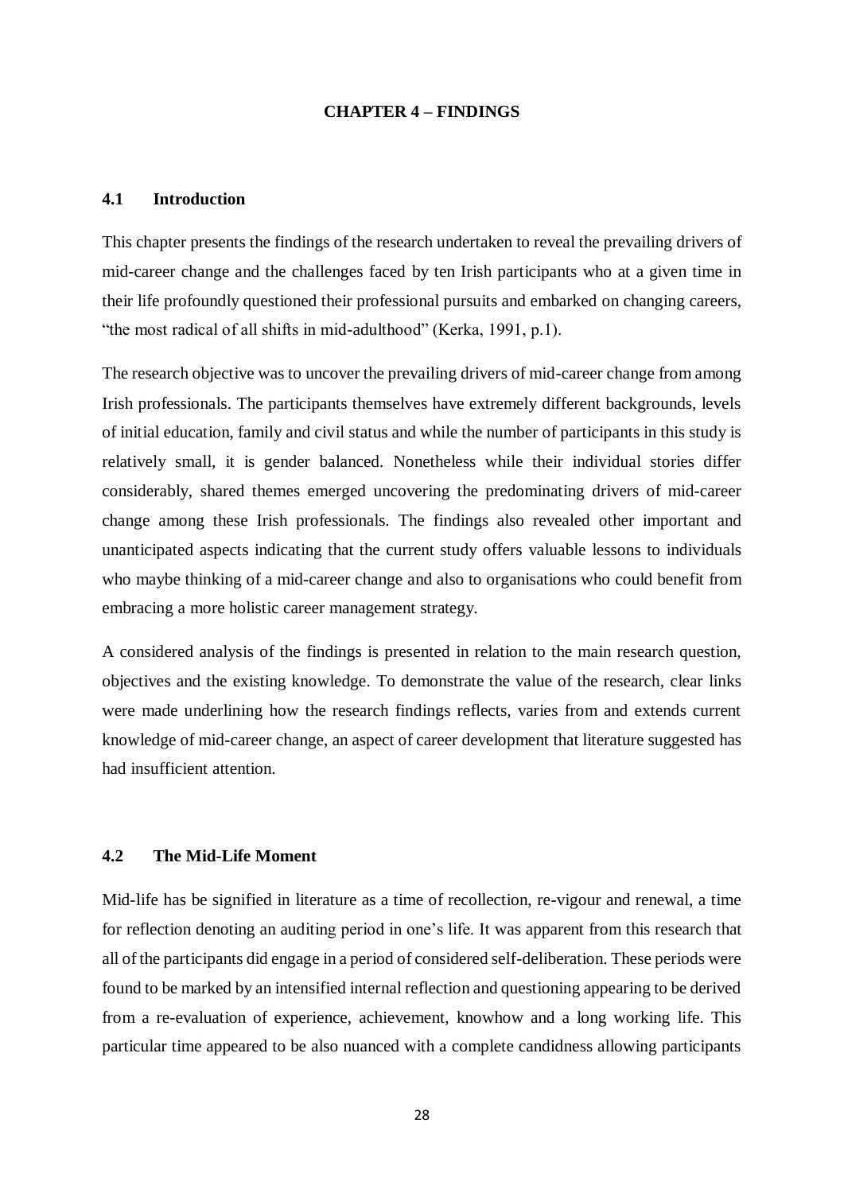# CHAPTER 4 – FINDINGS

## 4.1 Introduction

This chapter presents the findings of the research undertaken to reveal the prevailing drivers of mid-career change and the challenges faced by ten Irish participants who at a given time in their life profoundly questioned their professional pursuits and embarked on changing careers, "the most radical of all shifts in mid-adulthood" (Kerka, 1991, p.1).

The research objective was to uncover the prevailing drivers of mid-career change from among Irish professionals. The participants themselves have extremely different backgrounds, levels of initial education, family and civil status and while the number of participants in this study is relatively small, it is gender balanced. Nonetheless while their individual stories differ considerably, shared themes emerged uncovering the predominating drivers of mid-career change among these Irish professionals. The findings also revealed other important and unanticipated aspects indicating that the current study offers valuable lessons to individuals who maybe thinking of a mid-career change and also to organisations who could benefit from embracing a more holistic career management strategy.

A considered analysis of the findings is presented in relation to the main research question, objectives and the existing knowledge. To demonstrate the value of the research, clear links were made underlining how the research findings reflects, varies from and extends current knowledge of mid-career change, an aspect of career development that literature suggested has had insufficient attention.

## 4.2 The Mid-Life Moment

Mid-life has be signified in literature as a time of recollection, re-vigour and renewal, a time for reflection denoting an auditing period in one's life. It was apparent from this research that all of the participants did engage in a period of considered self-deliberation. These periods were found to be marked by an intensified internal reflection and questioning appearing to be derived from a re-evaluation of experience, achievement, knowhow and a long working life. This particular time appeared to be also nuanced with a complete candidness allowing participants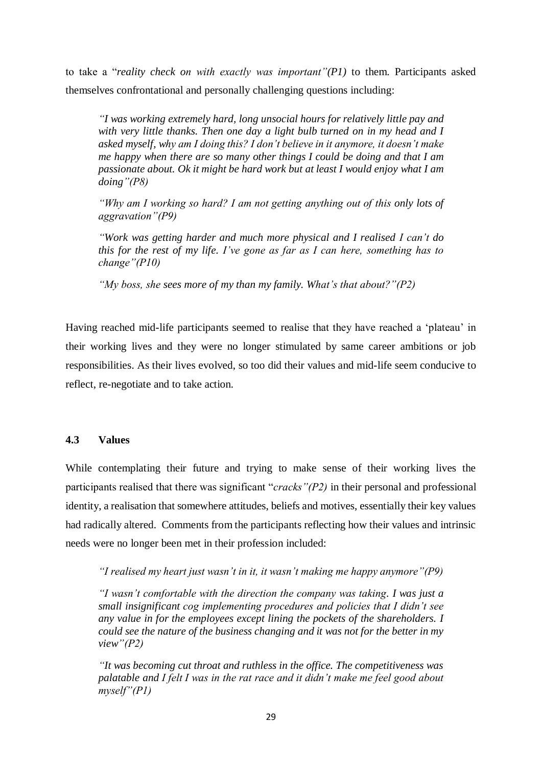to take a "*reality check on with exactly was important"(P1)* to them. Participants asked themselves confrontational and personally challenging questions including:

> *"I was working extremely hard, long unsocial hours for relatively little pay and with very little thanks. Then one day a light bulb turned on in my head and I asked myself, why am I doing this? I don't believe in it anymore, it doesn't make me happy when there are so many other things I could be doing and that I am passionate about. Ok it might be hard work but at least I would enjoy what I am doing"(P8)*
>
> *"Why am I working so hard? I am not getting anything out of this only lots of aggravation"(P9)*
>
> *"Work was getting harder and much more physical and I realised I can't do this for the rest of my life. I've gone as far as I can here, something has to change"(P10)*
>
> *"My boss, she sees more of my than my family. What's that about?"(P2)*

Having reached mid-life participants seemed to realise that they have reached a 'plateau' in their working lives and they were no longer stimulated by same career ambitions or job responsibilities. As their lives evolved, so too did their values and mid-life seem conducive to reflect, re-negotiate and to take action.

### 4.3 Values

While contemplating their future and trying to make sense of their working lives the participants realised that there was significant "*cracks"(P2)* in their personal and professional identity, a realisation that somewhere attitudes, beliefs and motives, essentially their key values had radically altered. Comments from the participants reflecting how their values and intrinsic needs were no longer been met in their profession included:

> *"I realised my heart just wasn't in it, it wasn't making me happy anymore"(P9)*
>
> *"I wasn't comfortable with the direction the company was taking. I was just a small insignificant cog implementing procedures and policies that I didn't see any value in for the employees except lining the pockets of the shareholders. I could see the nature of the business changing and it was not for the better in my view"(P2)*
>
> *"It was becoming cut throat and ruthless in the office. The competitiveness was palatable and I felt I was in the rat race and it didn't make me feel good about myself"(P1)*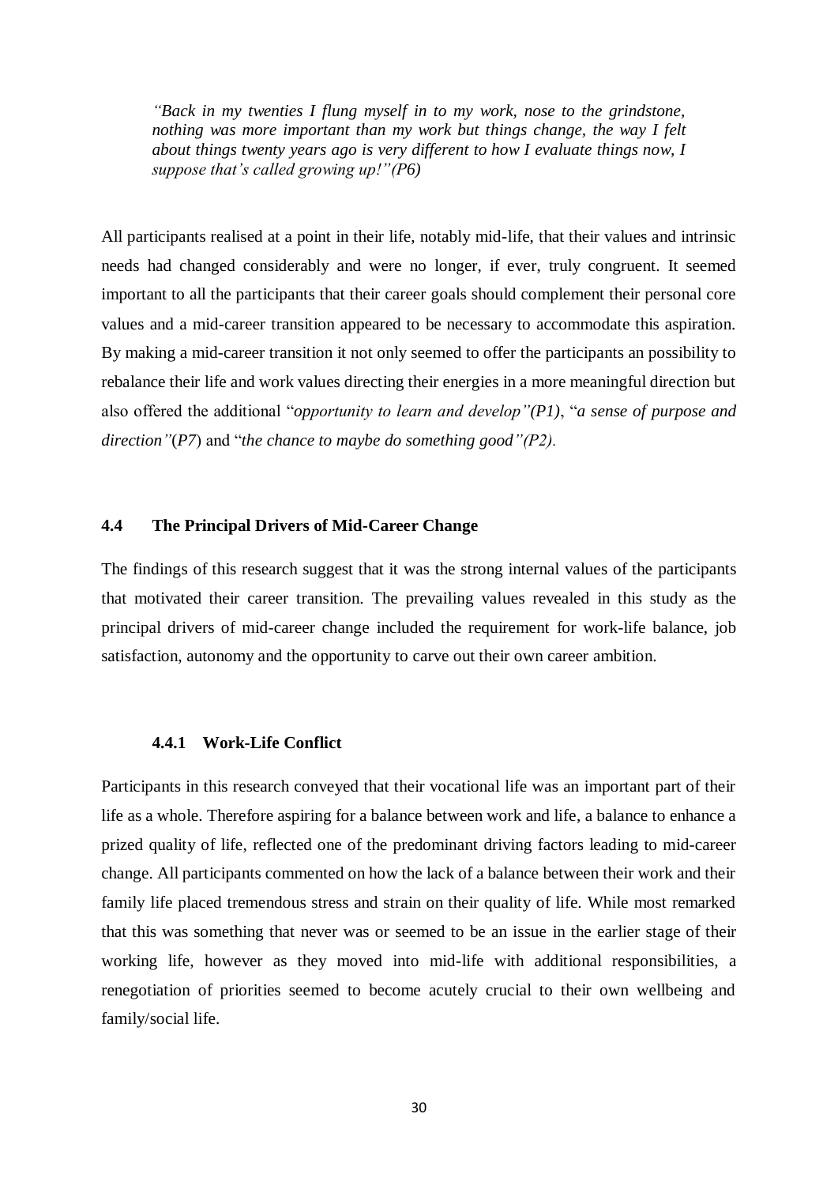*"Back in my twenties I flung myself in to my work, nose to the grindstone, nothing was more important than my work but things change, the way I felt about things twenty years ago is very different to how I evaluate things now, I suppose that's called growing up!"(P6)*

All participants realised at a point in their life, notably mid-life, that their values and intrinsic needs had changed considerably and were no longer, if ever, truly congruent. It seemed important to all the participants that their career goals should complement their personal core values and a mid-career transition appeared to be necessary to accommodate this aspiration. By making a mid-career transition it not only seemed to offer the participants an possibility to rebalance their life and work values directing their energies in a more meaningful direction but also offered the additional "*opportunity to learn and develop"(P1)*, "*a sense of purpose and direction"*(*P7*) and "*the chance to maybe do something good"(P2).*

## 4.4 The Principal Drivers of Mid-Career Change

The findings of this research suggest that it was the strong internal values of the participants that motivated their career transition. The prevailing values revealed in this study as the principal drivers of mid-career change included the requirement for work-life balance, job satisfaction, autonomy and the opportunity to carve out their own career ambition.

### 4.4.1 Work-Life Conflict

Participants in this research conveyed that their vocational life was an important part of their life as a whole. Therefore aspiring for a balance between work and life, a balance to enhance a prized quality of life, reflected one of the predominant driving factors leading to mid-career change. All participants commented on how the lack of a balance between their work and their family life placed tremendous stress and strain on their quality of life. While most remarked that this was something that never was or seemed to be an issue in the earlier stage of their working life, however as they moved into mid-life with additional responsibilities, a renegotiation of priorities seemed to become acutely crucial to their own wellbeing and family/social life.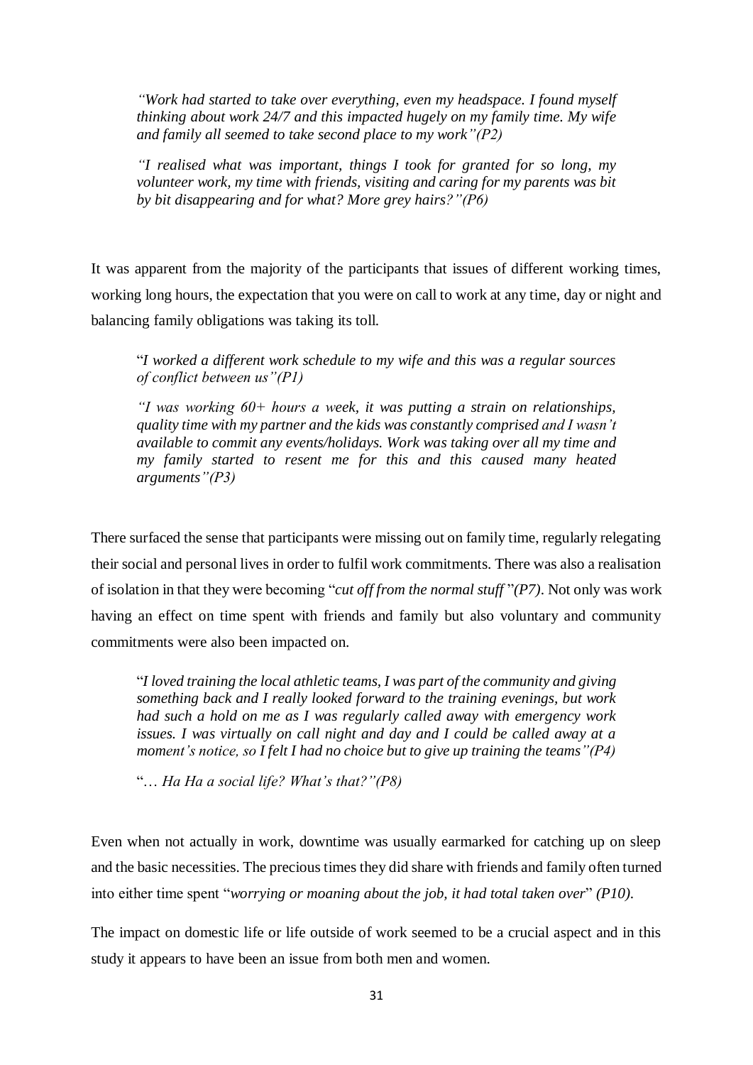*"Work had started to take over everything, even my headspace. I found myself thinking about work 24/7 and this impacted hugely on my family time. My wife and family all seemed to take second place to my work"(P2)*

*"I realised what was important, things I took for granted for so long, my volunteer work, my time with friends, visiting and caring for my parents was bit by bit disappearing and for what? More grey hairs?"(P6)*

It was apparent from the majority of the participants that issues of different working times, working long hours, the expectation that you were on call to work at any time, day or night and balancing family obligations was taking its toll.

"*I worked a different work schedule to my wife and this was a regular sources of conflict between us"(P1)*

*"I was working 60+ hours a week, it was putting a strain on relationships, quality time with my partner and the kids was constantly comprised and I wasn't available to commit any events/holidays. Work was taking over all my time and my family started to resent me for this and this caused many heated arguments"(P3)*

There surfaced the sense that participants were missing out on family time, regularly relegating their social and personal lives in order to fulfil work commitments. There was also a realisation of isolation in that they were becoming "*cut off from the normal stuff* "*(P7)*. Not only was work having an effect on time spent with friends and family but also voluntary and community commitments were also been impacted on.

"*I loved training the local athletic teams, I was part of the community and giving something back and I really looked forward to the training evenings, but work had such a hold on me as I was regularly called away with emergency work issues. I was virtually on call night and day and I could be called away at a moment's notice, so I felt I had no choice but to give up training the teams"(P4)*

"*… Ha Ha a social life? What's that?"(P8)*

Even when not actually in work, downtime was usually earmarked for catching up on sleep and the basic necessities. The precious times they did share with friends and family often turned into either time spent "*worrying or moaning about the job, it had total taken over*" *(P10)*.

The impact on domestic life or life outside of work seemed to be a crucial aspect and in this study it appears to have been an issue from both men and women.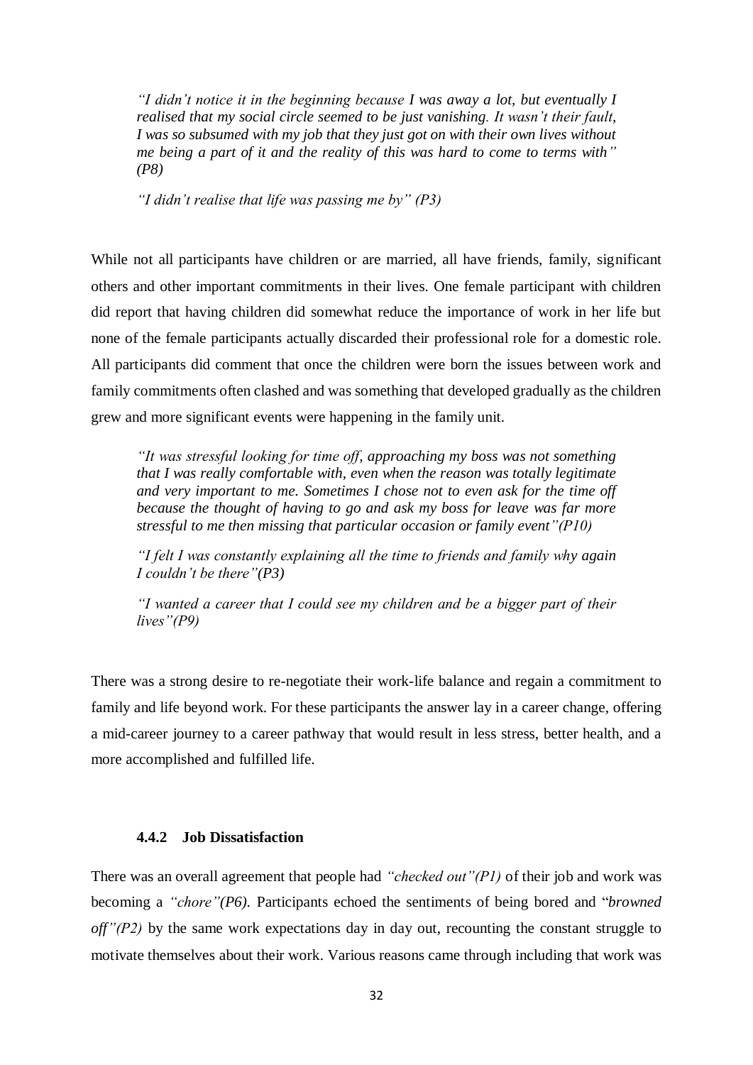> *"I didn't notice it in the beginning because I was away a lot, but eventually I realised that my social circle seemed to be just vanishing. It wasn't their fault, I was so subsumed with my job that they just got on with their own lives without me being a part of it and the reality of this was hard to come to terms with" (P8)*

> *"I didn't realise that life was passing me by" (P3)*

While not all participants have children or are married, all have friends, family, significant others and other important commitments in their lives. One female participant with children did report that having children did somewhat reduce the importance of work in her life but none of the female participants actually discarded their professional role for a domestic role. All participants did comment that once the children were born the issues between work and family commitments often clashed and was something that developed gradually as the children grew and more significant events were happening in the family unit.

> *"It was stressful looking for time off, approaching my boss was not something that I was really comfortable with, even when the reason was totally legitimate and very important to me. Sometimes I chose not to even ask for the time off because the thought of having to go and ask my boss for leave was far more stressful to me then missing that particular occasion or family event"(P10)*

> *"I felt I was constantly explaining all the time to friends and family why again I couldn't be there"(P3)*

> *"I wanted a career that I could see my children and be a bigger part of their lives"(P9)*

There was a strong desire to re-negotiate their work-life balance and regain a commitment to family and life beyond work. For these participants the answer lay in a career change, offering a mid-career journey to a career pathway that would result in less stress, better health, and a more accomplished and fulfilled life.

#### 4.4.2 Job Dissatisfaction

There was an overall agreement that people had *"checked out"(P1)* of their job and work was becoming a *"chore"(P6)*. Participants echoed the sentiments of being bored and "*browned off"(P2)* by the same work expectations day in day out, recounting the constant struggle to motivate themselves about their work. Various reasons came through including that work was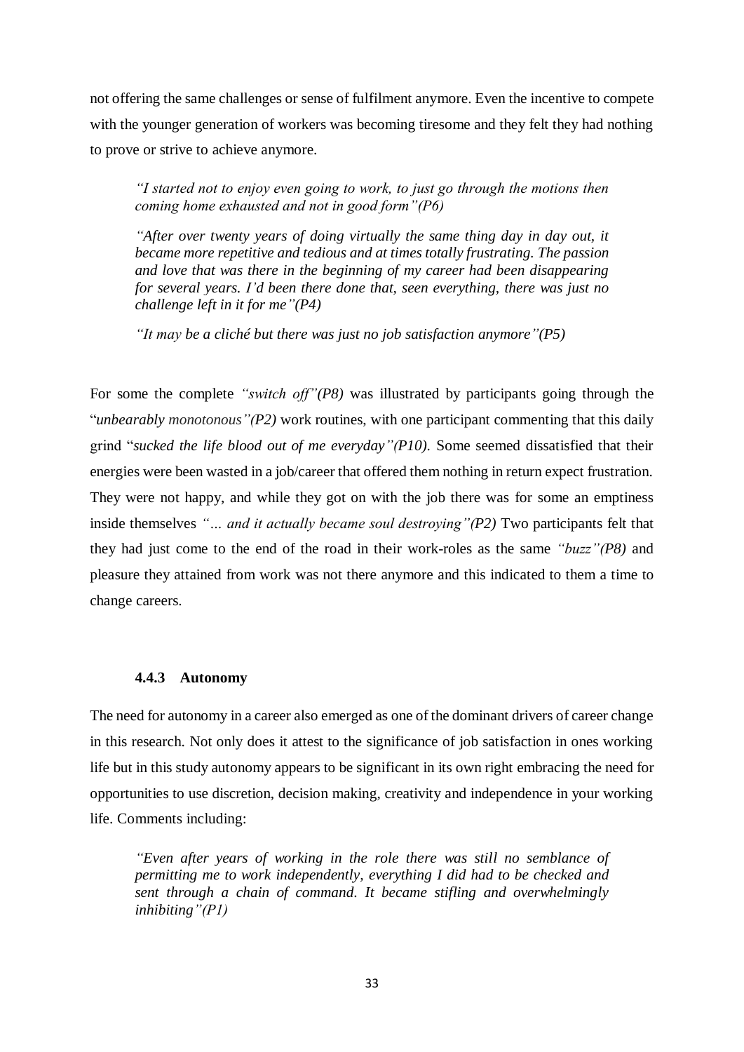not offering the same challenges or sense of fulfilment anymore. Even the incentive to compete with the younger generation of workers was becoming tiresome and they felt they had nothing to prove or strive to achieve anymore.

> *"I started not to enjoy even going to work, to just go through the motions then coming home exhausted and not in good form"(P6)*
>
> *"After over twenty years of doing virtually the same thing day in day out, it became more repetitive and tedious and at times totally frustrating. The passion and love that was there in the beginning of my career had been disappearing for several years. I'd been there done that, seen everything, there was just no challenge left in it for me"(P4)*
>
> *"It may be a cliché but there was just no job satisfaction anymore"(P5)*

For some the complete *"switch off"(P8)* was illustrated by participants going through the "*unbearably monotonous"(P2)* work routines, with one participant commenting that this daily grind "*sucked the life blood out of me everyday"(P10)*. Some seemed dissatisfied that their energies were been wasted in a job/career that offered them nothing in return expect frustration. They were not happy, and while they got on with the job there was for some an emptiness inside themselves *"… and it actually became soul destroying"(P2)* Two participants felt that they had just come to the end of the road in their work-roles as the same *"buzz"(P8)* and pleasure they attained from work was not there anymore and this indicated to them a time to change careers.

#### 4.4.3 Autonomy

The need for autonomy in a career also emerged as one of the dominant drivers of career change in this research. Not only does it attest to the significance of job satisfaction in ones working life but in this study autonomy appears to be significant in its own right embracing the need for opportunities to use discretion, decision making, creativity and independence in your working life. Comments including:

> *"Even after years of working in the role there was still no semblance of permitting me to work independently, everything I did had to be checked and sent through a chain of command. It became stifling and overwhelmingly inhibiting"(P1)*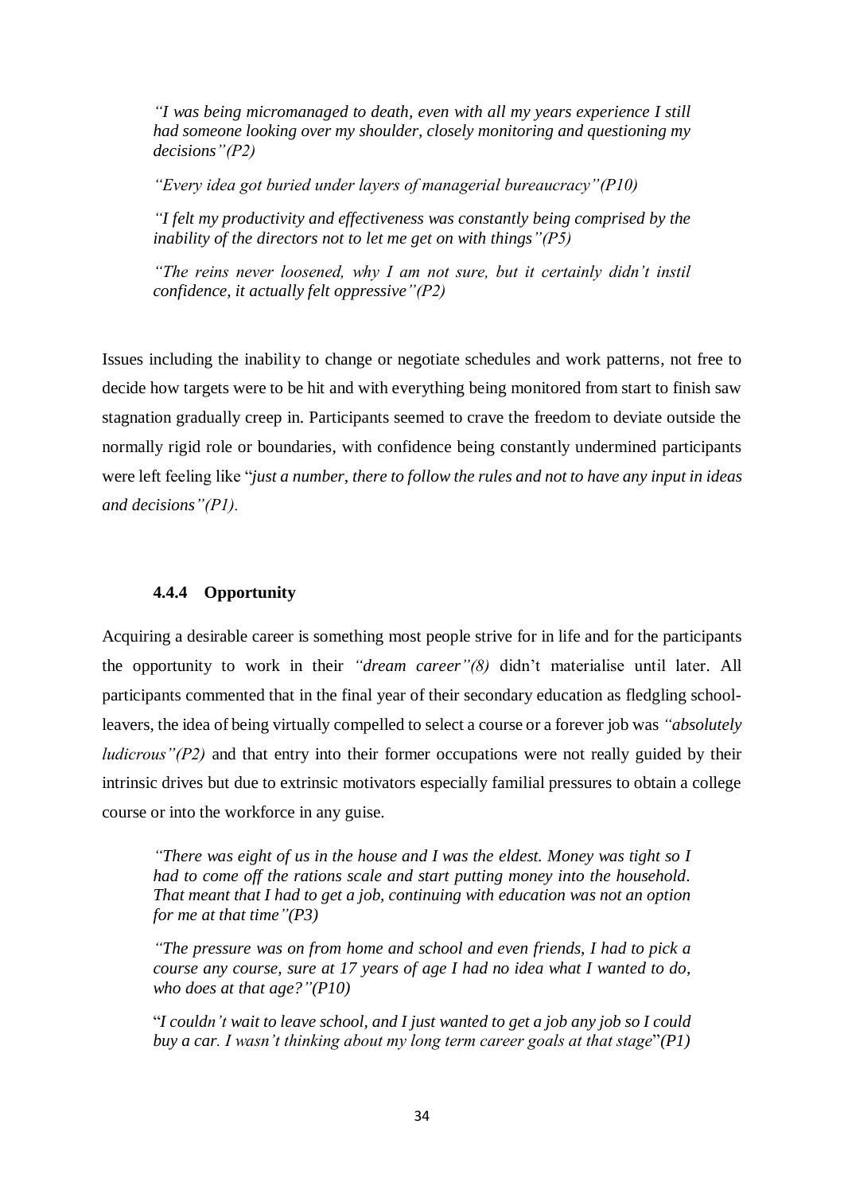*"I was being micromanaged to death, even with all my years experience I still had someone looking over my shoulder, closely monitoring and questioning my decisions"(P2)*

*"Every idea got buried under layers of managerial bureaucracy"(P10)*

*"I felt my productivity and effectiveness was constantly being comprised by the inability of the directors not to let me get on with things"(P5)*

*"The reins never loosened, why I am not sure, but it certainly didn't instil confidence, it actually felt oppressive"(P2)*

Issues including the inability to change or negotiate schedules and work patterns, not free to decide how targets were to be hit and with everything being monitored from start to finish saw stagnation gradually creep in. Participants seemed to crave the freedom to deviate outside the normally rigid role or boundaries, with confidence being constantly undermined participants were left feeling like "*just a number, there to follow the rules and not to have any input in ideas and decisions"(P1).*

#### 4.4.4 Opportunity

Acquiring a desirable career is something most people strive for in life and for the participants the opportunity to work in their *"dream career"(8)* didn't materialise until later. All participants commented that in the final year of their secondary education as fledgling school-leavers, the idea of being virtually compelled to select a course or a forever job was *"absolutely ludicrous"(P2)* and that entry into their former occupations were not really guided by their intrinsic drives but due to extrinsic motivators especially familial pressures to obtain a college course or into the workforce in any guise.

*"There was eight of us in the house and I was the eldest. Money was tight so I had to come off the rations scale and start putting money into the household. That meant that I had to get a job, continuing with education was not an option for me at that time"(P3)*

*"The pressure was on from home and school and even friends, I had to pick a course any course, sure at 17 years of age I had no idea what I wanted to do, who does at that age?"(P10)*

"*I couldn't wait to leave school, and I just wanted to get a job any job so I could buy a car. I wasn't thinking about my long term career goals at that stage*"*(P1)*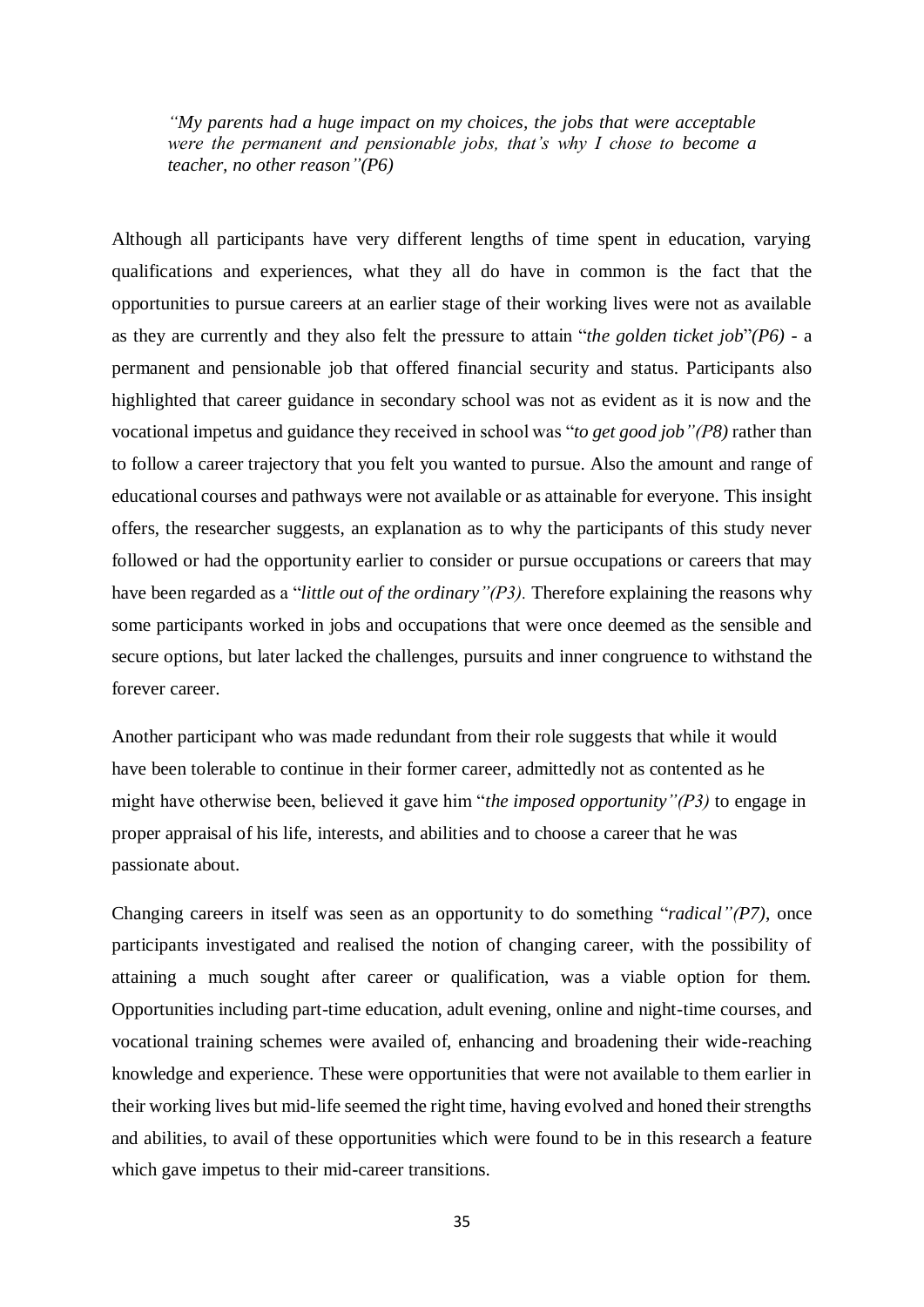> *"My parents had a huge impact on my choices, the jobs that were acceptable were the permanent and pensionable jobs, that's why I chose to become a teacher, no other reason"(P6)*

Although all participants have very different lengths of time spent in education, varying qualifications and experiences, what they all do have in common is the fact that the opportunities to pursue careers at an earlier stage of their working lives were not as available as they are currently and they also felt the pressure to attain "*the golden ticket job*"*(P6)* - a permanent and pensionable job that offered financial security and status. Participants also highlighted that career guidance in secondary school was not as evident as it is now and the vocational impetus and guidance they received in school was "*to get good job"(P8)* rather than to follow a career trajectory that you felt you wanted to pursue. Also the amount and range of educational courses and pathways were not available or as attainable for everyone. This insight offers, the researcher suggests, an explanation as to why the participants of this study never followed or had the opportunity earlier to consider or pursue occupations or careers that may have been regarded as a "*little out of the ordinary"(P3).* Therefore explaining the reasons why some participants worked in jobs and occupations that were once deemed as the sensible and secure options, but later lacked the challenges, pursuits and inner congruence to withstand the forever career.

Another participant who was made redundant from their role suggests that while it would have been tolerable to continue in their former career, admittedly not as contented as he might have otherwise been, believed it gave him "*the imposed opportunity"(P3)* to engage in proper appraisal of his life, interests, and abilities and to choose a career that he was passionate about.

Changing careers in itself was seen as an opportunity to do something "*radical"(P7),* once participants investigated and realised the notion of changing career, with the possibility of attaining a much sought after career or qualification, was a viable option for them. Opportunities including part-time education, adult evening, online and night-time courses, and vocational training schemes were availed of, enhancing and broadening their wide-reaching knowledge and experience. These were opportunities that were not available to them earlier in their working lives but mid-life seemed the right time, having evolved and honed their strengths and abilities, to avail of these opportunities which were found to be in this research a feature which gave impetus to their mid-career transitions.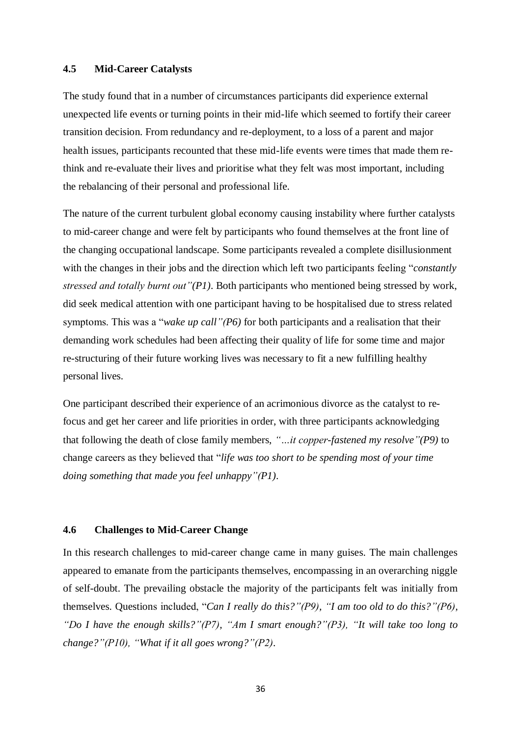### 4.5 Mid-Career Catalysts

The study found that in a number of circumstances participants did experience external unexpected life events or turning points in their mid-life which seemed to fortify their career transition decision. From redundancy and re-deployment, to a loss of a parent and major health issues, participants recounted that these mid-life events were times that made them re-think and re-evaluate their lives and prioritise what they felt was most important, including the rebalancing of their personal and professional life.

The nature of the current turbulent global economy causing instability where further catalysts to mid-career change and were felt by participants who found themselves at the front line of the changing occupational landscape. Some participants revealed a complete disillusionment with the changes in their jobs and the direction which left two participants feeling "*constantly stressed and totally burnt out"(P1)*. Both participants who mentioned being stressed by work, did seek medical attention with one participant having to be hospitalised due to stress related symptoms. This was a "*wake up call"(P6)* for both participants and a realisation that their demanding work schedules had been affecting their quality of life for some time and major re-structuring of their future working lives was necessary to fit a new fulfilling healthy personal lives.

One participant described their experience of an acrimonious divorce as the catalyst to re-focus and get her career and life priorities in order, with three participants acknowledging that following the death of close family members, *"…it copper-fastened my resolve"(P9)* to change careers as they believed that "*life was too short to be spending most of your time doing something that made you feel unhappy"(P1)*.

### 4.6 Challenges to Mid-Career Change

In this research challenges to mid-career change came in many guises. The main challenges appeared to emanate from the participants themselves, encompassing in an overarching niggle of self-doubt. The prevailing obstacle the majority of the participants felt was initially from themselves. Questions included, "*Can I really do this?"(P9), "I am too old to do this?"(P6), "Do I have the enough skills?"(P7), "Am I smart enough?"(P3), "It will take too long to change?"(P10), "What if it all goes wrong?"(P2)*.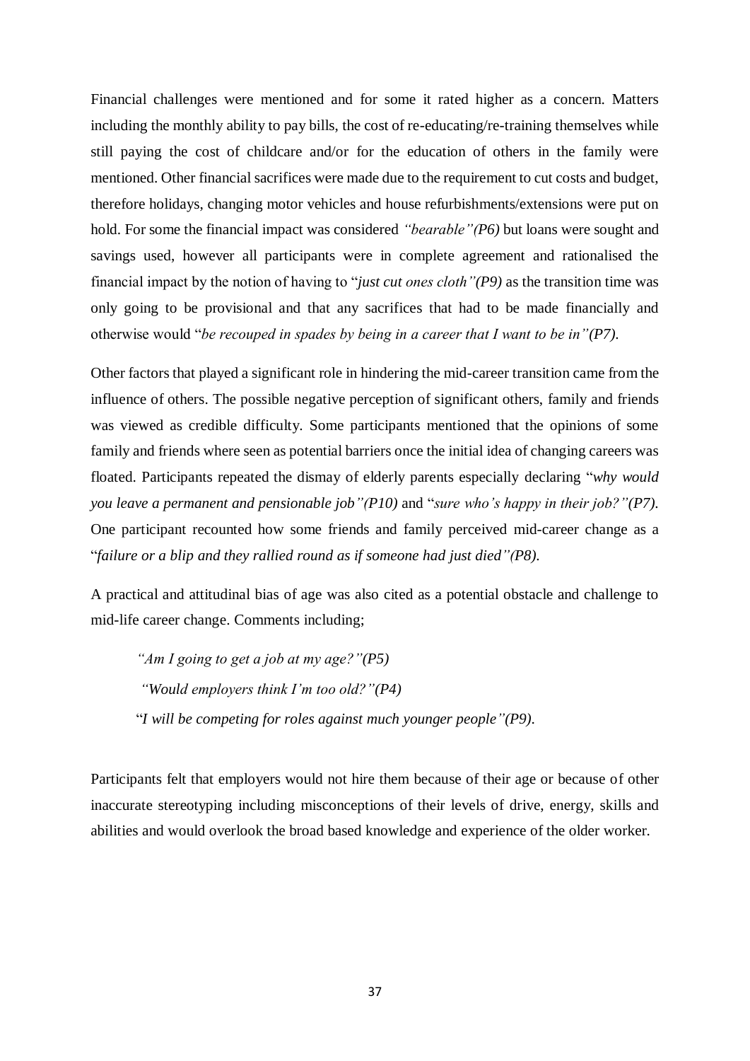Financial challenges were mentioned and for some it rated higher as a concern. Matters including the monthly ability to pay bills, the cost of re-educating/re-training themselves while still paying the cost of childcare and/or for the education of others in the family were mentioned. Other financial sacrifices were made due to the requirement to cut costs and budget, therefore holidays, changing motor vehicles and house refurbishments/extensions were put on hold. For some the financial impact was considered *"bearable"(P6)* but loans were sought and savings used, however all participants were in complete agreement and rationalised the financial impact by the notion of having to "*just cut ones cloth"(P9)* as the transition time was only going to be provisional and that any sacrifices that had to be made financially and otherwise would "*be recouped in spades by being in a career that I want to be in"(P7).*

Other factors that played a significant role in hindering the mid-career transition came from the influence of others. The possible negative perception of significant others, family and friends was viewed as credible difficulty. Some participants mentioned that the opinions of some family and friends where seen as potential barriers once the initial idea of changing careers was floated. Participants repeated the dismay of elderly parents especially declaring "*why would you leave a permanent and pensionable job"(P10)* and "*sure who's happy in their job?"(P7).* One participant recounted how some friends and family perceived mid-career change as a "*failure or a blip and they rallied round as if someone had just died"(P8).*

A practical and attitudinal bias of age was also cited as a potential obstacle and challenge to mid-life career change. Comments including;

> *"Am I going to get a job at my age?"(P5)*
>
> *"Would employers think I'm too old?"(P4)*
>
> "*I will be competing for roles against much younger people"(P9).*

Participants felt that employers would not hire them because of their age or because of other inaccurate stereotyping including misconceptions of their levels of drive, energy, skills and abilities and would overlook the broad based knowledge and experience of the older worker.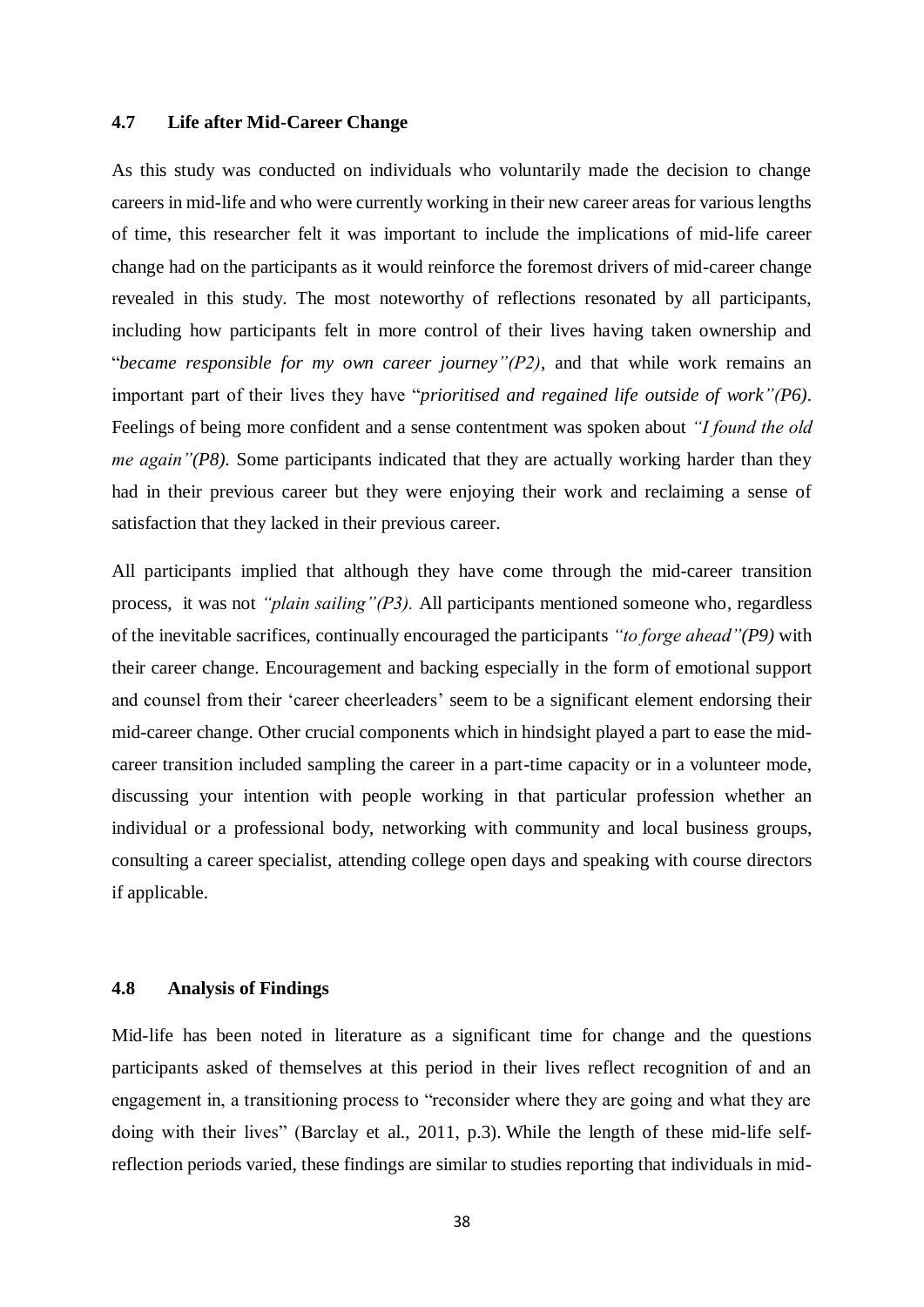### 4.7 Life after Mid-Career Change

As this study was conducted on individuals who voluntarily made the decision to change careers in mid-life and who were currently working in their new career areas for various lengths of time, this researcher felt it was important to include the implications of mid-life career change had on the participants as it would reinforce the foremost drivers of mid-career change revealed in this study. The most noteworthy of reflections resonated by all participants, including how participants felt in more control of their lives having taken ownership and "*became responsible for my own career journey"(P2)*, and that while work remains an important part of their lives they have "*prioritised and regained life outside of work"(P6)*. Feelings of being more confident and a sense contentment was spoken about *"I found the old me again"(P8).* Some participants indicated that they are actually working harder than they had in their previous career but they were enjoying their work and reclaiming a sense of satisfaction that they lacked in their previous career.

All participants implied that although they have come through the mid-career transition process, it was not *"plain sailing"(P3).* All participants mentioned someone who, regardless of the inevitable sacrifices, continually encouraged the participants *"to forge ahead"(P9)* with their career change. Encouragement and backing especially in the form of emotional support and counsel from their 'career cheerleaders' seem to be a significant element endorsing their mid-career change. Other crucial components which in hindsight played a part to ease the mid-career transition included sampling the career in a part-time capacity or in a volunteer mode, discussing your intention with people working in that particular profession whether an individual or a professional body, networking with community and local business groups, consulting a career specialist, attending college open days and speaking with course directors if applicable.

### 4.8 Analysis of Findings

Mid-life has been noted in literature as a significant time for change and the questions participants asked of themselves at this period in their lives reflect recognition of and an engagement in, a transitioning process to "reconsider where they are going and what they are doing with their lives" (Barclay et al., 2011, p.3). While the length of these mid-life self-reflection periods varied, these findings are similar to studies reporting that individuals in mid-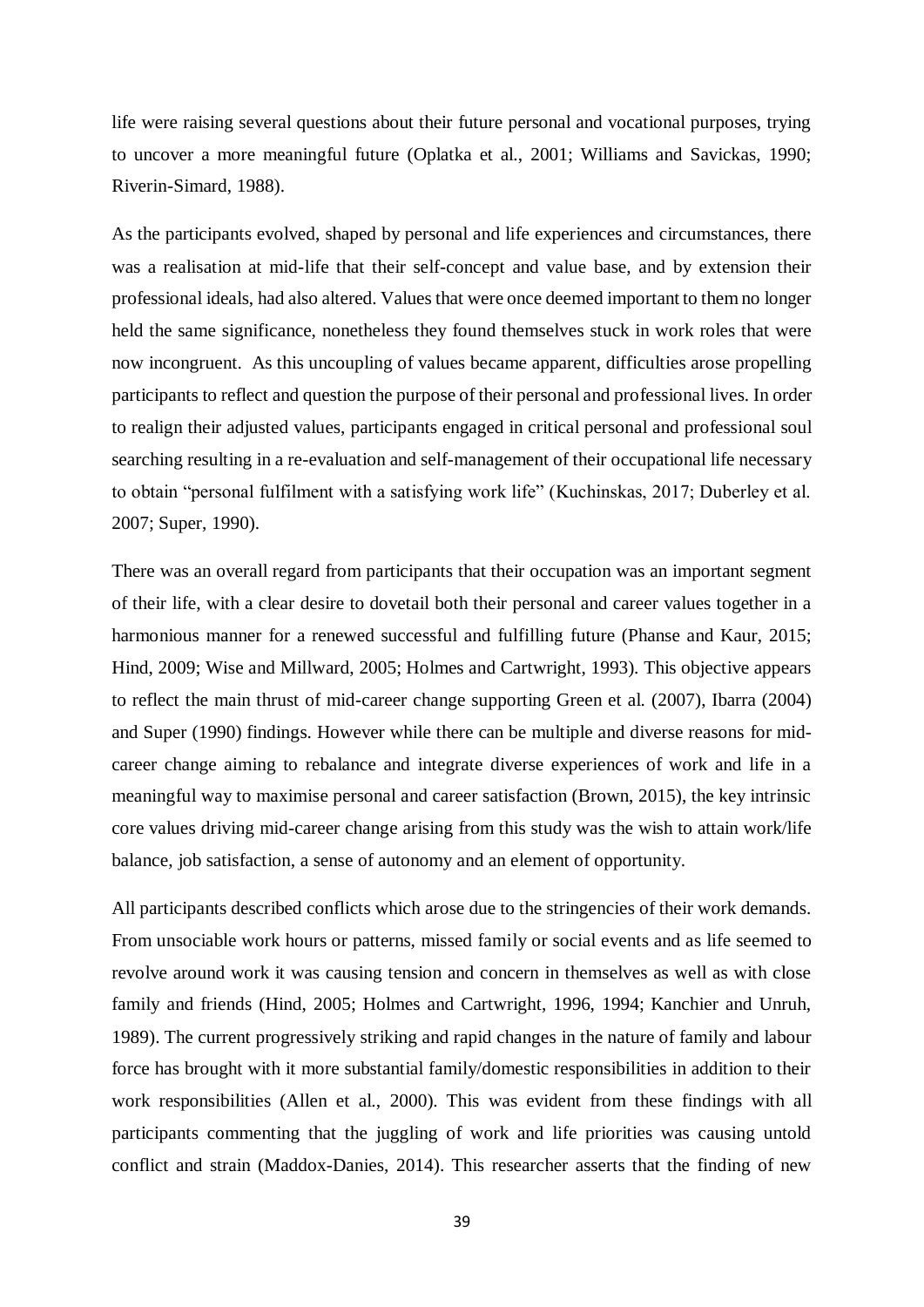life were raising several questions about their future personal and vocational purposes, trying to uncover a more meaningful future (Oplatka et al., 2001; Williams and Savickas, 1990; Riverin-Simard, 1988).

As the participants evolved, shaped by personal and life experiences and circumstances, there was a realisation at mid-life that their self-concept and value base, and by extension their professional ideals, had also altered. Values that were once deemed important to them no longer held the same significance, nonetheless they found themselves stuck in work roles that were now incongruent. As this uncoupling of values became apparent, difficulties arose propelling participants to reflect and question the purpose of their personal and professional lives. In order to realign their adjusted values, participants engaged in critical personal and professional soul searching resulting in a re-evaluation and self-management of their occupational life necessary to obtain "personal fulfilment with a satisfying work life" (Kuchinskas, 2017; Duberley et al. 2007; Super, 1990).

There was an overall regard from participants that their occupation was an important segment of their life, with a clear desire to dovetail both their personal and career values together in a harmonious manner for a renewed successful and fulfilling future (Phanse and Kaur, 2015; Hind, 2009; Wise and Millward, 2005; Holmes and Cartwright, 1993). This objective appears to reflect the main thrust of mid-career change supporting Green et al. (2007), Ibarra (2004) and Super (1990) findings. However while there can be multiple and diverse reasons for mid-career change aiming to rebalance and integrate diverse experiences of work and life in a meaningful way to maximise personal and career satisfaction (Brown, 2015), the key intrinsic core values driving mid-career change arising from this study was the wish to attain work/life balance, job satisfaction, a sense of autonomy and an element of opportunity.

All participants described conflicts which arose due to the stringencies of their work demands. From unsociable work hours or patterns, missed family or social events and as life seemed to revolve around work it was causing tension and concern in themselves as well as with close family and friends (Hind, 2005; Holmes and Cartwright, 1996, 1994; Kanchier and Unruh, 1989). The current progressively striking and rapid changes in the nature of family and labour force has brought with it more substantial family/domestic responsibilities in addition to their work responsibilities (Allen et al., 2000). This was evident from these findings with all participants commenting that the juggling of work and life priorities was causing untold conflict and strain (Maddox-Danies, 2014). This researcher asserts that the finding of new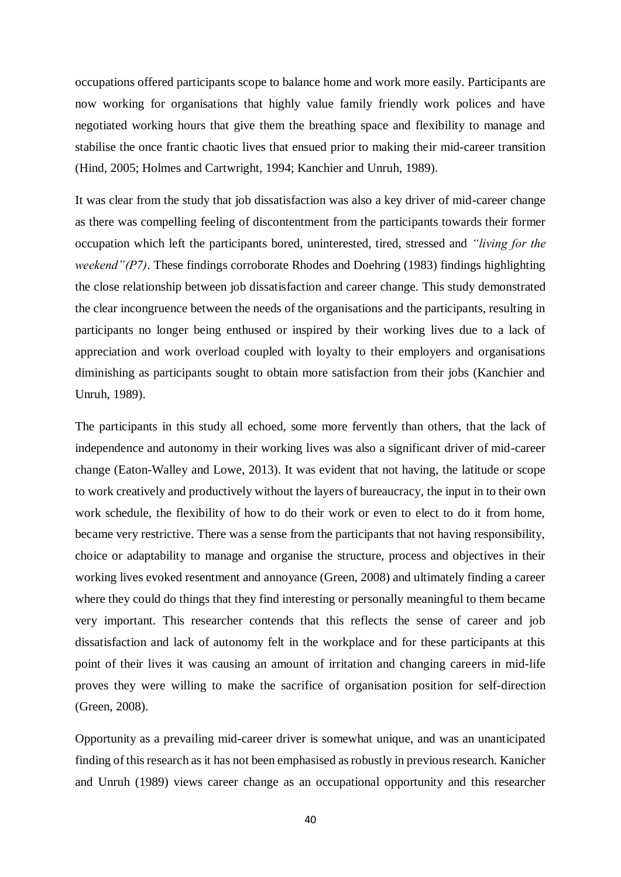occupations offered participants scope to balance home and work more easily. Participants are now working for organisations that highly value family friendly work polices and have negotiated working hours that give them the breathing space and flexibility to manage and stabilise the once frantic chaotic lives that ensued prior to making their mid-career transition (Hind, 2005; Holmes and Cartwright, 1994; Kanchier and Unruh, 1989).

It was clear from the study that job dissatisfaction was also a key driver of mid-career change as there was compelling feeling of discontentment from the participants towards their former occupation which left the participants bored, uninterested, tired, stressed and *"living for the weekend"(P7)*. These findings corroborate Rhodes and Doehring (1983) findings highlighting the close relationship between job dissatisfaction and career change. This study demonstrated the clear incongruence between the needs of the organisations and the participants, resulting in participants no longer being enthused or inspired by their working lives due to a lack of appreciation and work overload coupled with loyalty to their employers and organisations diminishing as participants sought to obtain more satisfaction from their jobs (Kanchier and Unruh, 1989).

The participants in this study all echoed, some more fervently than others, that the lack of independence and autonomy in their working lives was also a significant driver of mid-career change (Eaton-Walley and Lowe, 2013). It was evident that not having, the latitude or scope to work creatively and productively without the layers of bureaucracy, the input in to their own work schedule, the flexibility of how to do their work or even to elect to do it from home, became very restrictive. There was a sense from the participants that not having responsibility, choice or adaptability to manage and organise the structure, process and objectives in their working lives evoked resentment and annoyance (Green, 2008) and ultimately finding a career where they could do things that they find interesting or personally meaningful to them became very important. This researcher contends that this reflects the sense of career and job dissatisfaction and lack of autonomy felt in the workplace and for these participants at this point of their lives it was causing an amount of irritation and changing careers in mid-life proves they were willing to make the sacrifice of organisation position for self-direction (Green, 2008).

Opportunity as a prevailing mid-career driver is somewhat unique, and was an unanticipated finding of this research as it has not been emphasised as robustly in previous research. Kanicher and Unruh (1989) views career change as an occupational opportunity and this researcher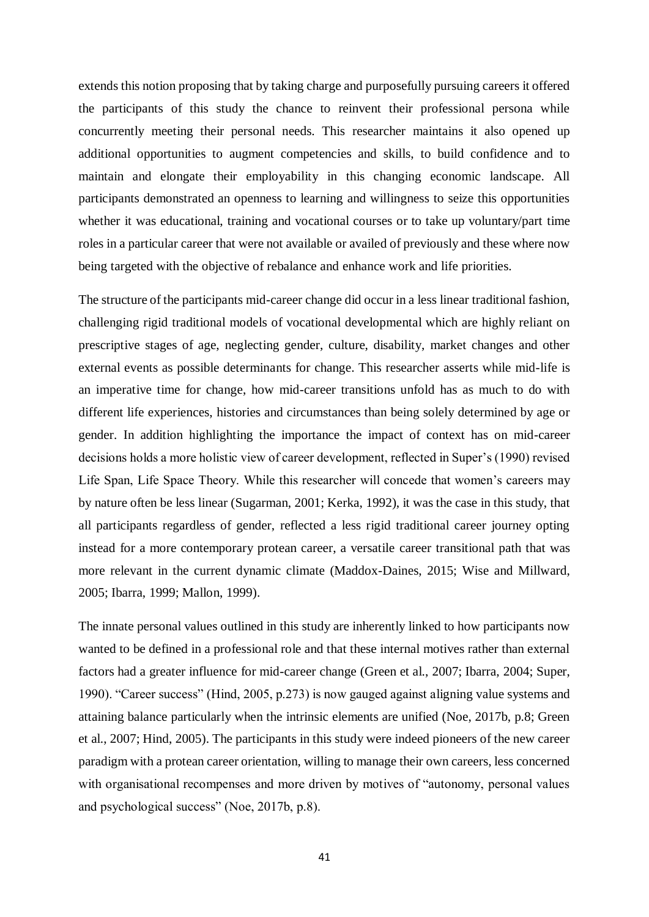extends this notion proposing that by taking charge and purposefully pursuing careers it offered the participants of this study the chance to reinvent their professional persona while concurrently meeting their personal needs. This researcher maintains it also opened up additional opportunities to augment competencies and skills, to build confidence and to maintain and elongate their employability in this changing economic landscape. All participants demonstrated an openness to learning and willingness to seize this opportunities whether it was educational, training and vocational courses or to take up voluntary/part time roles in a particular career that were not available or availed of previously and these where now being targeted with the objective of rebalance and enhance work and life priorities.

The structure of the participants mid-career change did occur in a less linear traditional fashion, challenging rigid traditional models of vocational developmental which are highly reliant on prescriptive stages of age, neglecting gender, culture, disability, market changes and other external events as possible determinants for change. This researcher asserts while mid-life is an imperative time for change, how mid-career transitions unfold has as much to do with different life experiences, histories and circumstances than being solely determined by age or gender. In addition highlighting the importance the impact of context has on mid-career decisions holds a more holistic view of career development, reflected in Super's (1990) revised Life Span, Life Space Theory. While this researcher will concede that women's careers may by nature often be less linear (Sugarman, 2001; Kerka, 1992), it was the case in this study, that all participants regardless of gender, reflected a less rigid traditional career journey opting instead for a more contemporary protean career, a versatile career transitional path that was more relevant in the current dynamic climate (Maddox-Daines, 2015; Wise and Millward, 2005; Ibarra, 1999; Mallon, 1999).

The innate personal values outlined in this study are inherently linked to how participants now wanted to be defined in a professional role and that these internal motives rather than external factors had a greater influence for mid-career change (Green et al., 2007; Ibarra, 2004; Super, 1990). "Career success" (Hind, 2005, p.273) is now gauged against aligning value systems and attaining balance particularly when the intrinsic elements are unified (Noe, 2017b, p.8; Green et al., 2007; Hind, 2005). The participants in this study were indeed pioneers of the new career paradigm with a protean career orientation, willing to manage their own careers, less concerned with organisational recompenses and more driven by motives of "autonomy, personal values and psychological success" (Noe, 2017b, p.8).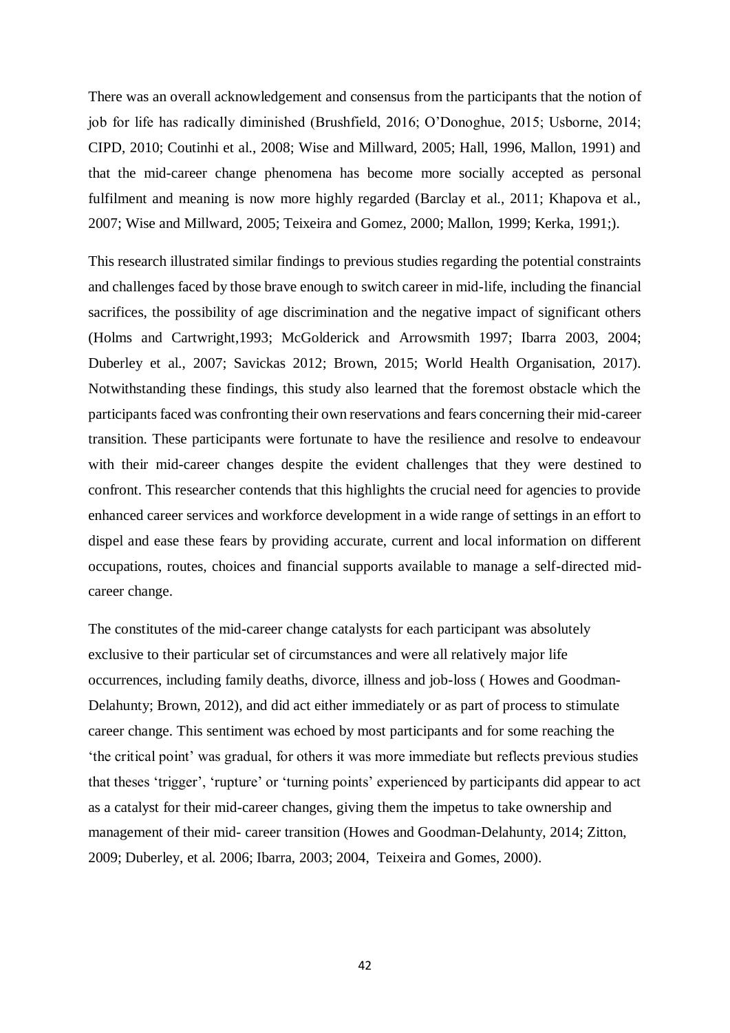There was an overall acknowledgement and consensus from the participants that the notion of job for life has radically diminished (Brushfield, 2016; O'Donoghue, 2015; Usborne, 2014; CIPD, 2010; Coutinhi et al., 2008; Wise and Millward, 2005; Hall, 1996, Mallon, 1991) and that the mid-career change phenomena has become more socially accepted as personal fulfilment and meaning is now more highly regarded (Barclay et al., 2011; Khapova et al., 2007; Wise and Millward, 2005; Teixeira and Gomez, 2000; Mallon, 1999; Kerka, 1991;).

This research illustrated similar findings to previous studies regarding the potential constraints and challenges faced by those brave enough to switch career in mid-life, including the financial sacrifices, the possibility of age discrimination and the negative impact of significant others (Holms and Cartwright,1993; McGolderick and Arrowsmith 1997; Ibarra 2003, 2004; Duberley et al., 2007; Savickas 2012; Brown, 2015; World Health Organisation, 2017). Notwithstanding these findings, this study also learned that the foremost obstacle which the participants faced was confronting their own reservations and fears concerning their mid-career transition. These participants were fortunate to have the resilience and resolve to endeavour with their mid-career changes despite the evident challenges that they were destined to confront. This researcher contends that this highlights the crucial need for agencies to provide enhanced career services and workforce development in a wide range of settings in an effort to dispel and ease these fears by providing accurate, current and local information on different occupations, routes, choices and financial supports available to manage a self-directed mid-career change.

The constitutes of the mid-career change catalysts for each participant was absolutely exclusive to their particular set of circumstances and were all relatively major life occurrences, including family deaths, divorce, illness and job-loss ( Howes and Goodman-Delahunty; Brown, 2012), and did act either immediately or as part of process to stimulate career change. This sentiment was echoed by most participants and for some reaching the 'the critical point' was gradual, for others it was more immediate but reflects previous studies that theses 'trigger', 'rupture' or 'turning points' experienced by participants did appear to act as a catalyst for their mid-career changes, giving them the impetus to take ownership and management of their mid- career transition (Howes and Goodman-Delahunty, 2014; Zitton, 2009; Duberley, et al. 2006; Ibarra, 2003; 2004, Teixeira and Gomes, 2000).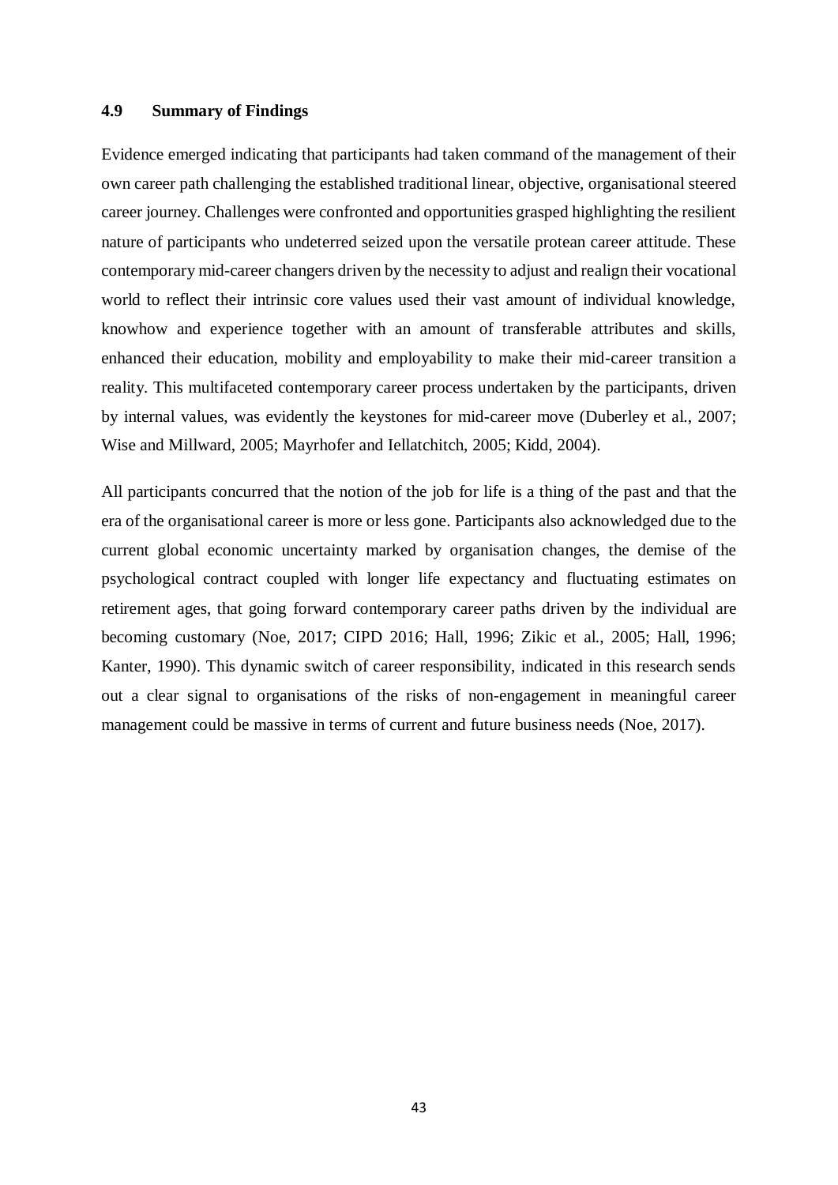## 4.9 Summary of Findings

Evidence emerged indicating that participants had taken command of the management of their own career path challenging the established traditional linear, objective, organisational steered career journey. Challenges were confronted and opportunities grasped highlighting the resilient nature of participants who undeterred seized upon the versatile protean career attitude. These contemporary mid-career changers driven by the necessity to adjust and realign their vocational world to reflect their intrinsic core values used their vast amount of individual knowledge, knowhow and experience together with an amount of transferable attributes and skills, enhanced their education, mobility and employability to make their mid-career transition a reality. This multifaceted contemporary career process undertaken by the participants, driven by internal values, was evidently the keystones for mid-career move (Duberley et al., 2007; Wise and Millward, 2005; Mayrhofer and Iellatchitch, 2005; Kidd, 2004).

All participants concurred that the notion of the job for life is a thing of the past and that the era of the organisational career is more or less gone. Participants also acknowledged due to the current global economic uncertainty marked by organisation changes, the demise of the psychological contract coupled with longer life expectancy and fluctuating estimates on retirement ages, that going forward contemporary career paths driven by the individual are becoming customary (Noe, 2017; CIPD 2016; Hall, 1996; Zikic et al., 2005; Hall, 1996; Kanter, 1990). This dynamic switch of career responsibility, indicated in this research sends out a clear signal to organisations of the risks of non-engagement in meaningful career management could be massive in terms of current and future business needs (Noe, 2017).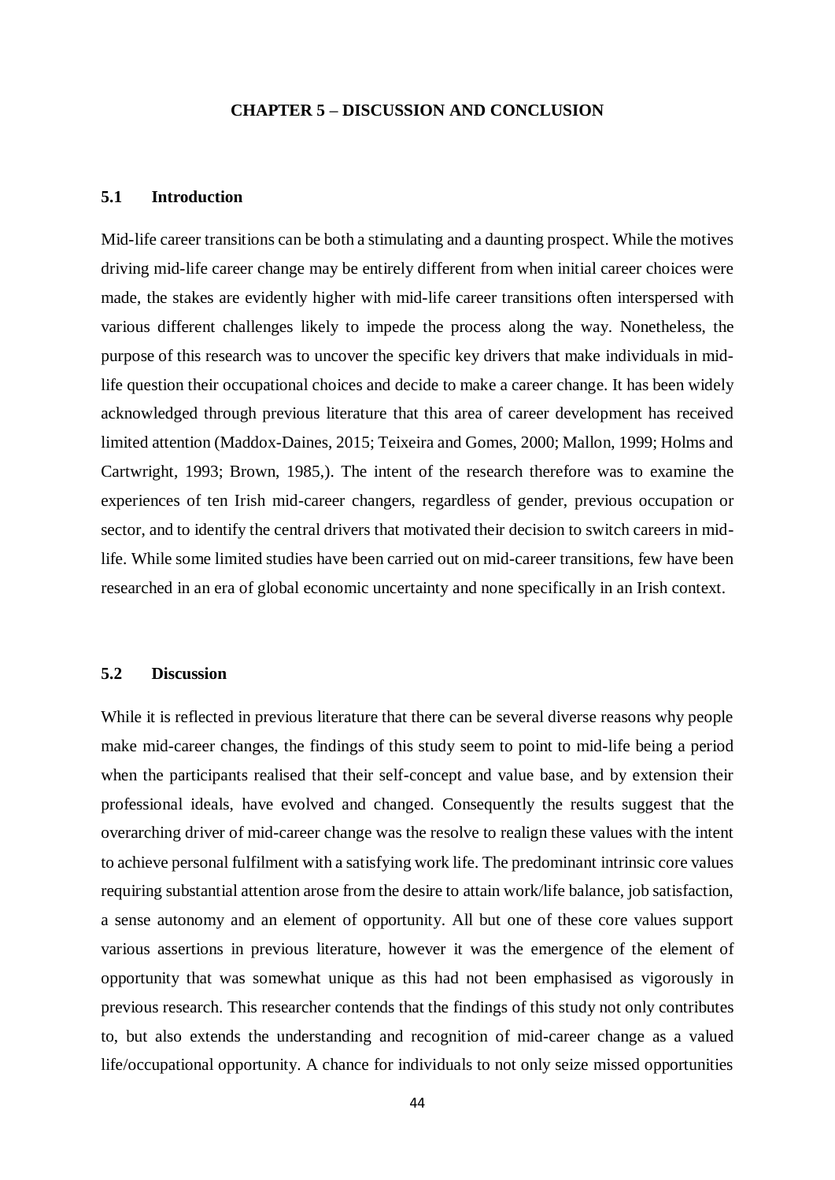# CHAPTER 5 – DISCUSSION AND CONCLUSION

## 5.1 Introduction

Mid-life career transitions can be both a stimulating and a daunting prospect. While the motives driving mid-life career change may be entirely different from when initial career choices were made, the stakes are evidently higher with mid-life career transitions often interspersed with various different challenges likely to impede the process along the way. Nonetheless, the purpose of this research was to uncover the specific key drivers that make individuals in mid-life question their occupational choices and decide to make a career change. It has been widely acknowledged through previous literature that this area of career development has received limited attention (Maddox-Daines, 2015; Teixeira and Gomes, 2000; Mallon, 1999; Holms and Cartwright, 1993; Brown, 1985,). The intent of the research therefore was to examine the experiences of ten Irish mid-career changers, regardless of gender, previous occupation or sector, and to identify the central drivers that motivated their decision to switch careers in mid-life. While some limited studies have been carried out on mid-career transitions, few have been researched in an era of global economic uncertainty and none specifically in an Irish context.

## 5.2 Discussion

While it is reflected in previous literature that there can be several diverse reasons why people make mid-career changes, the findings of this study seem to point to mid-life being a period when the participants realised that their self-concept and value base, and by extension their professional ideals, have evolved and changed. Consequently the results suggest that the overarching driver of mid-career change was the resolve to realign these values with the intent to achieve personal fulfilment with a satisfying work life. The predominant intrinsic core values requiring substantial attention arose from the desire to attain work/life balance, job satisfaction, a sense autonomy and an element of opportunity. All but one of these core values support various assertions in previous literature, however it was the emergence of the element of opportunity that was somewhat unique as this had not been emphasised as vigorously in previous research. This researcher contends that the findings of this study not only contributes to, but also extends the understanding and recognition of mid-career change as a valued life/occupational opportunity. A chance for individuals to not only seize missed opportunities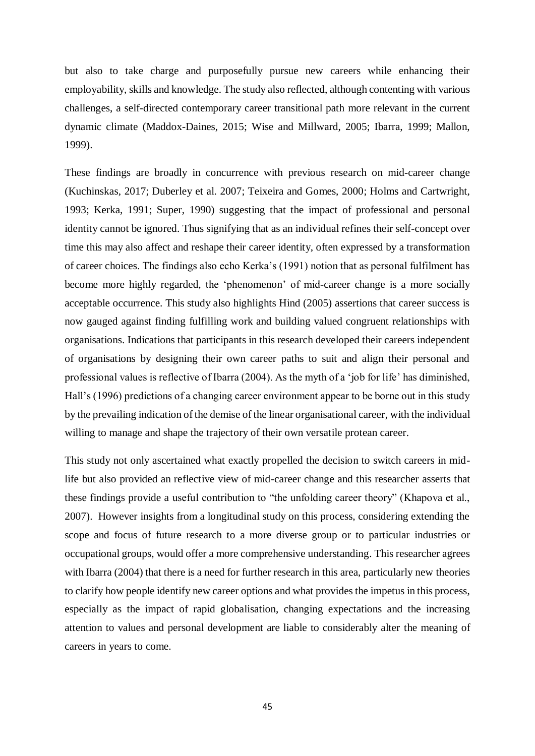but also to take charge and purposefully pursue new careers while enhancing their employability, skills and knowledge. The study also reflected, although contenting with various challenges, a self-directed contemporary career transitional path more relevant in the current dynamic climate (Maddox-Daines, 2015; Wise and Millward, 2005; Ibarra, 1999; Mallon, 1999).

These findings are broadly in concurrence with previous research on mid-career change (Kuchinskas, 2017; Duberley et al. 2007; Teixeira and Gomes, 2000; Holms and Cartwright, 1993; Kerka, 1991; Super, 1990) suggesting that the impact of professional and personal identity cannot be ignored. Thus signifying that as an individual refines their self-concept over time this may also affect and reshape their career identity, often expressed by a transformation of career choices. The findings also echo Kerka's (1991) notion that as personal fulfilment has become more highly regarded, the 'phenomenon' of mid-career change is a more socially acceptable occurrence. This study also highlights Hind (2005) assertions that career success is now gauged against finding fulfilling work and building valued congruent relationships with organisations. Indications that participants in this research developed their careers independent of organisations by designing their own career paths to suit and align their personal and professional values is reflective of Ibarra (2004). As the myth of a 'job for life' has diminished, Hall's (1996) predictions of a changing career environment appear to be borne out in this study by the prevailing indication of the demise of the linear organisational career, with the individual willing to manage and shape the trajectory of their own versatile protean career.

This study not only ascertained what exactly propelled the decision to switch careers in mid-life but also provided an reflective view of mid-career change and this researcher asserts that these findings provide a useful contribution to "the unfolding career theory" (Khapova et al., 2007). However insights from a longitudinal study on this process, considering extending the scope and focus of future research to a more diverse group or to particular industries or occupational groups, would offer a more comprehensive understanding. This researcher agrees with Ibarra (2004) that there is a need for further research in this area, particularly new theories to clarify how people identify new career options and what provides the impetus in this process, especially as the impact of rapid globalisation, changing expectations and the increasing attention to values and personal development are liable to considerably alter the meaning of careers in years to come.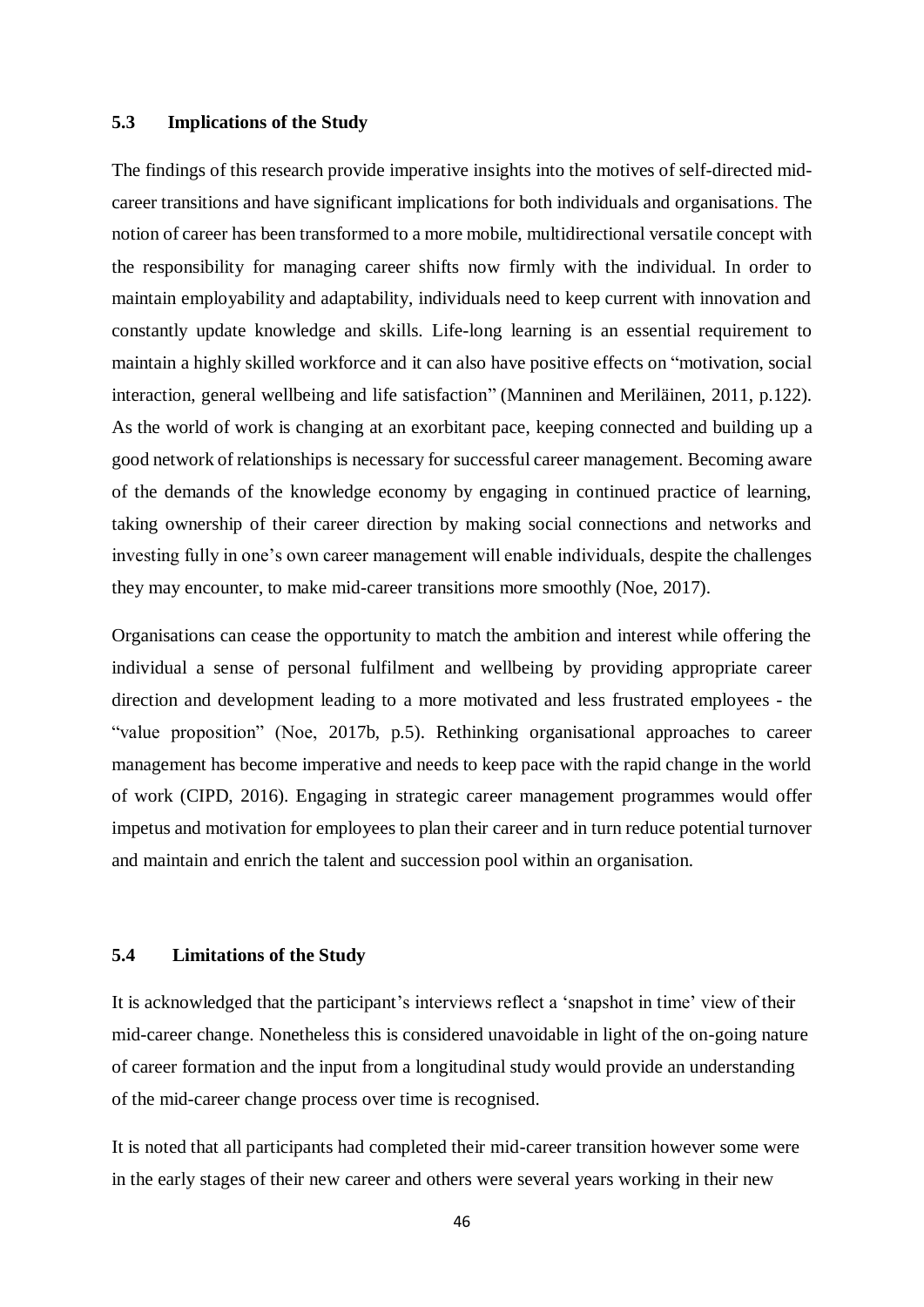### 5.3 Implications of the Study

The findings of this research provide imperative insights into the motives of self-directed mid-career transitions and have significant implications for both individuals and organisations. The notion of career has been transformed to a more mobile, multidirectional versatile concept with the responsibility for managing career shifts now firmly with the individual. In order to maintain employability and adaptability, individuals need to keep current with innovation and constantly update knowledge and skills. Life-long learning is an essential requirement to maintain a highly skilled workforce and it can also have positive effects on "motivation, social interaction, general wellbeing and life satisfaction" (Manninen and Meriläinen, 2011, p.122). As the world of work is changing at an exorbitant pace, keeping connected and building up a good network of relationships is necessary for successful career management. Becoming aware of the demands of the knowledge economy by engaging in continued practice of learning, taking ownership of their career direction by making social connections and networks and investing fully in one's own career management will enable individuals, despite the challenges they may encounter, to make mid-career transitions more smoothly (Noe, 2017).

Organisations can cease the opportunity to match the ambition and interest while offering the individual a sense of personal fulfilment and wellbeing by providing appropriate career direction and development leading to a more motivated and less frustrated employees - the "value proposition" (Noe, 2017b, p.5). Rethinking organisational approaches to career management has become imperative and needs to keep pace with the rapid change in the world of work (CIPD, 2016). Engaging in strategic career management programmes would offer impetus and motivation for employees to plan their career and in turn reduce potential turnover and maintain and enrich the talent and succession pool within an organisation.

### 5.4 Limitations of the Study

It is acknowledged that the participant's interviews reflect a 'snapshot in time' view of their mid-career change. Nonetheless this is considered unavoidable in light of the on-going nature of career formation and the input from a longitudinal study would provide an understanding of the mid-career change process over time is recognised.

It is noted that all participants had completed their mid-career transition however some were in the early stages of their new career and others were several years working in their new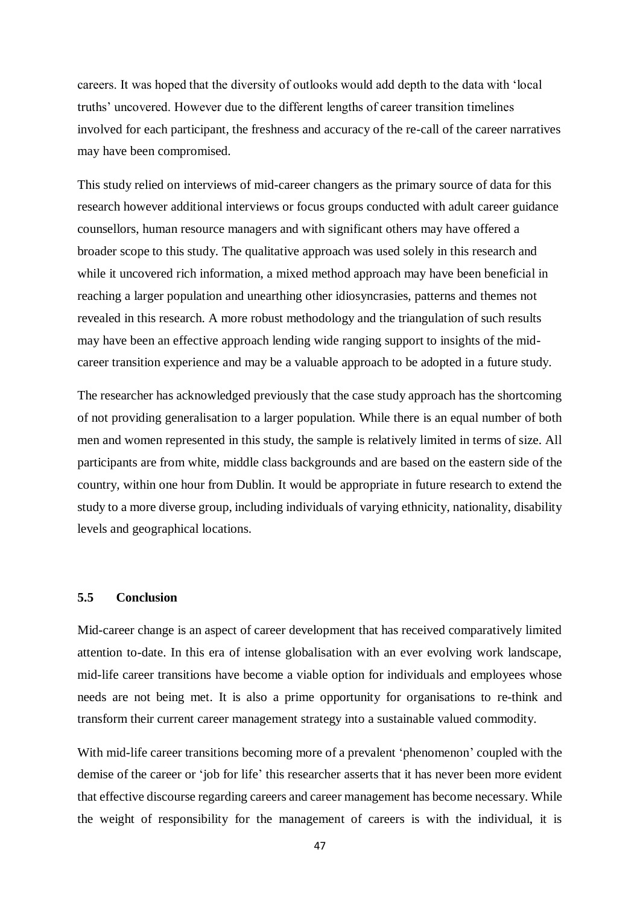careers. It was hoped that the diversity of outlooks would add depth to the data with 'local truths' uncovered. However due to the different lengths of career transition timelines involved for each participant, the freshness and accuracy of the re-call of the career narratives may have been compromised.

This study relied on interviews of mid-career changers as the primary source of data for this research however additional interviews or focus groups conducted with adult career guidance counsellors, human resource managers and with significant others may have offered a broader scope to this study. The qualitative approach was used solely in this research and while it uncovered rich information, a mixed method approach may have been beneficial in reaching a larger population and unearthing other idiosyncrasies, patterns and themes not revealed in this research. A more robust methodology and the triangulation of such results may have been an effective approach lending wide ranging support to insights of the mid-career transition experience and may be a valuable approach to be adopted in a future study.

The researcher has acknowledged previously that the case study approach has the shortcoming of not providing generalisation to a larger population. While there is an equal number of both men and women represented in this study, the sample is relatively limited in terms of size. All participants are from white, middle class backgrounds and are based on the eastern side of the country, within one hour from Dublin. It would be appropriate in future research to extend the study to a more diverse group, including individuals of varying ethnicity, nationality, disability levels and geographical locations.

### 5.5 Conclusion

Mid-career change is an aspect of career development that has received comparatively limited attention to-date. In this era of intense globalisation with an ever evolving work landscape, mid-life career transitions have become a viable option for individuals and employees whose needs are not being met. It is also a prime opportunity for organisations to re-think and transform their current career management strategy into a sustainable valued commodity.

With mid-life career transitions becoming more of a prevalent 'phenomenon' coupled with the demise of the career or 'job for life' this researcher asserts that it has never been more evident that effective discourse regarding careers and career management has become necessary. While the weight of responsibility for the management of careers is with the individual, it is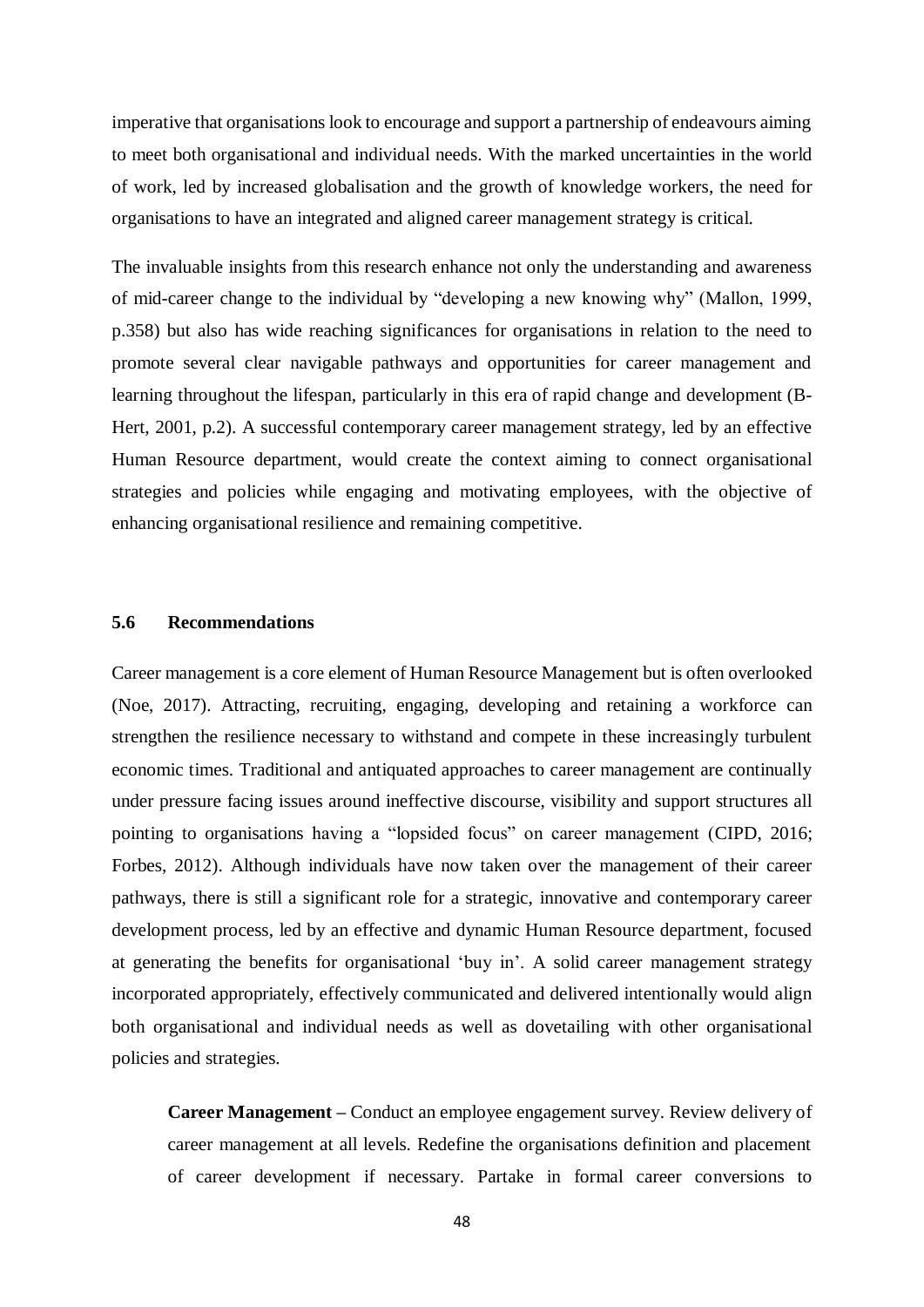imperative that organisations look to encourage and support a partnership of endeavours aiming to meet both organisational and individual needs. With the marked uncertainties in the world of work, led by increased globalisation and the growth of knowledge workers, the need for organisations to have an integrated and aligned career management strategy is critical.

The invaluable insights from this research enhance not only the understanding and awareness of mid-career change to the individual by "developing a new knowing why" (Mallon, 1999, p.358) but also has wide reaching significances for organisations in relation to the need to promote several clear navigable pathways and opportunities for career management and learning throughout the lifespan, particularly in this era of rapid change and development (B-Hert, 2001, p.2). A successful contemporary career management strategy, led by an effective Human Resource department, would create the context aiming to connect organisational strategies and policies while engaging and motivating employees, with the objective of enhancing organisational resilience and remaining competitive.

### 5.6 Recommendations

Career management is a core element of Human Resource Management but is often overlooked (Noe, 2017). Attracting, recruiting, engaging, developing and retaining a workforce can strengthen the resilience necessary to withstand and compete in these increasingly turbulent economic times. Traditional and antiquated approaches to career management are continually under pressure facing issues around ineffective discourse, visibility and support structures all pointing to organisations having a "lopsided focus" on career management (CIPD, 2016; Forbes, 2012). Although individuals have now taken over the management of their career pathways, there is still a significant role for a strategic, innovative and contemporary career development process, led by an effective and dynamic Human Resource department, focused at generating the benefits for organisational 'buy in'. A solid career management strategy incorporated appropriately, effectively communicated and delivered intentionally would align both organisational and individual needs as well as dovetailing with other organisational policies and strategies.

> **Career Management –** Conduct an employee engagement survey. Review delivery of career management at all levels. Redefine the organisations definition and placement of career development if necessary. Partake in formal career conversions to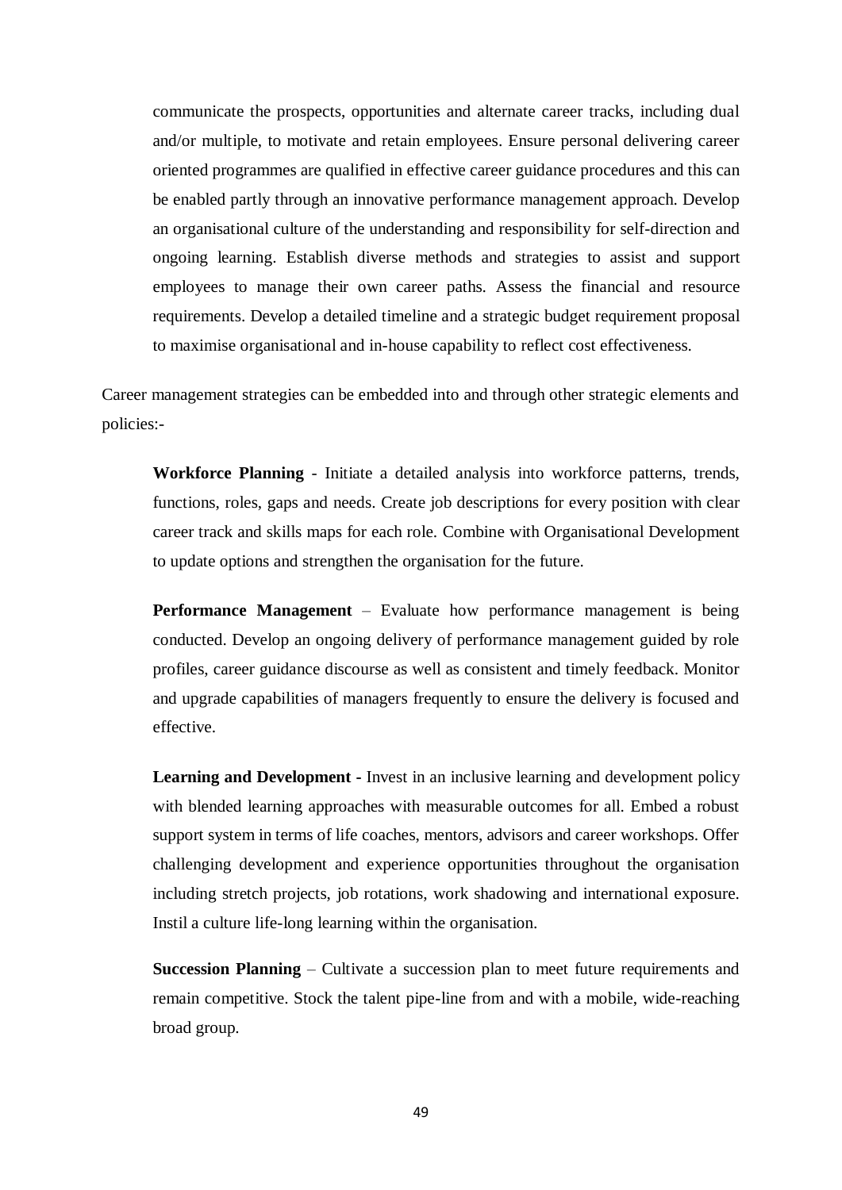communicate the prospects, opportunities and alternate career tracks, including dual and/or multiple, to motivate and retain employees. Ensure personal delivering career oriented programmes are qualified in effective career guidance procedures and this can be enabled partly through an innovative performance management approach. Develop an organisational culture of the understanding and responsibility for self-direction and ongoing learning. Establish diverse methods and strategies to assist and support employees to manage their own career paths. Assess the financial and resource requirements. Develop a detailed timeline and a strategic budget requirement proposal to maximise organisational and in-house capability to reflect cost effectiveness.

Career management strategies can be embedded into and through other strategic elements and policies:-

**Workforce Planning** - Initiate a detailed analysis into workforce patterns, trends, functions, roles, gaps and needs. Create job descriptions for every position with clear career track and skills maps for each role. Combine with Organisational Development to update options and strengthen the organisation for the future.

**Performance Management** – Evaluate how performance management is being conducted. Develop an ongoing delivery of performance management guided by role profiles, career guidance discourse as well as consistent and timely feedback. Monitor and upgrade capabilities of managers frequently to ensure the delivery is focused and effective.

**Learning and Development -** Invest in an inclusive learning and development policy with blended learning approaches with measurable outcomes for all. Embed a robust support system in terms of life coaches, mentors, advisors and career workshops. Offer challenging development and experience opportunities throughout the organisation including stretch projects, job rotations, work shadowing and international exposure. Instil a culture life-long learning within the organisation.

**Succession Planning** – Cultivate a succession plan to meet future requirements and remain competitive. Stock the talent pipe-line from and with a mobile, wide-reaching broad group.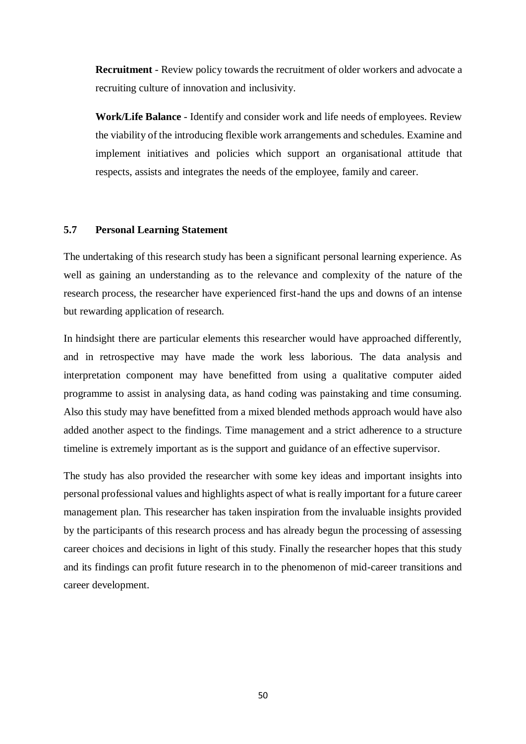**Recruitment** - Review policy towards the recruitment of older workers and advocate a recruiting culture of innovation and inclusivity.

**Work/Life Balance** - Identify and consider work and life needs of employees. Review the viability of the introducing flexible work arrangements and schedules. Examine and implement initiatives and policies which support an organisational attitude that respects, assists and integrates the needs of the employee, family and career.

### 5.7 Personal Learning Statement

The undertaking of this research study has been a significant personal learning experience. As well as gaining an understanding as to the relevance and complexity of the nature of the research process, the researcher have experienced first-hand the ups and downs of an intense but rewarding application of research.

In hindsight there are particular elements this researcher would have approached differently, and in retrospective may have made the work less laborious. The data analysis and interpretation component may have benefitted from using a qualitative computer aided programme to assist in analysing data, as hand coding was painstaking and time consuming. Also this study may have benefitted from a mixed blended methods approach would have also added another aspect to the findings. Time management and a strict adherence to a structure timeline is extremely important as is the support and guidance of an effective supervisor.

The study has also provided the researcher with some key ideas and important insights into personal professional values and highlights aspect of what is really important for a future career management plan. This researcher has taken inspiration from the invaluable insights provided by the participants of this research process and has already begun the processing of assessing career choices and decisions in light of this study. Finally the researcher hopes that this study and its findings can profit future research in to the phenomenon of mid-career transitions and career development.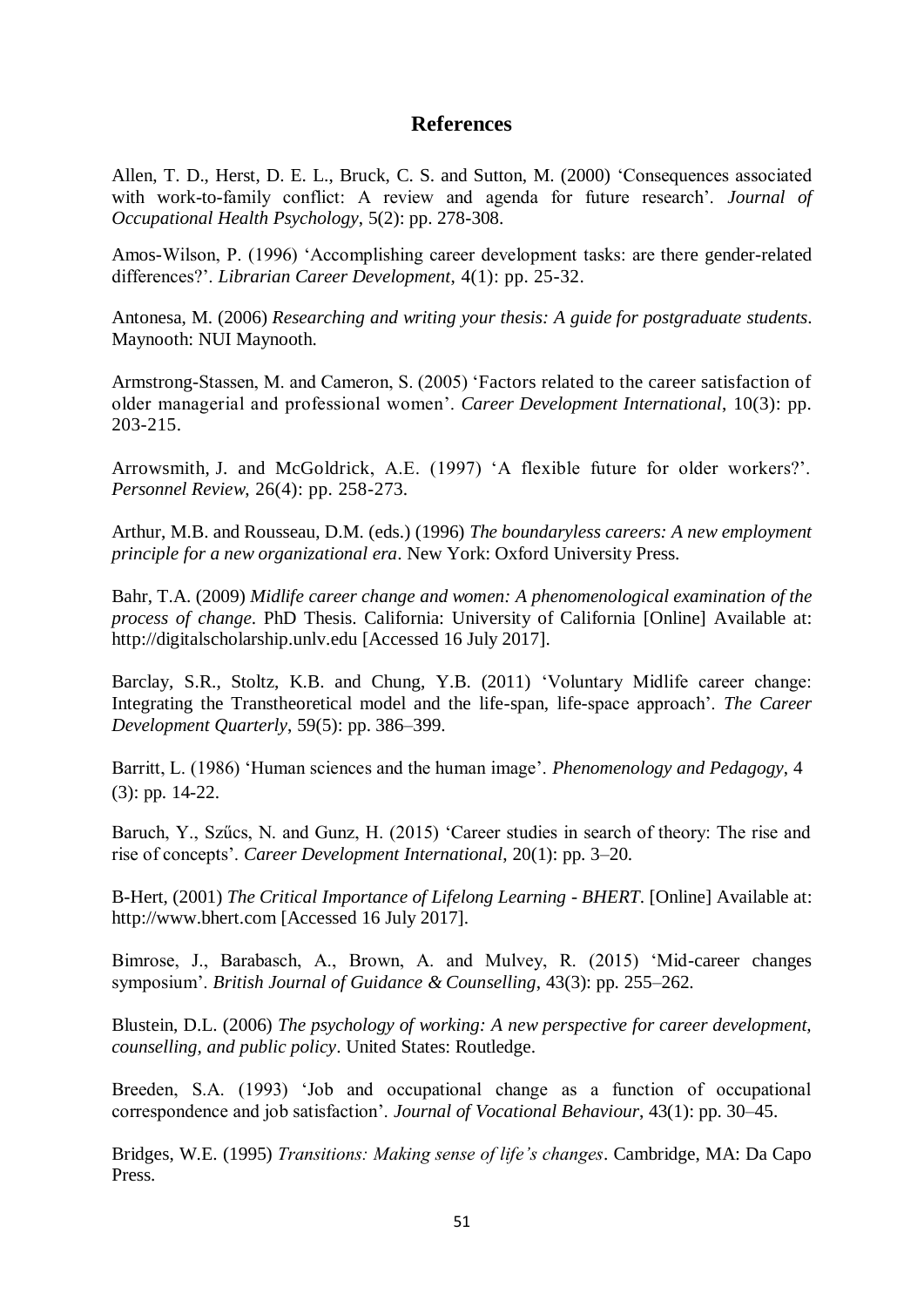# References

Allen, T. D., Herst, D. E. L., Bruck, C. S. and Sutton, M. (2000) 'Consequences associated with work-to-family conflict: A review and agenda for future research'. *Journal of Occupational Health Psychology*, 5(2): pp. 278-308.

Amos-Wilson, P. (1996) 'Accomplishing career development tasks: are there gender-related differences?'. *Librarian Career Development*, 4(1): pp. 25-32.

Antonesa, M. (2006) *Researching and writing your thesis: A guide for postgraduate students*. Maynooth: NUI Maynooth.

Armstrong-Stassen, M. and Cameron, S. (2005) 'Factors related to the career satisfaction of older managerial and professional women'. *Career Development International*, 10(3): pp. 203-215.

Arrowsmith, J. and McGoldrick, A.E. (1997) 'A flexible future for older workers?'. *Personnel Review*, 26(4): pp. 258-273.

Arthur, M.B. and Rousseau, D.M. (eds.) (1996) *The boundaryless careers: A new employment principle for a new organizational era*. New York: Oxford University Press.

Bahr, T.A. (2009) *Midlife career change and women: A phenomenological examination of the process of change*. PhD Thesis. California: University of California [Online] Available at: http://digitalscholarship.unlv.edu [Accessed 16 July 2017].

Barclay, S.R., Stoltz, K.B. and Chung, Y.B. (2011) 'Voluntary Midlife career change: Integrating the Transtheoretical model and the life-span, life-space approach'. *The Career Development Quarterly*, 59(5): pp. 386–399.

Barritt, L. (1986) 'Human sciences and the human image'. *Phenomenology and Pedagogy*, 4 (3): pp. 14-22.

Baruch, Y., Szűcs, N. and Gunz, H. (2015) 'Career studies in search of theory: The rise and rise of concepts'. *Career Development International*, 20(1): pp. 3–20.

B-Hert, (2001) *The Critical Importance of Lifelong Learning - BHERT*. [Online] Available at: http://www.bhert.com [Accessed 16 July 2017].

Bimrose, J., Barabasch, A., Brown, A. and Mulvey, R. (2015) 'Mid-career changes symposium'. *British Journal of Guidance & Counselling*, 43(3): pp. 255–262.

Blustein, D.L. (2006) *The psychology of working: A new perspective for career development, counselling, and public policy*. United States: Routledge.

Breeden, S.A. (1993) 'Job and occupational change as a function of occupational correspondence and job satisfaction'. *Journal of Vocational Behaviour*, 43(1): pp. 30–45.

Bridges, W.E. (1995) *Transitions: Making sense of life's changes*. Cambridge, MA: Da Capo Press.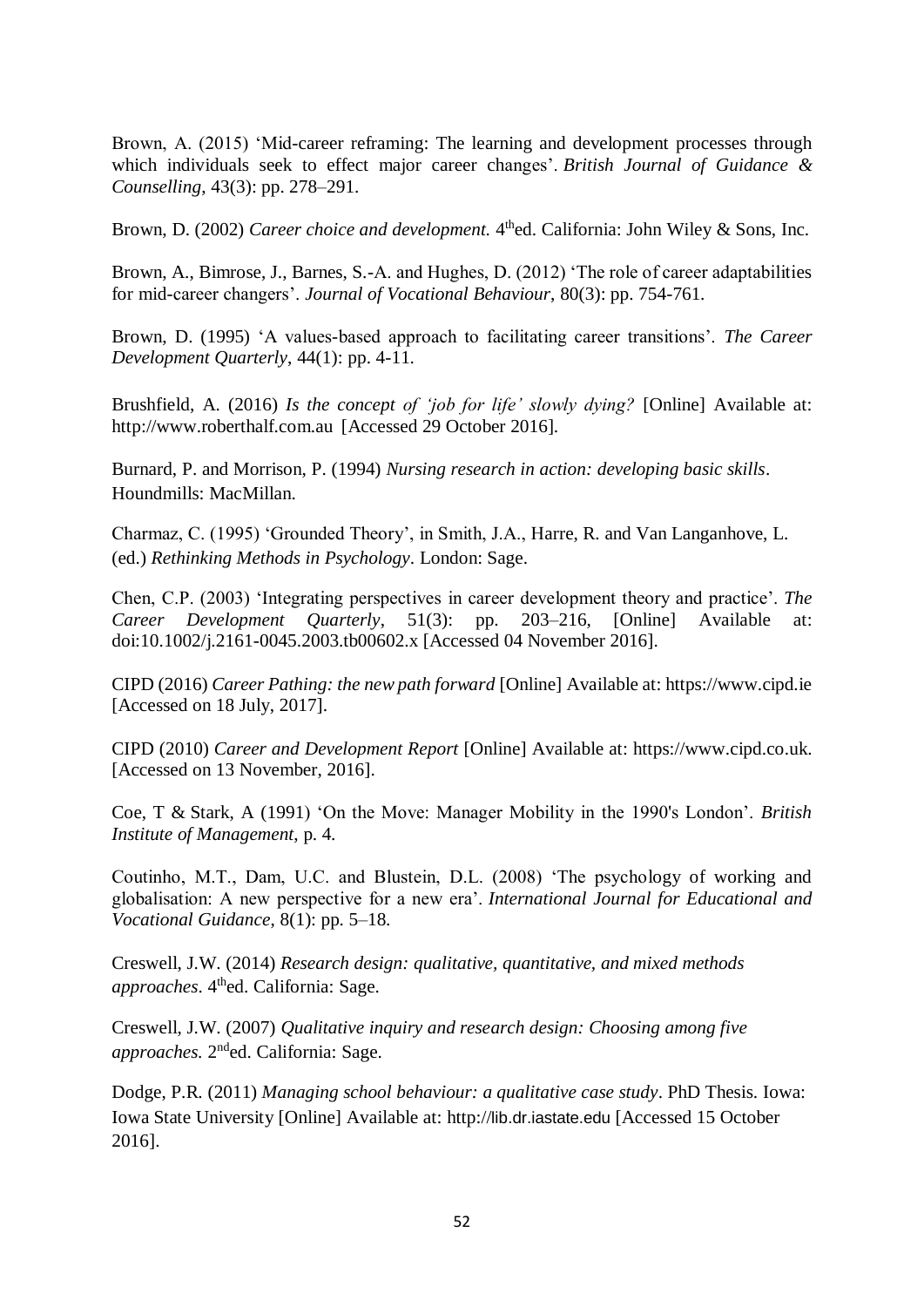Brown, A. (2015) 'Mid-career reframing: The learning and development processes through which individuals seek to effect major career changes'. *British Journal of Guidance & Counselling*, 43(3): pp. 278–291.

Brown, D. (2002) *Career choice and development.* 4thed. California: John Wiley & Sons, Inc.

Brown, A., Bimrose, J., Barnes, S.-A. and Hughes, D. (2012) 'The role of career adaptabilities for mid-career changers'. *Journal of Vocational Behaviour*, 80(3): pp. 754-761.

Brown, D. (1995) 'A values-based approach to facilitating career transitions'. *The Career Development Quarterly*, 44(1): pp. 4-11.

Brushfield, A. (2016) *Is the concept of 'job for life' slowly dying?* [Online] Available at: http://www.roberthalf.com.au [Accessed 29 October 2016].

Burnard, P. and Morrison, P. (1994) *Nursing research in action: developing basic skills*. Houndmills: MacMillan.

Charmaz, C. (1995) 'Grounded Theory', in Smith, J.A., Harre, R. and Van Langanhove, L. (ed.) *Rethinking Methods in Psychology*. London: Sage.

Chen, C.P. (2003) 'Integrating perspectives in career development theory and practice'. *The Career Development Quarterly*, 51(3): pp. 203–216, [Online] Available at: doi:10.1002/j.2161-0045.2003.tb00602.x [Accessed 04 November 2016].

CIPD (2016) *Career Pathing: the new path forward* [Online] Available at: https://www.cipd.ie [Accessed on 18 July, 2017].

CIPD (2010) *Career and Development Report* [Online] Available at: https://www.cipd.co.uk. [Accessed on 13 November, 2016].

Coe, T & Stark, A (1991) 'On the Move: Manager Mobility in the 1990's London'. *British Institute of Management*, p. 4.

Coutinho, M.T., Dam, U.C. and Blustein, D.L. (2008) 'The psychology of working and globalisation: A new perspective for a new era'. *International Journal for Educational and Vocational Guidance*, 8(1): pp. 5–18.

Creswell, J.W. (2014) *Research design: qualitative, quantitative, and mixed methods approaches*. 4thed. California: Sage.

Creswell, J.W. (2007) *Qualitative inquiry and research design: Choosing among five approaches.* 2nded. California: Sage.

Dodge, P.R. (2011) *Managing school behaviour: a qualitative case study*. PhD Thesis. Iowa: Iowa State University [Online] Available at: http://lib.dr.iastate.edu [Accessed 15 October 2016].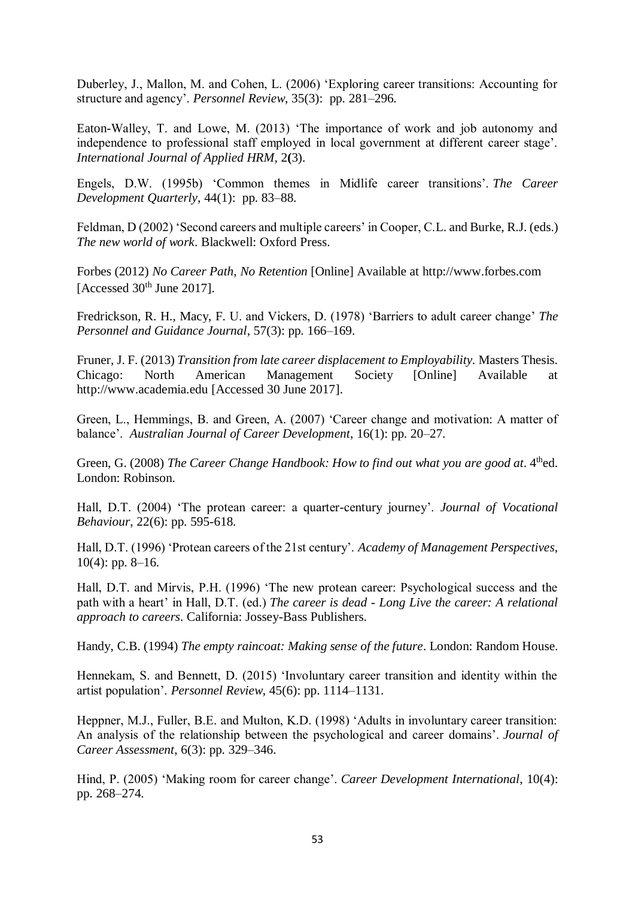Duberley, J., Mallon, M. and Cohen, L. (2006) 'Exploring career transitions: Accounting for structure and agency'. *Personnel Review*, 35(3): pp. 281–296.

Eaton-Walley, T. and Lowe, M. (2013) 'The importance of work and job autonomy and independence to professional staff employed in local government at different career stage'. *International Journal of Applied HRM*, 2**(**3).

Engels, D.W. (1995b) 'Common themes in Midlife career transitions'. *The Career Development Quarterly*, 44(1): pp. 83–88.

Feldman, D (2002) 'Second careers and multiple careers' in Cooper, C.L. and Burke, R.J. (eds.) *The new world of work*. Blackwell: Oxford Press.

Forbes (2012) *No Career Path, No Retention* [Online] Available at http://www.forbes.com [Accessed 30th June 2017].

Fredrickson, R. H., Macy, F. U. and Vickers, D. (1978) 'Barriers to adult career change' *The Personnel and Guidance Journal*, 57(3): pp. 166–169.

Fruner, J. F. (2013) *Transition from late career displacement to Employability*. Masters Thesis. Chicago: North American Management Society [Online] Available at http://www.academia.edu [Accessed 30 June 2017].

Green, L., Hemmings, B. and Green, A. (2007) 'Career change and motivation: A matter of balance'. *Australian Journal of Career Development*, 16(1): pp. 20–27.

Green, G. (2008) *The Career Change Handbook: How to find out what you are good at*. 4thed. London: Robinson.

Hall, D.T. (2004) 'The protean career: a quarter-century journey'. *Journal of Vocational Behaviour*, 22(6): pp. 595-618.

Hall, D.T. (1996) 'Protean careers of the 21st century'. *Academy of Management Perspectives*, 10(4): pp. 8–16.

Hall, D.T. and Mirvis, P.H. (1996) 'The new protean career: Psychological success and the path with a heart' in Hall, D.T. (ed.) *The career is dead - Long Live the career: A relational approach to careers*. California: Jossey-Bass Publishers.

Handy, C.B. (1994) *The empty raincoat: Making sense of the future*. London: Random House.

Hennekam, S. and Bennett, D. (2015) 'Involuntary career transition and identity within the artist population'. *Personnel Review*, 45(6): pp. 1114–1131.

Heppner, M.J., Fuller, B.E. and Multon, K.D. (1998) 'Adults in involuntary career transition: An analysis of the relationship between the psychological and career domains'. *Journal of Career Assessment*, 6(3): pp. 329–346.

Hind, P. (2005) 'Making room for career change'. *Career Development International*, 10(4): pp. 268–274.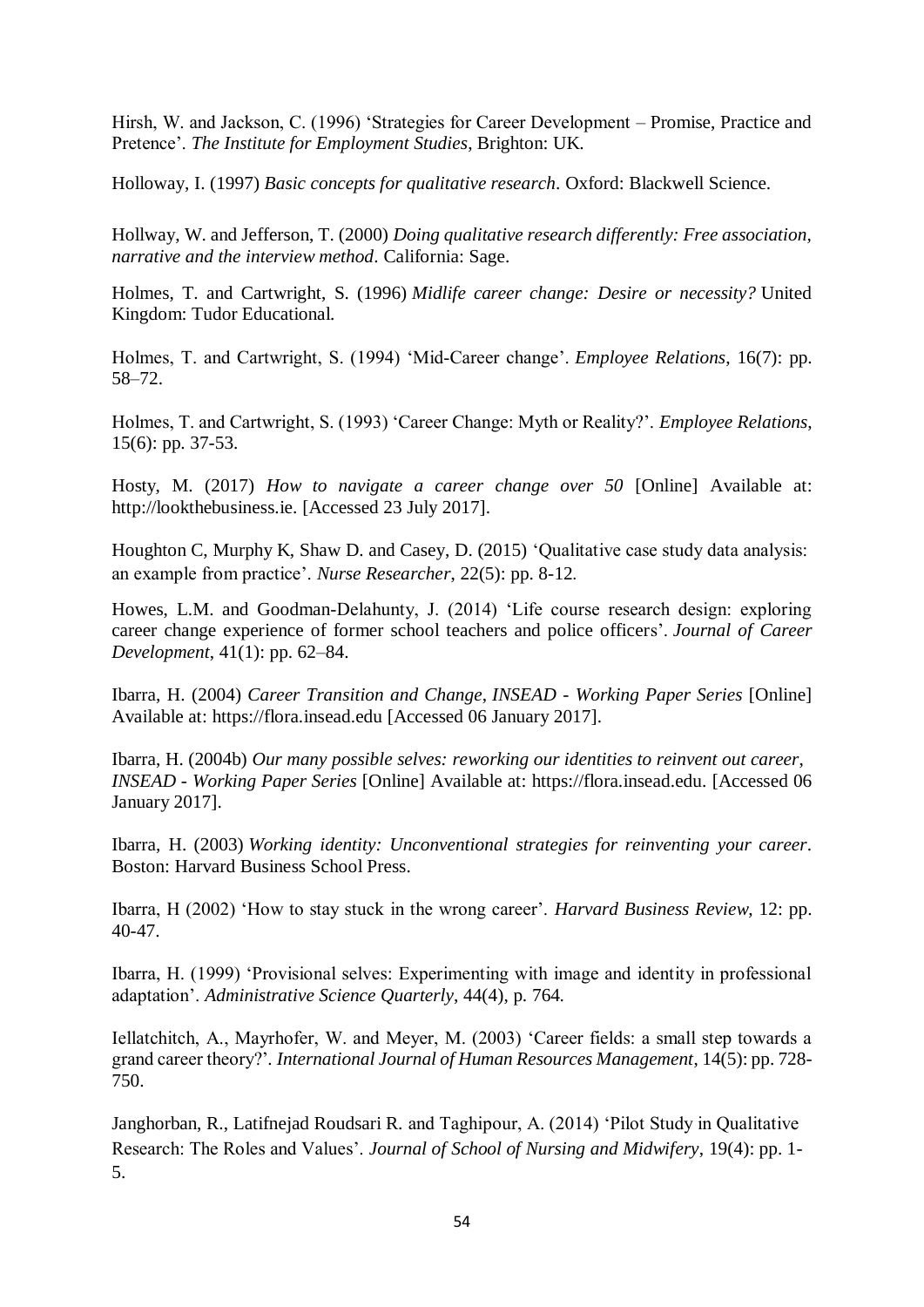Hirsh, W. and Jackson, C. (1996) 'Strategies for Career Development – Promise, Practice and Pretence'. *The Institute for Employment Studies*, Brighton: UK.

Holloway, I. (1997) *Basic concepts for qualitative research*. Oxford: Blackwell Science.

Hollway, W. and Jefferson, T. (2000) *Doing qualitative research differently: Free association, narrative and the interview method*. California: Sage.

Holmes, T. and Cartwright, S. (1996) *Midlife career change: Desire or necessity?* United Kingdom: Tudor Educational.

Holmes, T. and Cartwright, S. (1994) 'Mid-Career change'. *Employee Relations*, 16(7): pp. 58–72.

Holmes, T. and Cartwright, S. (1993) 'Career Change: Myth or Reality?'. *Employee Relations*, 15(6): pp. 37-53.

Hosty, M. (2017) *How to navigate a career change over 50* [Online] Available at: http://lookthebusiness.ie. [Accessed 23 July 2017].

Houghton C, Murphy K, Shaw D. and Casey, D. (2015) 'Qualitative case study data analysis: an example from practice'. *Nurse Researcher*, 22(5): pp. 8-12.

Howes, L.M. and Goodman-Delahunty, J. (2014) 'Life course research design: exploring career change experience of former school teachers and police officers'. *Journal of Career Development*, 41(1): pp. 62–84.

Ibarra, H. (2004) *Career Transition and Change, INSEAD - Working Paper Series* [Online] Available at: https://flora.insead.edu [Accessed 06 January 2017].

Ibarra, H. (2004b) *Our many possible selves: reworking our identities to reinvent out career, INSEAD - Working Paper Series* [Online] Available at: https://flora.insead.edu. [Accessed 06 January 2017].

Ibarra, H. (2003) *Working identity: Unconventional strategies for reinventing your career*. Boston: Harvard Business School Press.

Ibarra, H (2002) 'How to stay stuck in the wrong career'. *Harvard Business Review,* 12: pp. 40-47.

Ibarra, H. (1999) 'Provisional selves: Experimenting with image and identity in professional adaptation'. *Administrative Science Quarterly*, 44(4), p. 764.

Iellatchitch, A., Mayrhofer, W. and Meyer, M. (2003) 'Career fields: a small step towards a grand career theory?'. *International Journal of Human Resources Management*, 14(5): pp. 728-750.

Janghorban, R., Latifnejad Roudsari R. and Taghipour, A. (2014) 'Pilot Study in Qualitative Research: The Roles and Values'. *Journal of School of Nursing and Midwifery*, 19(4): pp. 1-5.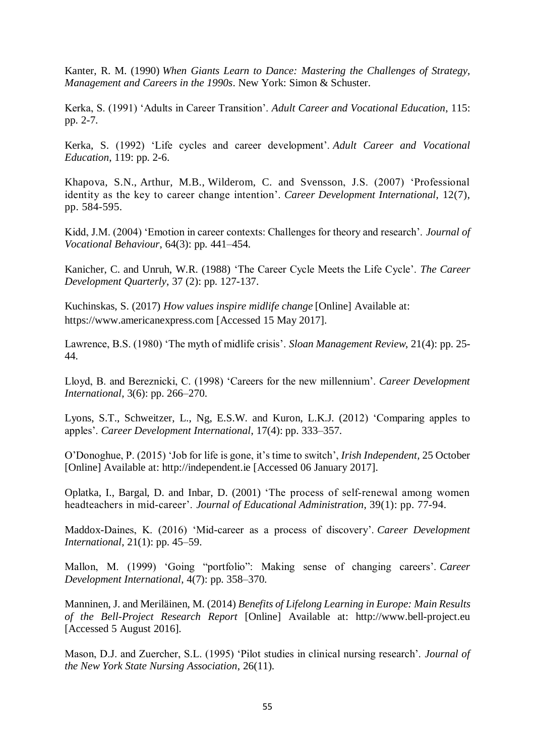Kanter, R. M. (1990) *When Giants Learn to Dance: Mastering the Challenges of Strategy, Management and Careers in the 1990s*. New York: Simon & Schuster.

Kerka, S. (1991) 'Adults in Career Transition'. *Adult Career and Vocational Education*, 115: pp. 2-7.

Kerka, S. (1992) 'Life cycles and career development'. *Adult Career and Vocational Education*, 119: pp. 2-6.

Khapova, S.N., Arthur, M.B., Wilderom, C. and Svensson, J.S. (2007) 'Professional identity as the key to career change intention'. *Career Development International*, 12(7), pp. 584-595.

Kidd, J.M. (2004) 'Emotion in career contexts: Challenges for theory and research'. *Journal of Vocational Behaviour*, 64(3): pp. 441–454.

Kanicher, C. and Unruh, W.R. (1988) 'The Career Cycle Meets the Life Cycle'. *The Career Development Quarterly*, 37 (2): pp. 127-137.

Kuchinskas, S. (2017) *How values inspire midlife change* [Online] Available at: https://www.americanexpress.com [Accessed 15 May 2017].

Lawrence, B.S. (1980) 'The myth of midlife crisis'. *Sloan Management Review*, 21(4): pp. 25-44.

Lloyd, B. and Bereznicki, C. (1998) 'Careers for the new millennium'. *Career Development International*, 3(6): pp. 266–270.

Lyons, S.T., Schweitzer, L., Ng, E.S.W. and Kuron, L.K.J. (2012) 'Comparing apples to apples'. *Career Development International*, 17(4): pp. 333–357.

O'Donoghue, P. (2015) 'Job for life is gone, it's time to switch', *Irish Independent,* 25 October [Online] Available at: http://independent.ie [Accessed 06 January 2017].

Oplatka, I., Bargal, D. and Inbar, D. (2001) 'The process of self-renewal among women headteachers in mid-career'. *Journal of Educational Administration*, 39(1): pp. 77-94.

Maddox-Daines, K. (2016) 'Mid-career as a process of discovery'. *Career Development International*, 21(1): pp. 45–59.

Mallon, M. (1999) 'Going "portfolio": Making sense of changing careers'. *Career Development International*, 4(7): pp. 358–370.

Manninen, J. and Meriläinen, M. (2014) *Benefits of Lifelong Learning in Europe: Main Results of the Bell-Project Research Report* [Online] Available at: http://www.bell-project.eu [Accessed 5 August 2016].

Mason, D.J. and Zuercher, S.L. (1995) 'Pilot studies in clinical nursing research'. *Journal of the New York State Nursing Association*, 26(11).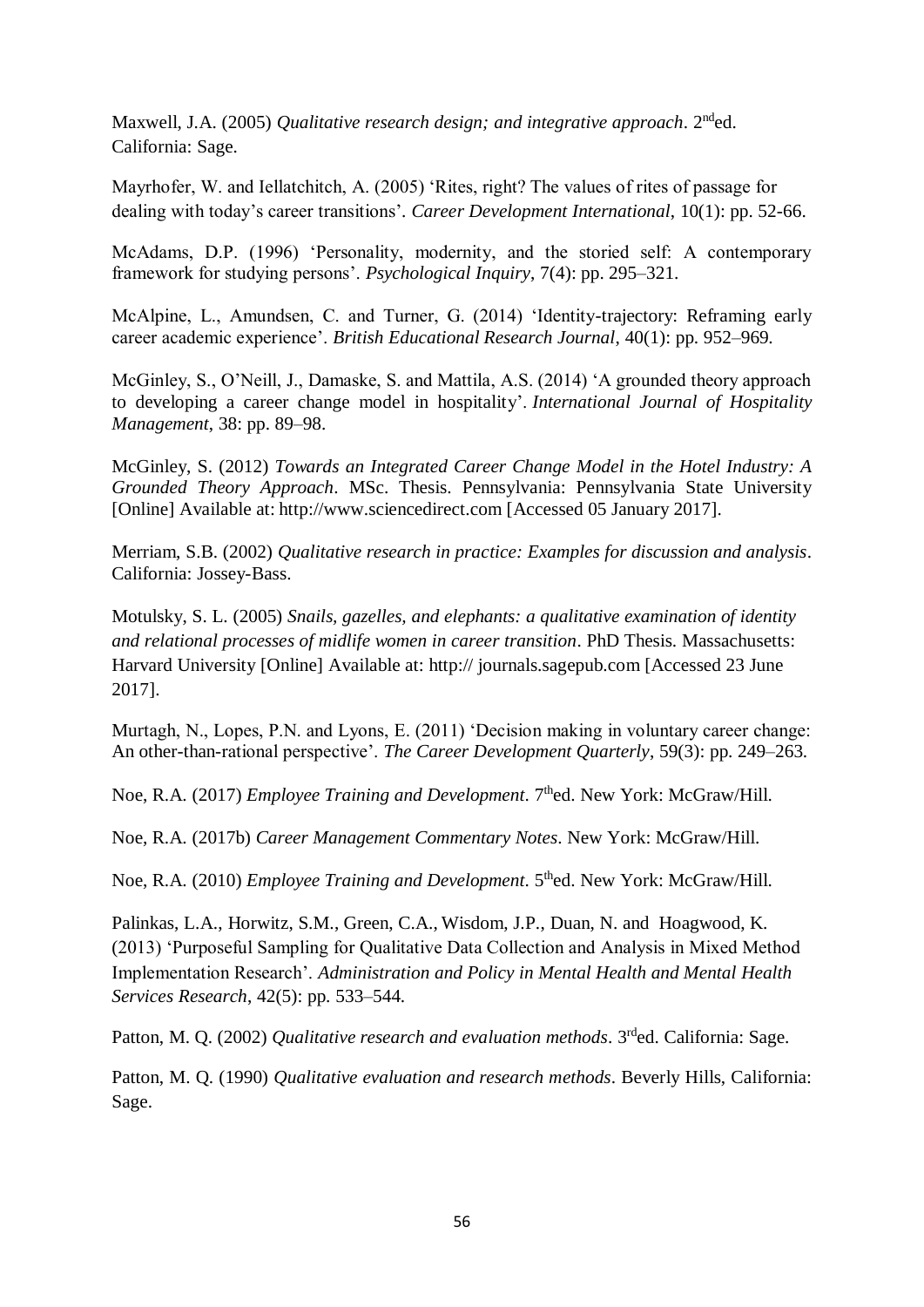Maxwell, J.A. (2005) *Qualitative research design; and integrative approach*. 2nded. California: Sage.

Mayrhofer, W. and Iellatchitch, A. (2005) 'Rites, right? The values of rites of passage for dealing with today's career transitions'. *Career Development International*, 10(1): pp. 52-66.

McAdams, D.P. (1996) 'Personality, modernity, and the storied self: A contemporary framework for studying persons'. *Psychological Inquiry*, 7(4): pp. 295–321.

McAlpine, L., Amundsen, C. and Turner, G. (2014) 'Identity-trajectory: Reframing early career academic experience'. *British Educational Research Journal*, 40(1): pp. 952–969.

McGinley, S., O'Neill, J., Damaske, S. and Mattila, A.S. (2014) 'A grounded theory approach to developing a career change model in hospitality'. *International Journal of Hospitality Management*, 38: pp. 89–98.

McGinley, S. (2012) *Towards an Integrated Career Change Model in the Hotel Industry: A Grounded Theory Approach*. MSc. Thesis. Pennsylvania: Pennsylvania State University [Online] Available at: http://www.sciencedirect.com [Accessed 05 January 2017].

Merriam, S.B. (2002) *Qualitative research in practice: Examples for discussion and analysis*. California: Jossey-Bass.

Motulsky, S. L. (2005) *Snails, gazelles, and elephants: a qualitative examination of identity and relational processes of midlife women in career transition*. PhD Thesis. Massachusetts: Harvard University [Online] Available at: http:// journals.sagepub.com [Accessed 23 June 2017].

Murtagh, N., Lopes, P.N. and Lyons, E. (2011) 'Decision making in voluntary career change: An other-than-rational perspective'. *The Career Development Quarterly*, 59(3): pp. 249–263.

Noe, R.A. (2017) *Employee Training and Development*. 7thed. New York: McGraw/Hill.

Noe, R.A. (2017b) *Career Management Commentary Notes*. New York: McGraw/Hill.

Noe, R.A. (2010) *Employee Training and Development*. 5thed. New York: McGraw/Hill.

Palinkas, L.A., Horwitz, S.M., Green, C.A., Wisdom, J.P., Duan, N. and Hoagwood, K. (2013) 'Purposeful Sampling for Qualitative Data Collection and Analysis in Mixed Method Implementation Research'. *Administration and Policy in Mental Health and Mental Health Services Research*, 42(5): pp. 533–544.

Patton, M. Q. (2002) *Qualitative research and evaluation methods*. 3rded. California: Sage.

Patton, M. Q. (1990) *Qualitative evaluation and research methods*. Beverly Hills, California: Sage.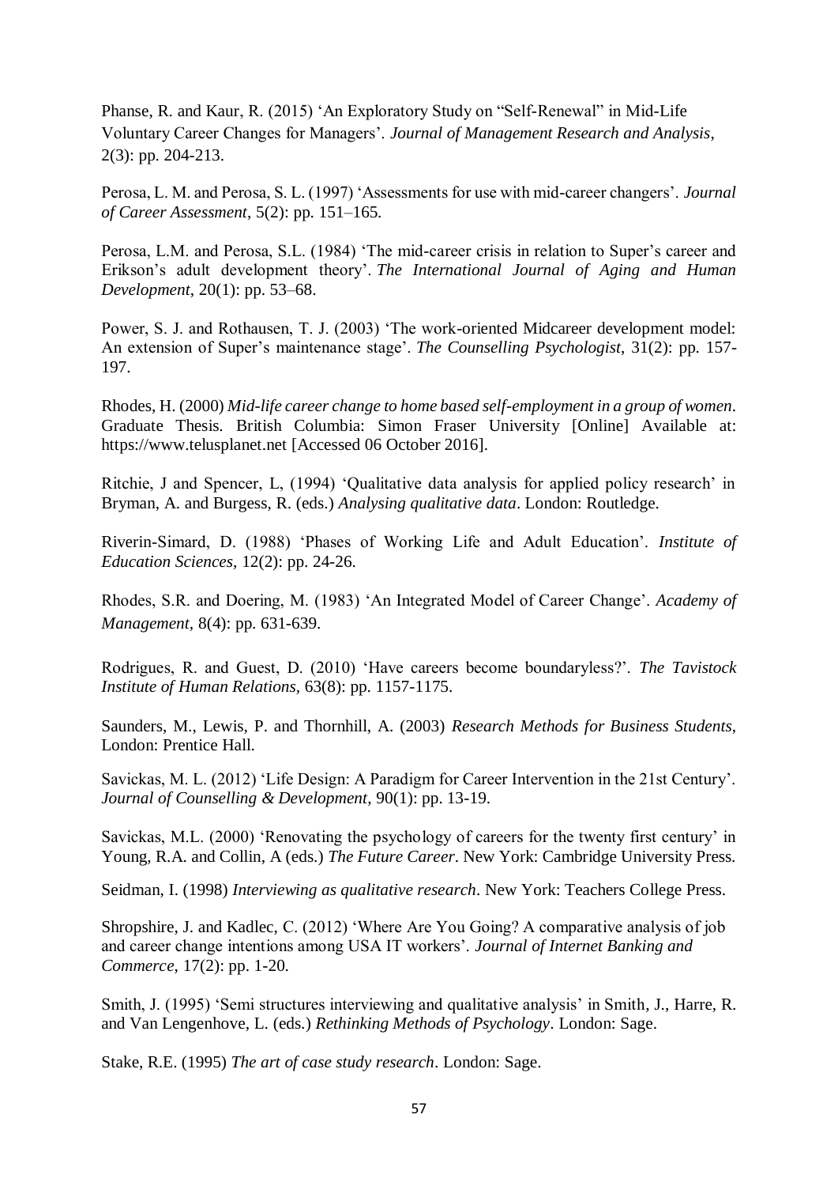Phanse, R. and Kaur, R. (2015) 'An Exploratory Study on "Self-Renewal" in Mid-Life Voluntary Career Changes for Managers'. *Journal of Management Research and Analysis*, 2(3): pp. 204-213.

Perosa, L. M. and Perosa, S. L. (1997) 'Assessments for use with mid-career changers'. *Journal of Career Assessment*, 5(2): pp. 151–165.

Perosa, L.M. and Perosa, S.L. (1984) 'The mid-career crisis in relation to Super's career and Erikson's adult development theory'. *The International Journal of Aging and Human Development*, 20(1): pp. 53–68.

Power, S. J. and Rothausen, T. J. (2003) 'The work-oriented Midcareer development model: An extension of Super's maintenance stage'. *The Counselling Psychologist*, 31(2): pp. 157-197.

Rhodes, H. (2000) *Mid-life career change to home based self-employment in a group of women*. Graduate Thesis. British Columbia: Simon Fraser University [Online] Available at: https://www.telusplanet.net [Accessed 06 October 2016].

Ritchie, J and Spencer, L, (1994) 'Qualitative data analysis for applied policy research' in Bryman, A. and Burgess, R. (eds.) *Analysing qualitative data*. London: Routledge.

Riverin-Simard, D. (1988) 'Phases of Working Life and Adult Education'. *Institute of Education Sciences*, 12(2): pp. 24-26.

Rhodes, S.R. and Doering, M. (1983) 'An Integrated Model of Career Change'. *Academy of Management*, 8(4): pp. 631-639.

Rodrigues, R. and Guest, D. (2010) 'Have careers become boundaryless?'. *The Tavistock Institute of Human Relations*, 63(8): pp. 1157-1175.

Saunders, M., Lewis, P. and Thornhill, A. (2003) *Research Methods for Business Students*, London: Prentice Hall.

Savickas, M. L. (2012) 'Life Design: A Paradigm for Career Intervention in the 21st Century'. *Journal of Counselling & Development*, 90(1): pp. 13-19.

Savickas, M.L. (2000) 'Renovating the psychology of careers for the twenty first century' in Young, R.A. and Collin, A (eds.) *The Future Career*. New York: Cambridge University Press.

Seidman, I. (1998) *Interviewing as qualitative research*. New York: Teachers College Press.

Shropshire, J. and Kadlec, C. (2012) 'Where Are You Going? A comparative analysis of job and career change intentions among USA IT workers'. *Journal of Internet Banking and Commerce*, 17(2): pp. 1-20.

Smith, J. (1995) 'Semi structures interviewing and qualitative analysis' in Smith, J., Harre, R. and Van Lengenhove, L. (eds.) *Rethinking Methods of Psychology*. London: Sage.

Stake, R.E. (1995) *The art of case study research*. London: Sage.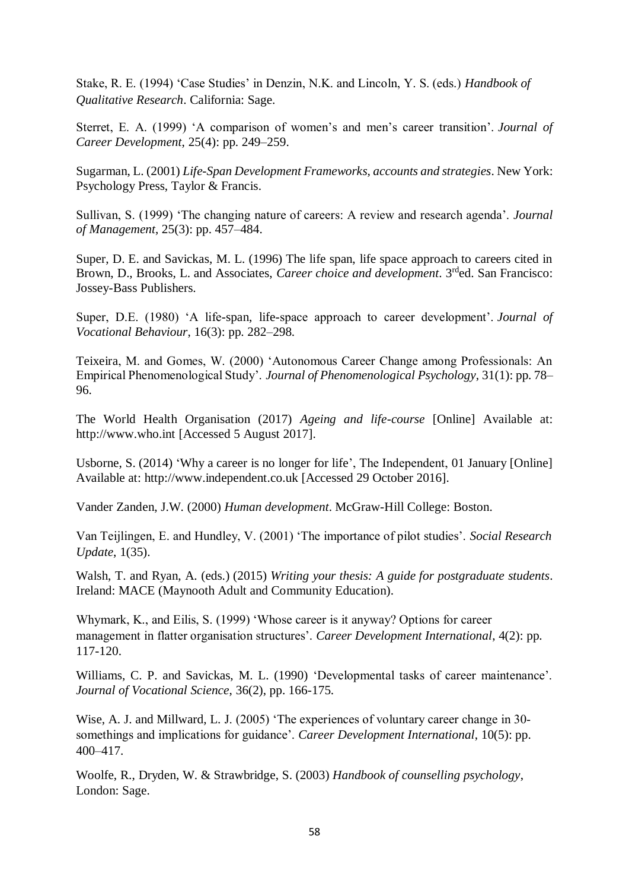Stake, R. E. (1994) ‘Case Studies’ in Denzin, N.K. and Lincoln, Y. S. (eds.) *Handbook of Qualitative Research*. California: Sage.

Sterret, E. A. (1999) ‘A comparison of women’s and men’s career transition’. *Journal of Career Development*, 25(4): pp. 249–259.

Sugarman, L. (2001) *Life-Span Development Frameworks, accounts and strategies*. New York: Psychology Press, Taylor & Francis.

Sullivan, S. (1999) ‘The changing nature of careers: A review and research agenda’. *Journal of Management*, 25(3): pp. 457–484.

Super, D. E. and Savickas, M. L. (1996) The life span, life space approach to careers cited in Brown, D., Brooks, L. and Associates, *Career choice and development*. 3rd ed. San Francisco: Jossey-Bass Publishers.

Super, D.E. (1980) ‘A life-span, life-space approach to career development’. *Journal of Vocational Behaviour*, 16(3): pp. 282–298.

Teixeira, M. and Gomes, W. (2000) ‘Autonomous Career Change among Professionals: An Empirical Phenomenological Study’. *Journal of Phenomenological Psychology*, 31(1): pp. 78–96.

The World Health Organisation (2017) *Ageing and life-course* [Online] Available at: http://www.who.int [Accessed 5 August 2017].

Usborne, S. (2014) ‘Why a career is no longer for life’, The Independent, 01 January [Online] Available at: http://www.independent.co.uk [Accessed 29 October 2016].

Vander Zanden, J.W. (2000) *Human development*. McGraw-Hill College: Boston.

Van Teijlingen, E. and Hundley, V. (2001) ‘The importance of pilot studies’. *Social Research Update*, 1(35).

Walsh, T. and Ryan, A. (eds.) (2015) *Writing your thesis: A guide for postgraduate students*. Ireland: MACE (Maynooth Adult and Community Education).

Whymark, K., and Eilis, S. (1999) ‘Whose career is it anyway? Options for career management in flatter organisation structures’. *Career Development International*, 4(2): pp. 117-120.

Williams, C. P. and Savickas, M. L. (1990) ‘Developmental tasks of career maintenance’. *Journal of Vocational Science*, 36(2), pp. 166-175.

Wise, A. J. and Millward, L. J. (2005) ‘The experiences of voluntary career change in 30-somethings and implications for guidance’. *Career Development International*, 10(5): pp. 400–417.

Woolfe, R., Dryden, W. & Strawbridge, S. (2003) *Handbook of counselling psychology*, London: Sage.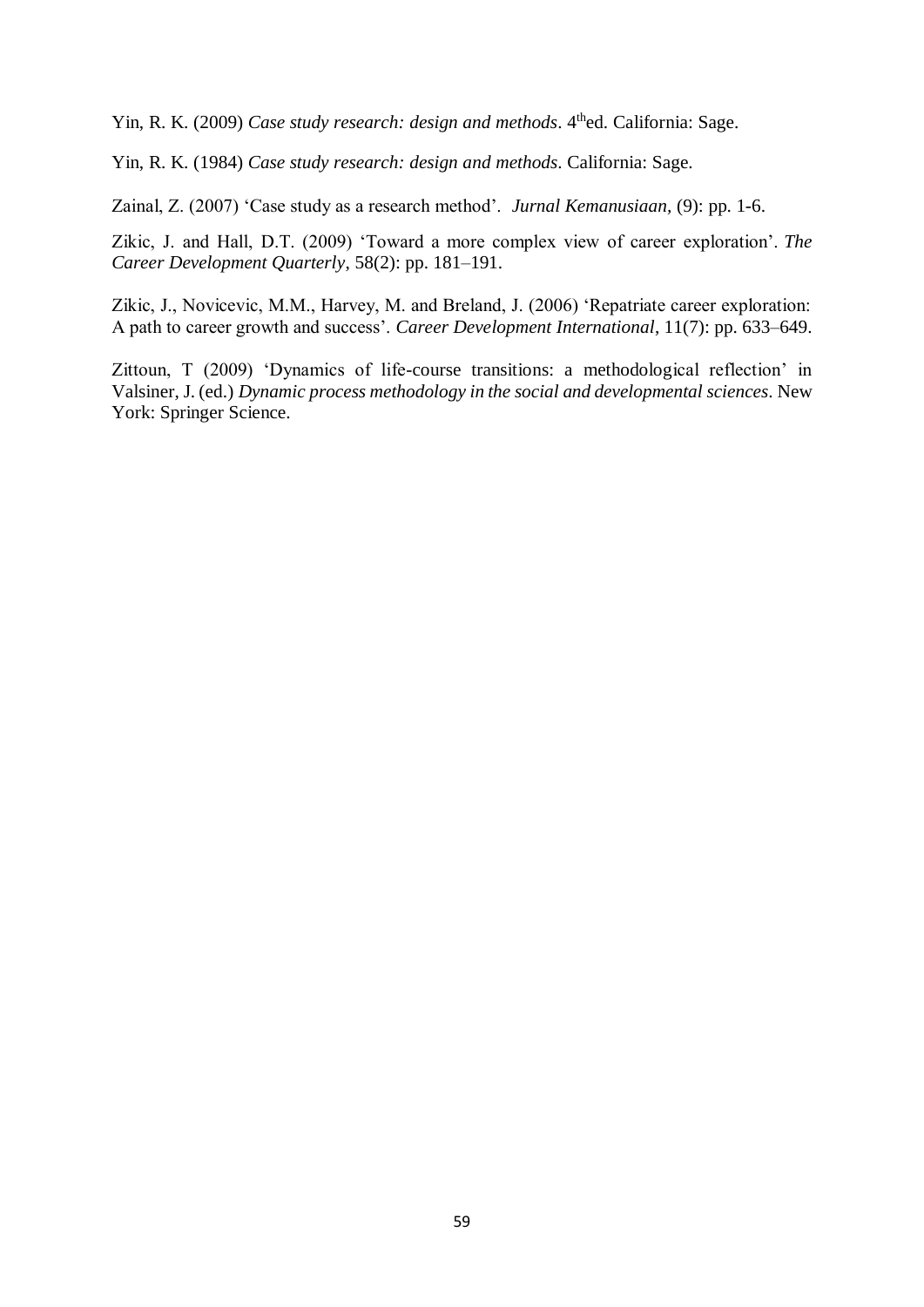Yin, R. K. (2009) *Case study research: design and methods*. 4[th]ed. California: Sage.

Yin, R. K. (1984) *Case study research: design and methods*. California: Sage.

Zainal, Z. (2007) 'Case study as a research method'. *Jurnal Kemanusiaan,* (9): pp. 1-6.

Zikic, J. and Hall, D.T. (2009) 'Toward a more complex view of career exploration'. *The Career Development Quarterly*, 58(2): pp. 181–191.

Zikic, J., Novicevic, M.M., Harvey, M. and Breland, J. (2006) 'Repatriate career exploration: A path to career growth and success'. *Career Development International*, 11(7): pp. 633–649.

Zittoun, T (2009) 'Dynamics of life-course transitions: a methodological reflection' in Valsiner, J. (ed.) *Dynamic process methodology in the social and developmental sciences*. New York: Springer Science.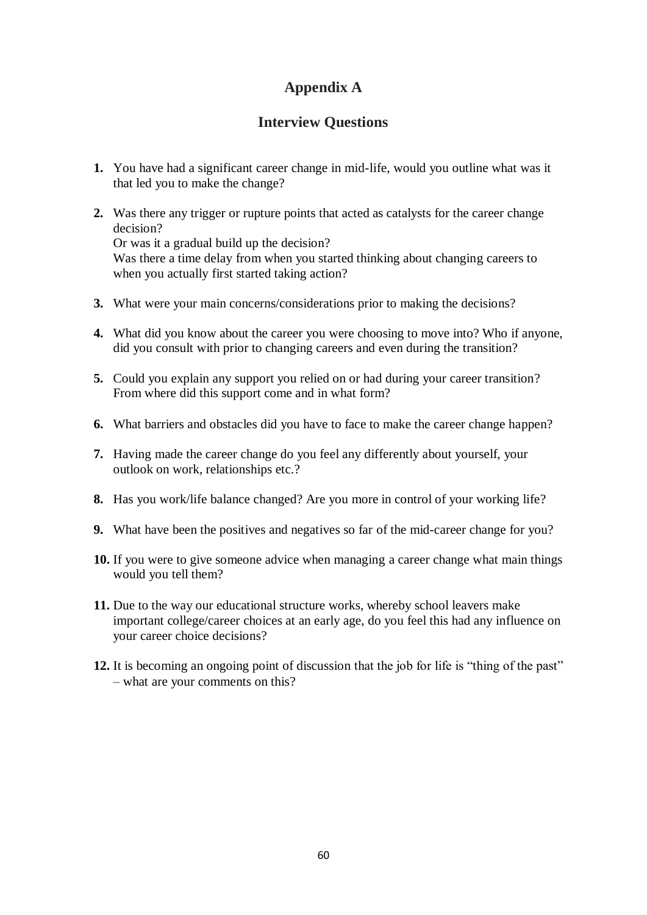# Appendix A

## Interview Questions

1. You have had a significant career change in mid-life, would you outline what was it that led you to make the change?

2. Was there any trigger or rupture points that acted as catalysts for the career change decision?
   Or was it a gradual build up the decision?
   Was there a time delay from when you started thinking about changing careers to when you actually first started taking action?

3. What were your main concerns/considerations prior to making the decisions?

4. What did you know about the career you were choosing to move into? Who if anyone, did you consult with prior to changing careers and even during the transition?

5. Could you explain any support you relied on or had during your career transition? From where did this support come and in what form?

6. What barriers and obstacles did you have to face to make the career change happen?

7. Having made the career change do you feel any differently about yourself, your outlook on work, relationships etc.?

8. Has you work/life balance changed? Are you more in control of your working life?

9. What have been the positives and negatives so far of the mid-career change for you?

10. If you were to give someone advice when managing a career change what main things would you tell them?

11. Due to the way our educational structure works, whereby school leavers make important college/career choices at an early age, do you feel this had any influence on your career choice decisions?

12. It is becoming an ongoing point of discussion that the job for life is "thing of the past" – what are your comments on this?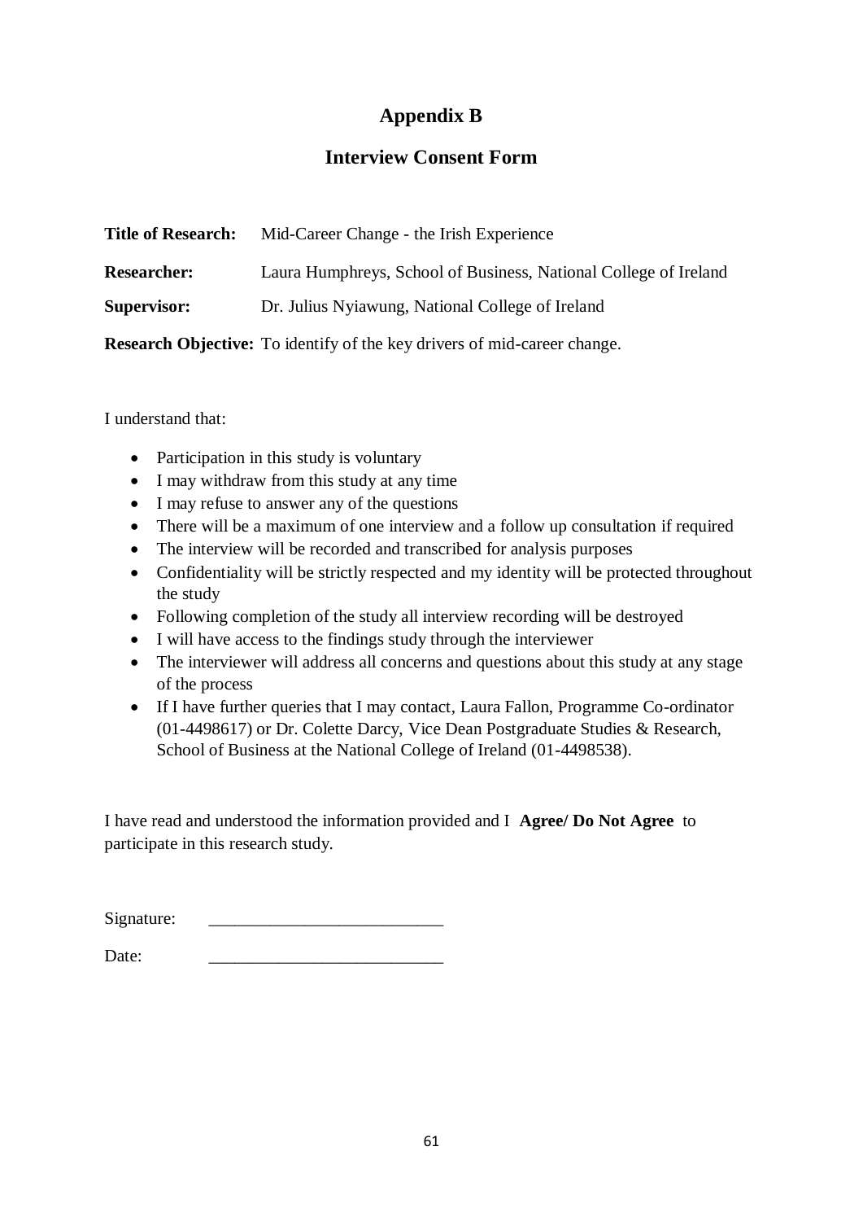# Appendix B

## Interview Consent Form

**Title of Research:** Mid-Career Change - the Irish Experience

**Researcher:** Laura Humphreys, School of Business, National College of Ireland

**Supervisor:** Dr. Julius Nyiawung, National College of Ireland

**Research Objective:** To identify of the key drivers of mid-career change.

I understand that:

- Participation in this study is voluntary
- I may withdraw from this study at any time
- I may refuse to answer any of the questions
- There will be a maximum of one interview and a follow up consultation if required
- The interview will be recorded and transcribed for analysis purposes
- Confidentiality will be strictly respected and my identity will be protected throughout the study
- Following completion of the study all interview recording will be destroyed
- I will have access to the findings study through the interviewer
- The interviewer will address all concerns and questions about this study at any stage of the process
- If I have further queries that I may contact, Laura Fallon, Programme Co-ordinator (01-4498617) or Dr. Colette Darcy, Vice Dean Postgraduate Studies & Research, School of Business at the National College of Ireland (01-4498538).

I have read and understood the information provided and I **Agree/ Do Not Agree** to participate in this research study.

Signature: ___________________________

Date: ___________________________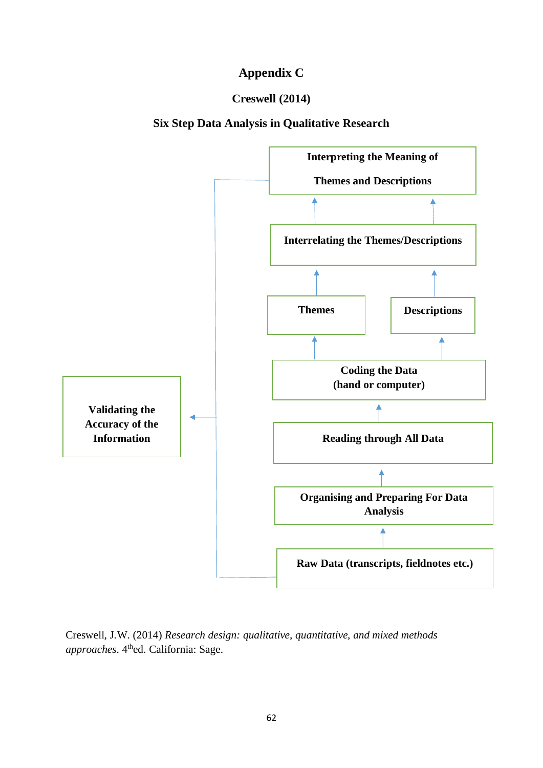# Appendix C

## Creswell (2014)

## Six Step Data Analysis in Qualitative Research

Interpreting the Meaning of Themes and Descriptions

Interrelating the Themes/Descriptions

Themes

Descriptions

Coding the Data (hand or computer)

Reading through All Data

Organising and Preparing For Data Analysis

Raw Data (transcripts, fieldnotes etc.)

Validating the Accuracy of the Information

Creswell, J.W. (2014) *Research design: qualitative, quantitative, and mixed methods approaches*. 4th ed. California: Sage.